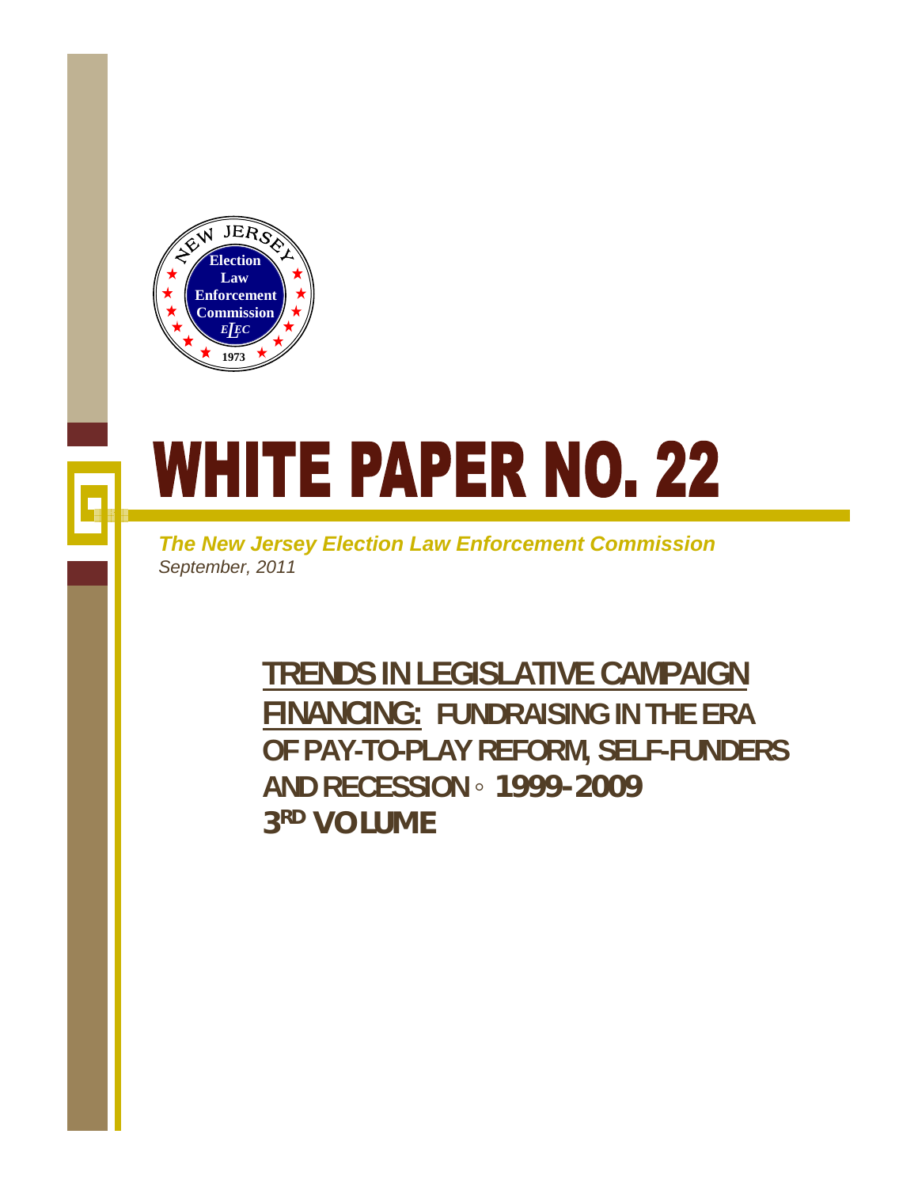New Jersey Election Law Enforcement Commission ELEC 1973

# WHITE PAPER NO. 22

***The New Jersey Election Law Enforcement Commission***
*September, 2011*

## TRENDS IN LEGISLATIVE CAMPAIGN FINANCING: FUNDRAISING IN THE ERA OF PAY-TO-PLAY REFORM, SELF-FUNDERS AND RECESSION ◦ 1999-2009

## 3RD VOLUME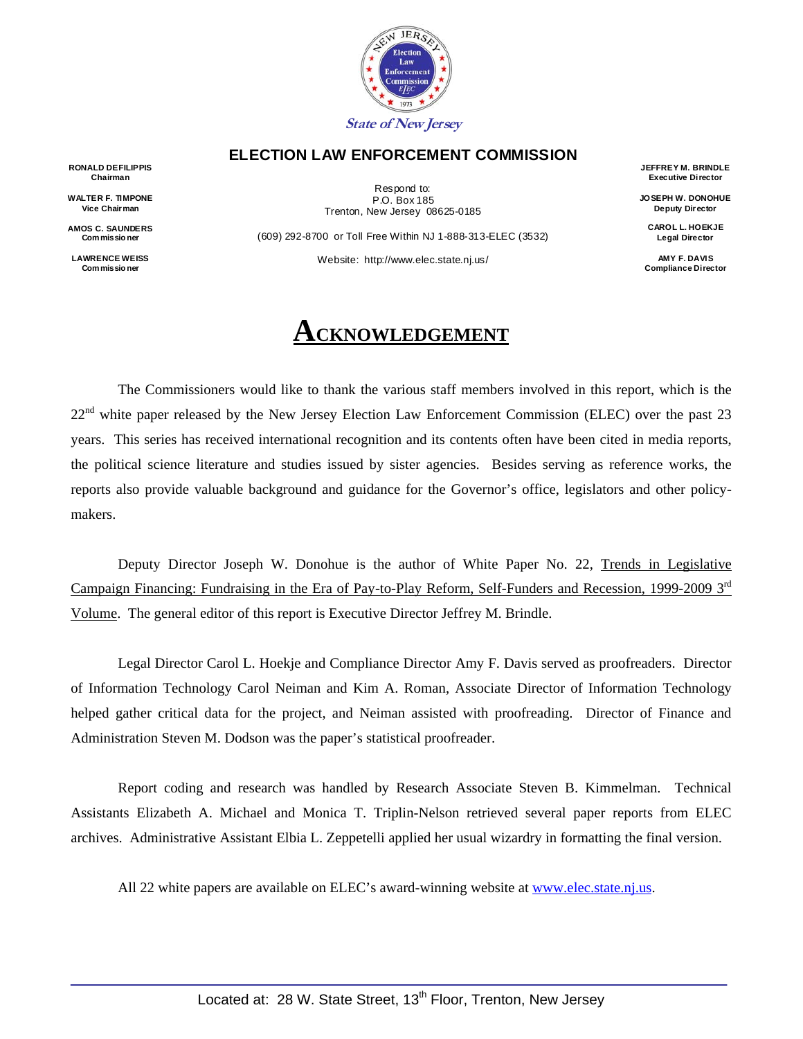State of New Jersey

**ELECTION LAW ENFORCEMENT COMMISSION**

**RONALD DEFILIPPIS**
**Chairman**

**WALTER F. TIMPONE**
**Vice Chairman**

**AMOS C. SAUNDERS**
**Commissioner**

**LAWRENCE WEISS**
**Commissioner**

Respond to:
P.O. Box 185
Trenton, New Jersey 08625-0185

(609) 292-8700 or Toll Free Within NJ 1-888-313-ELEC (3532)

Website: http://www.elec.state.nj.us/

**JEFFREY M. BRINDLE**
**Executive Director**

**JOSEPH W. DONOHUE**
**Deputy Director**

**CAROL L. HOEKJE**
**Legal Director**

**AMY F. DAVIS**
**Compliance Director**

# ACKNOWLEDGEMENT

The Commissioners would like to thank the various staff members involved in this report, which is the 22nd white paper released by the New Jersey Election Law Enforcement Commission (ELEC) over the past 23 years. This series has received international recognition and its contents often have been cited in media reports, the political science literature and studies issued by sister agencies. Besides serving as reference works, the reports also provide valuable background and guidance for the Governor's office, legislators and other policy-makers.

Deputy Director Joseph W. Donohue is the author of White Paper No. 22, Trends in Legislative Campaign Financing: Fundraising in the Era of Pay-to-Play Reform, Self-Funders and Recession, 1999-2009 3rd Volume. The general editor of this report is Executive Director Jeffrey M. Brindle.

Legal Director Carol L. Hoekje and Compliance Director Amy F. Davis served as proofreaders. Director of Information Technology Carol Neiman and Kim A. Roman, Associate Director of Information Technology helped gather critical data for the project, and Neiman assisted with proofreading. Director of Finance and Administration Steven M. Dodson was the paper's statistical proofreader.

Report coding and research was handled by Research Associate Steven B. Kimmelman. Technical Assistants Elizabeth A. Michael and Monica T. Triplin-Nelson retrieved several paper reports from ELEC archives. Administrative Assistant Elbia L. Zeppetelli applied her usual wizardry in formatting the final version.

All 22 white papers are available on ELEC's award-winning website at [www.elec.state.nj.us](http://www.elec.state.nj.us).

Located at: 28 W. State Street, 13th Floor, Trenton, New Jersey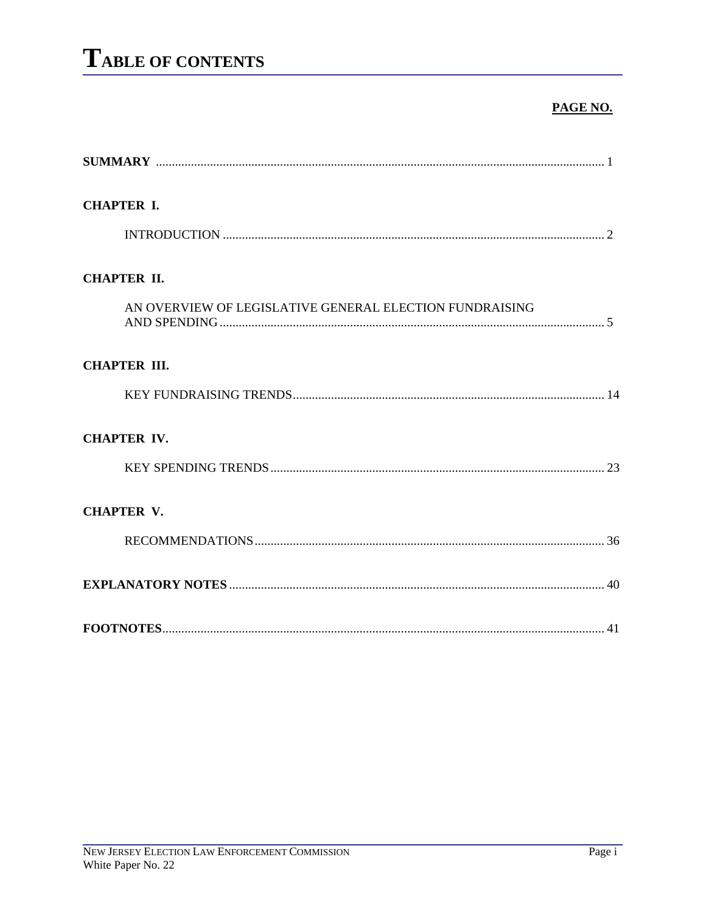# TABLE OF CONTENTS

**PAGE NO.**

**SUMMARY** ........................................................................................................................... 1

**CHAPTER I.**

INTRODUCTION ...................................................................................................................... 2

**CHAPTER II.**

AN OVERVIEW OF LEGISLATIVE GENERAL ELECTION FUNDRAISING AND SPENDING ...................................................................................................................... 5

**CHAPTER III.**

KEY FUNDRAISING TRENDS ................................................................................................ 14

**CHAPTER IV.**

KEY SPENDING TRENDS ....................................................................................................... 23

**CHAPTER V.**

RECOMMENDATIONS ............................................................................................................ 36

**EXPLANATORY NOTES** ..................................................................................................... 40

**FOOTNOTES** ......................................................................................................................... 41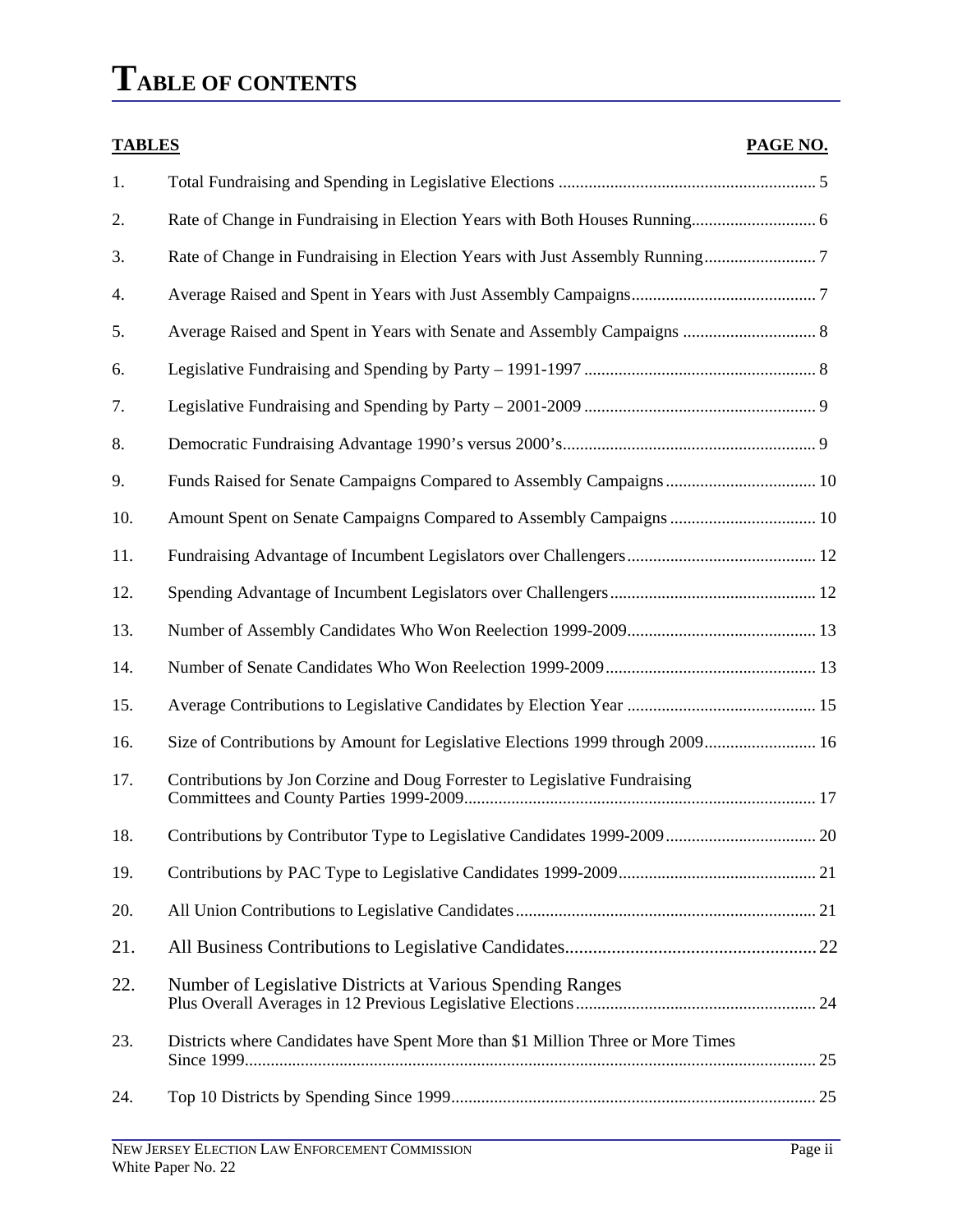# TABLE OF CONTENTS

| TABLES | | PAGE NO. |
|---|---|---|
| 1. | Total Fundraising and Spending in Legislative Elections | 5 |
| 2. | Rate of Change in Fundraising in Election Years with Both Houses Running | 6 |
| 3. | Rate of Change in Fundraising in Election Years with Just Assembly Running | 7 |
| 4. | Average Raised and Spent in Years with Just Assembly Campaigns | 7 |
| 5. | Average Raised and Spent in Years with Senate and Assembly Campaigns | 8 |
| 6. | Legislative Fundraising and Spending by Party – 1991-1997 | 8 |
| 7. | Legislative Fundraising and Spending by Party – 2001-2009 | 9 |
| 8. | Democratic Fundraising Advantage 1990's versus 2000's | 9 |
| 9. | Funds Raised for Senate Campaigns Compared to Assembly Campaigns | 10 |
| 10. | Amount Spent on Senate Campaigns Compared to Assembly Campaigns | 10 |
| 11. | Fundraising Advantage of Incumbent Legislators over Challengers | 12 |
| 12. | Spending Advantage of Incumbent Legislators over Challengers | 12 |
| 13. | Number of Assembly Candidates Who Won Reelection 1999-2009 | 13 |
| 14. | Number of Senate Candidates Who Won Reelection 1999-2009 | 13 |
| 15. | Average Contributions to Legislative Candidates by Election Year | 15 |
| 16. | Size of Contributions by Amount for Legislative Elections 1999 through 2009 | 16 |
| 17. | Contributions by Jon Corzine and Doug Forrester to Legislative Fundraising Committees and County Parties 1999-2009 | 17 |
| 18. | Contributions by Contributor Type to Legislative Candidates 1999-2009 | 20 |
| 19. | Contributions by PAC Type to Legislative Candidates 1999-2009 | 21 |
| 20. | All Union Contributions to Legislative Candidates | 21 |
| 21. | All Business Contributions to Legislative Candidates | 22 |
| 22. | Number of Legislative Districts at Various Spending Ranges Plus Overall Averages in 12 Previous Legislative Elections | 24 |
| 23. | Districts where Candidates have Spent More than $1 Million Three or More Times Since 1999 | 25 |
| 24. | Top 10 Districts by Spending Since 1999 | 25 |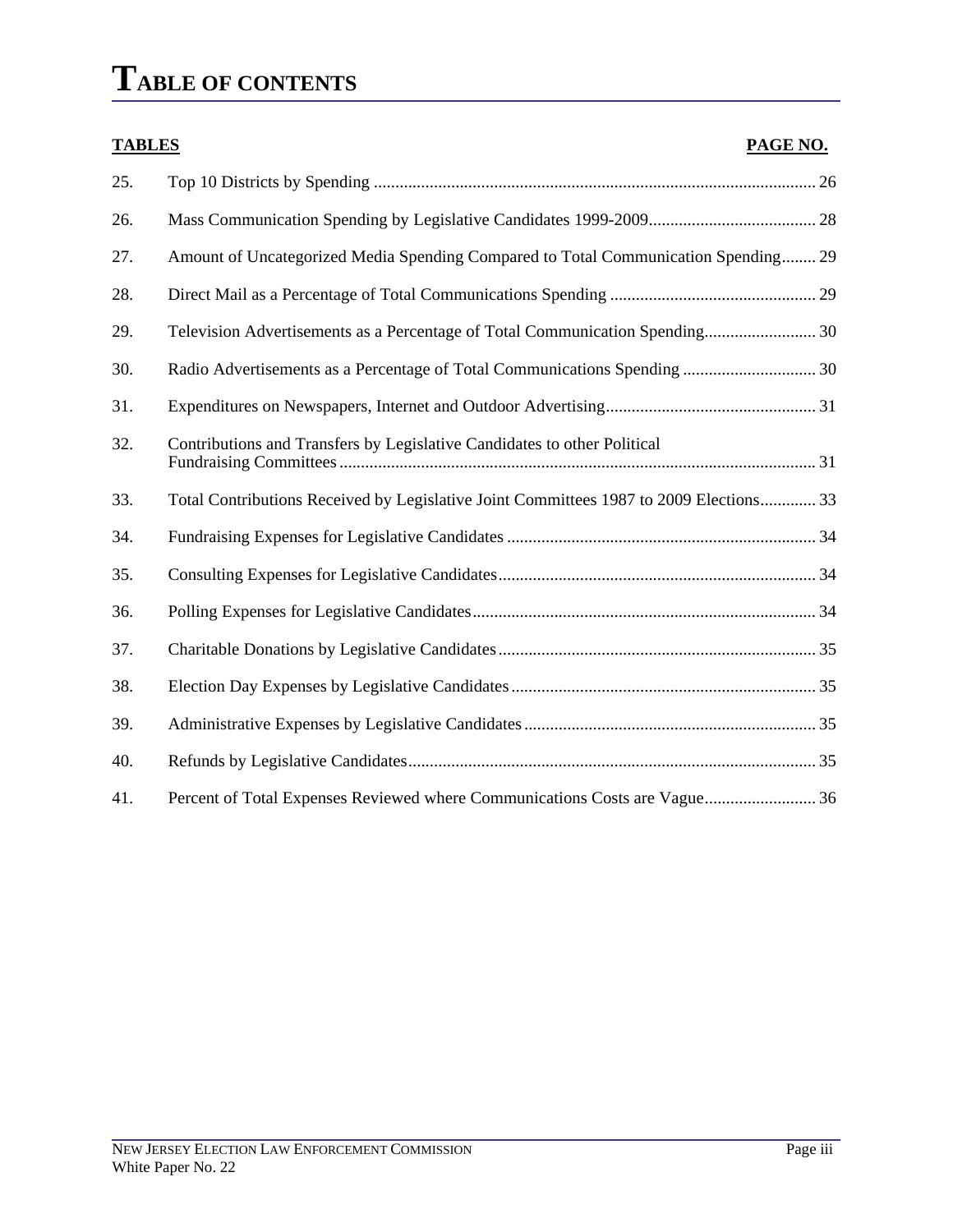# TABLE OF CONTENTS

| TABLES | | PAGE NO. |
|---|---|---|
| 25. | Top 10 Districts by Spending | 26 |
| 26. | Mass Communication Spending by Legislative Candidates 1999-2009 | 28 |
| 27. | Amount of Uncategorized Media Spending Compared to Total Communication Spending | 29 |
| 28. | Direct Mail as a Percentage of Total Communications Spending | 29 |
| 29. | Television Advertisements as a Percentage of Total Communication Spending | 30 |
| 30. | Radio Advertisements as a Percentage of Total Communications Spending | 30 |
| 31. | Expenditures on Newspapers, Internet and Outdoor Advertising | 31 |
| 32. | Contributions and Transfers by Legislative Candidates to other Political Fundraising Committees | 31 |
| 33. | Total Contributions Received by Legislative Joint Committees 1987 to 2009 Elections | 33 |
| 34. | Fundraising Expenses for Legislative Candidates | 34 |
| 35. | Consulting Expenses for Legislative Candidates | 34 |
| 36. | Polling Expenses for Legislative Candidates | 34 |
| 37. | Charitable Donations by Legislative Candidates | 35 |
| 38. | Election Day Expenses by Legislative Candidates | 35 |
| 39. | Administrative Expenses by Legislative Candidates | 35 |
| 40. | Refunds by Legislative Candidates | 35 |
| 41. | Percent of Total Expenses Reviewed where Communications Costs are Vague | 36 |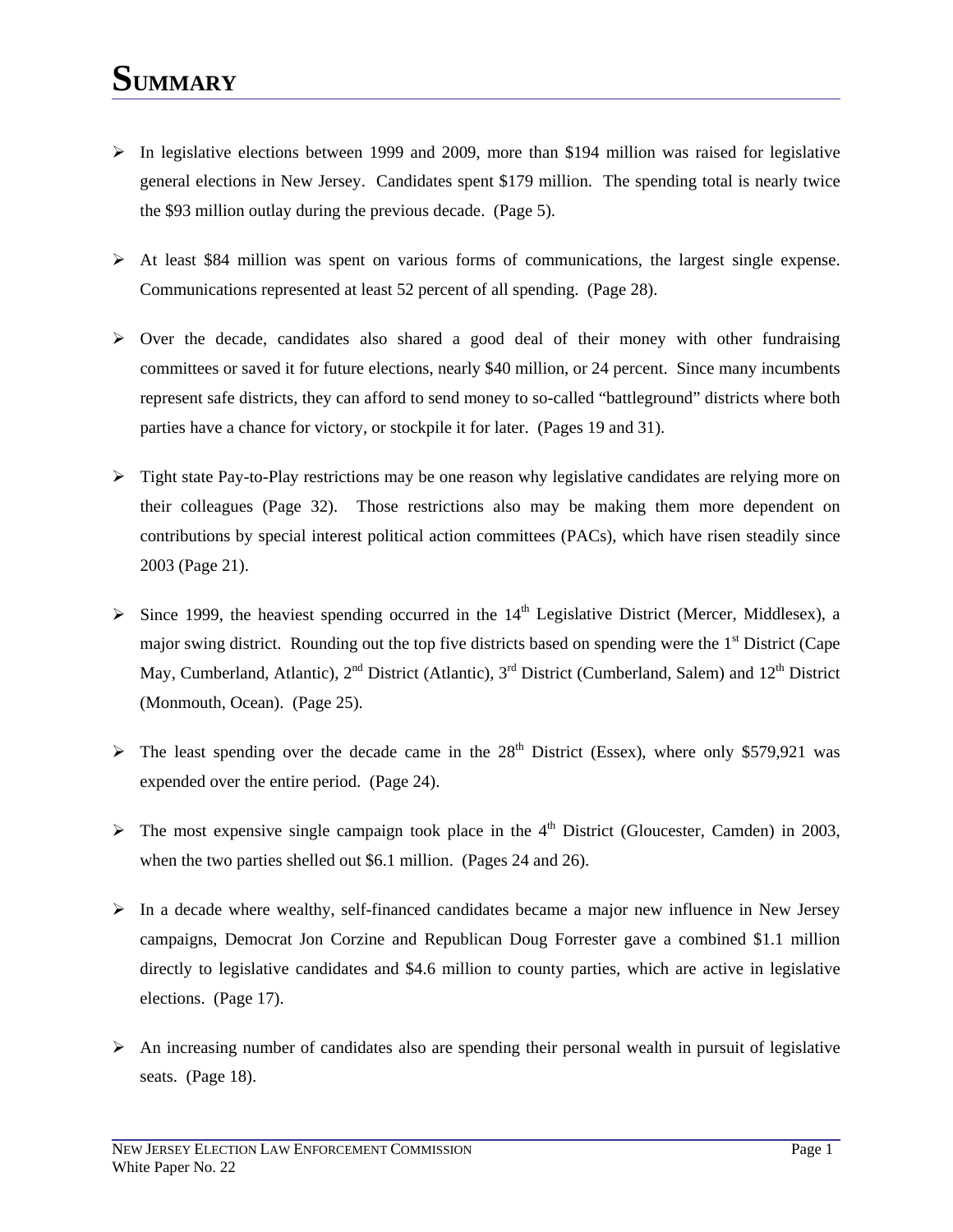# SUMMARY

- In legislative elections between 1999 and 2009, more than $194 million was raised for legislative general elections in New Jersey. Candidates spent $179 million. The spending total is nearly twice the $93 million outlay during the previous decade. (Page 5).

- At least $84 million was spent on various forms of communications, the largest single expense. Communications represented at least 52 percent of all spending. (Page 28).

- Over the decade, candidates also shared a good deal of their money with other fundraising committees or saved it for future elections, nearly $40 million, or 24 percent. Since many incumbents represent safe districts, they can afford to send money to so-called "battleground" districts where both parties have a chance for victory, or stockpile it for later. (Pages 19 and 31).

- Tight state Pay-to-Play restrictions may be one reason why legislative candidates are relying more on their colleagues (Page 32). Those restrictions also may be making them more dependent on contributions by special interest political action committees (PACs), which have risen steadily since 2003 (Page 21).

- Since 1999, the heaviest spending occurred in the 14th Legislative District (Mercer, Middlesex), a major swing district. Rounding out the top five districts based on spending were the 1st District (Cape May, Cumberland, Atlantic), 2nd District (Atlantic), 3rd District (Cumberland, Salem) and 12th District (Monmouth, Ocean). (Page 25).

- The least spending over the decade came in the 28th District (Essex), where only $579,921 was expended over the entire period. (Page 24).

- The most expensive single campaign took place in the 4th District (Gloucester, Camden) in 2003, when the two parties shelled out $6.1 million. (Pages 24 and 26).

- In a decade where wealthy, self-financed candidates became a major new influence in New Jersey campaigns, Democrat Jon Corzine and Republican Doug Forrester gave a combined $1.1 million directly to legislative candidates and $4.6 million to county parties, which are active in legislative elections. (Page 17).

- An increasing number of candidates also are spending their personal wealth in pursuit of legislative seats. (Page 18).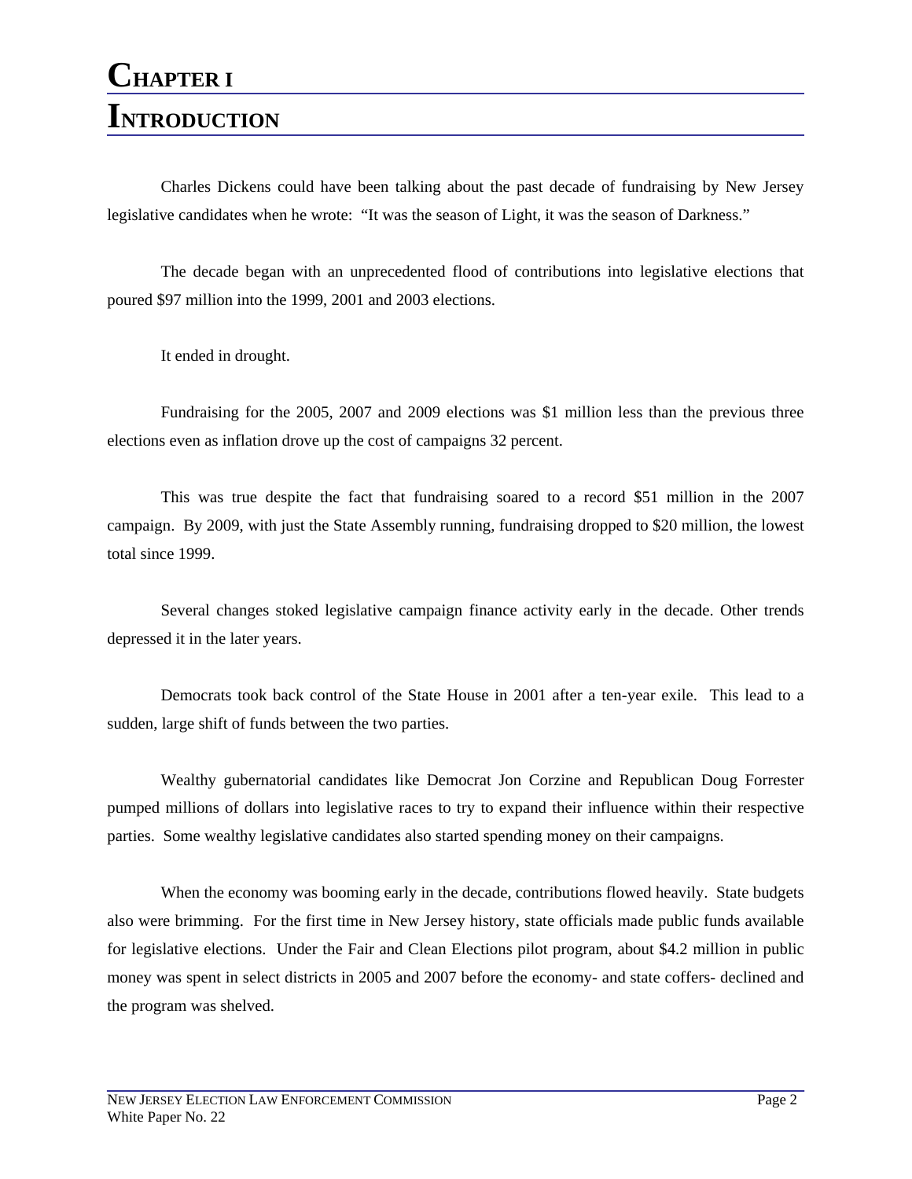# Chapter I
# Introduction

Charles Dickens could have been talking about the past decade of fundraising by New Jersey legislative candidates when he wrote: "It was the season of Light, it was the season of Darkness."

The decade began with an unprecedented flood of contributions into legislative elections that poured $97 million into the 1999, 2001 and 2003 elections.

It ended in drought.

Fundraising for the 2005, 2007 and 2009 elections was $1 million less than the previous three elections even as inflation drove up the cost of campaigns 32 percent.

This was true despite the fact that fundraising soared to a record $51 million in the 2007 campaign. By 2009, with just the State Assembly running, fundraising dropped to $20 million, the lowest total since 1999.

Several changes stoked legislative campaign finance activity early in the decade. Other trends depressed it in the later years.

Democrats took back control of the State House in 2001 after a ten-year exile. This lead to a sudden, large shift of funds between the two parties.

Wealthy gubernatorial candidates like Democrat Jon Corzine and Republican Doug Forrester pumped millions of dollars into legislative races to try to expand their influence within their respective parties. Some wealthy legislative candidates also started spending money on their campaigns.

When the economy was booming early in the decade, contributions flowed heavily. State budgets also were brimming. For the first time in New Jersey history, state officials made public funds available for legislative elections. Under the Fair and Clean Elections pilot program, about $4.2 million in public money was spent in select districts in 2005 and 2007 before the economy- and state coffers- declined and the program was shelved.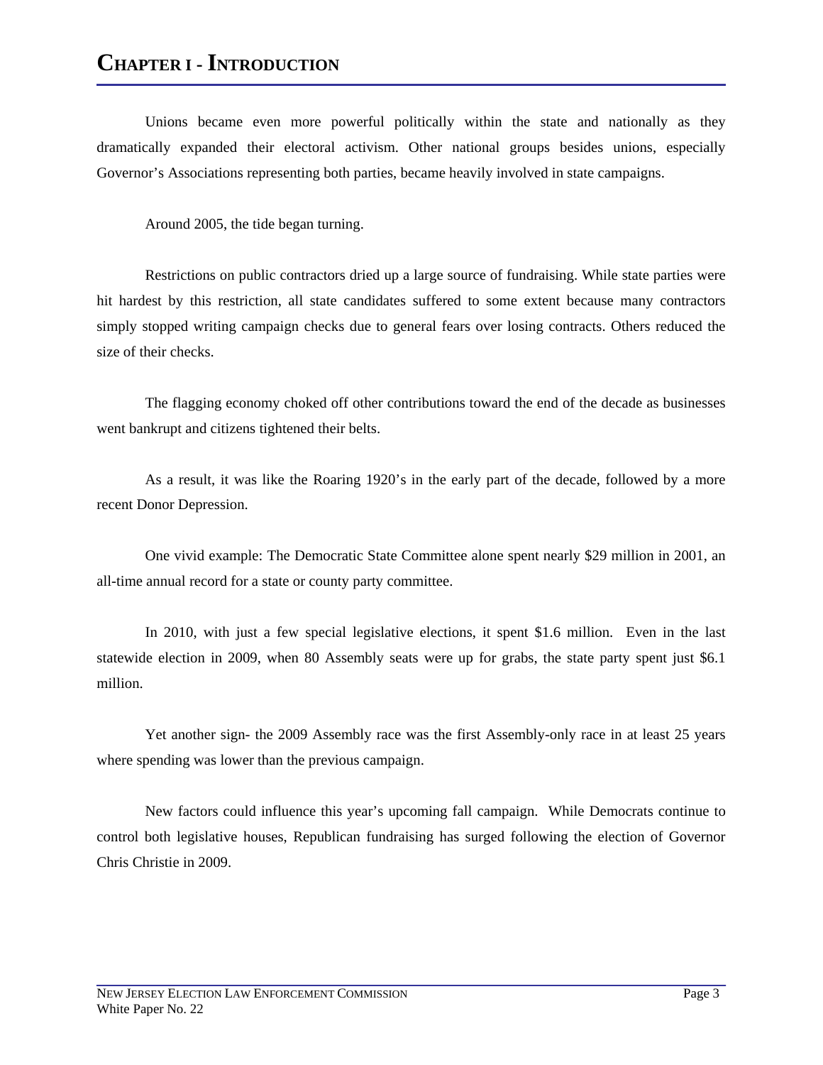# Chapter I - Introduction

Unions became even more powerful politically within the state and nationally as they dramatically expanded their electoral activism. Other national groups besides unions, especially Governor's Associations representing both parties, became heavily involved in state campaigns.

Around 2005, the tide began turning.

Restrictions on public contractors dried up a large source of fundraising. While state parties were hit hardest by this restriction, all state candidates suffered to some extent because many contractors simply stopped writing campaign checks due to general fears over losing contracts. Others reduced the size of their checks.

The flagging economy choked off other contributions toward the end of the decade as businesses went bankrupt and citizens tightened their belts.

As a result, it was like the Roaring 1920's in the early part of the decade, followed by a more recent Donor Depression.

One vivid example: The Democratic State Committee alone spent nearly $29 million in 2001, an all-time annual record for a state or county party committee.

In 2010, with just a few special legislative elections, it spent $1.6 million. Even in the last statewide election in 2009, when 80 Assembly seats were up for grabs, the state party spent just $6.1 million.

Yet another sign- the 2009 Assembly race was the first Assembly-only race in at least 25 years where spending was lower than the previous campaign.

New factors could influence this year's upcoming fall campaign. While Democrats continue to control both legislative houses, Republican fundraising has surged following the election of Governor Chris Christie in 2009.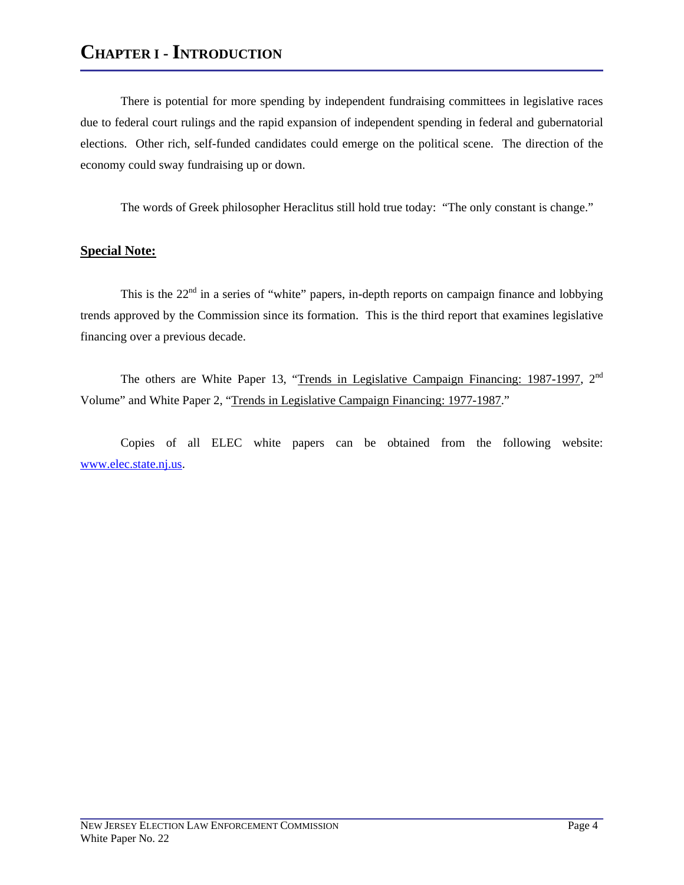# CHAPTER I - INTRODUCTION

There is potential for more spending by independent fundraising committees in legislative races due to federal court rulings and the rapid expansion of independent spending in federal and gubernatorial elections. Other rich, self-funded candidates could emerge on the political scene. The direction of the economy could sway fundraising up or down.

The words of Greek philosopher Heraclitus still hold true today: "The only constant is change."

**Special Note:**

This is the 22nd in a series of "white" papers, in-depth reports on campaign finance and lobbying trends approved by the Commission since its formation. This is the third report that examines legislative financing over a previous decade.

The others are White Paper 13, "Trends in Legislative Campaign Financing: 1987-1997, 2nd Volume" and White Paper 2, "Trends in Legislative Campaign Financing: 1977-1987."

Copies of all ELEC white papers can be obtained from the following website: www.elec.state.nj.us.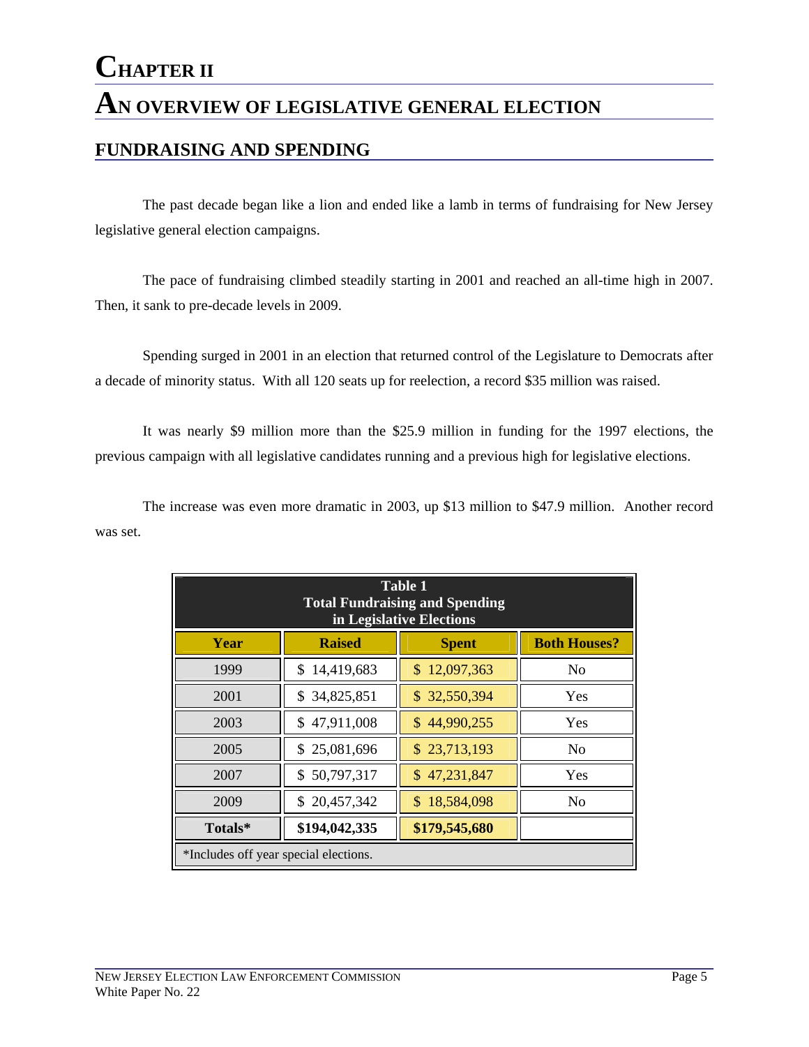# CHAPTER II

# AN OVERVIEW OF LEGISLATIVE GENERAL ELECTION

## FUNDRAISING AND SPENDING

The past decade began like a lion and ended like a lamb in terms of fundraising for New Jersey legislative general election campaigns.

The pace of fundraising climbed steadily starting in 2001 and reached an all-time high in 2007. Then, it sank to pre-decade levels in 2009.

Spending surged in 2001 in an election that returned control of the Legislature to Democrats after a decade of minority status. With all 120 seats up for reelection, a record $35 million was raised.

It was nearly $9 million more than the $25.9 million in funding for the 1997 elections, the previous campaign with all legislative candidates running and a previous high for legislative elections.

The increase was even more dramatic in 2003, up $13 million to $47.9 million. Another record was set.

**Table 1**
**Total Fundraising and Spending in Legislative Elections**

| Year | Raised | Spent | Both Houses? |
|---|---|---|---|
| 1999 | $ 14,419,683 | $ 12,097,363 | No |
| 2001 | $ 34,825,851 | $ 32,550,394 | Yes |
| 2003 | $ 47,911,008 | $ 44,990,255 | Yes |
| 2005 | $ 25,081,696 | $ 23,713,193 | No |
| 2007 | $ 50,797,317 | $ 47,231,847 | Yes |
| 2009 | $ 20,457,342 | $ 18,584,098 | No |
| **Totals*** | **$194,042,335** | **$179,545,680** | |

*Includes off year special elections.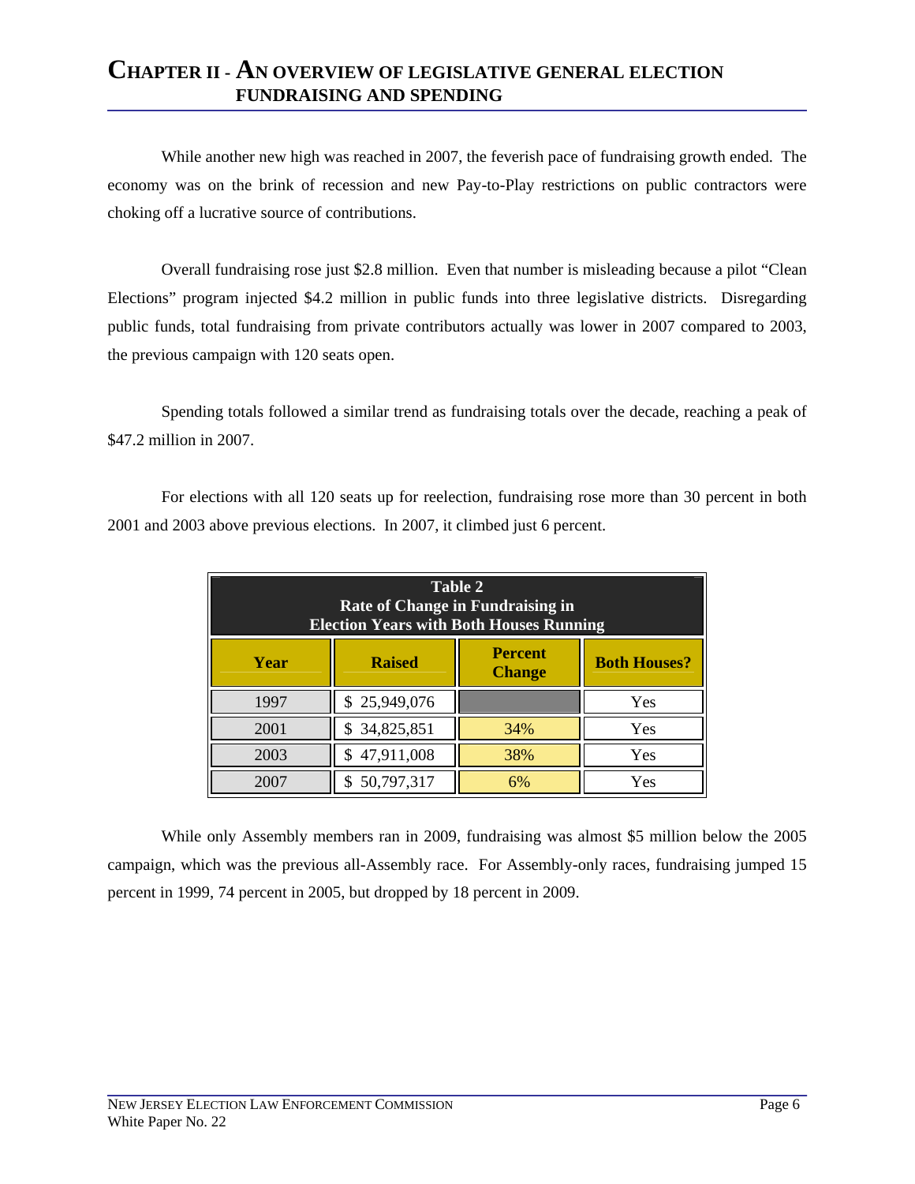# CHAPTER II - AN OVERVIEW OF LEGISLATIVE GENERAL ELECTION FUNDRAISING AND SPENDING

While another new high was reached in 2007, the feverish pace of fundraising growth ended. The economy was on the brink of recession and new Pay-to-Play restrictions on public contractors were choking off a lucrative source of contributions.

Overall fundraising rose just $2.8 million. Even that number is misleading because a pilot "Clean Elections" program injected $4.2 million in public funds into three legislative districts. Disregarding public funds, total fundraising from private contributors actually was lower in 2007 compared to 2003, the previous campaign with 120 seats open.

Spending totals followed a similar trend as fundraising totals over the decade, reaching a peak of $47.2 million in 2007.

For elections with all 120 seats up for reelection, fundraising rose more than 30 percent in both 2001 and 2003 above previous elections. In 2007, it climbed just 6 percent.

**Table 2**
**Rate of Change in Fundraising in Election Years with Both Houses Running**

| Year | Raised | Percent Change | Both Houses? |
|---|---|---|---|
| 1997 | $ 25,949,076 | | Yes |
| 2001 | $ 34,825,851 | 34% | Yes |
| 2003 | $ 47,911,008 | 38% | Yes |
| 2007 | $ 50,797,317 | 6% | Yes |

While only Assembly members ran in 2009, fundraising was almost $5 million below the 2005 campaign, which was the previous all-Assembly race. For Assembly-only races, fundraising jumped 15 percent in 1999, 74 percent in 2005, but dropped by 18 percent in 2009.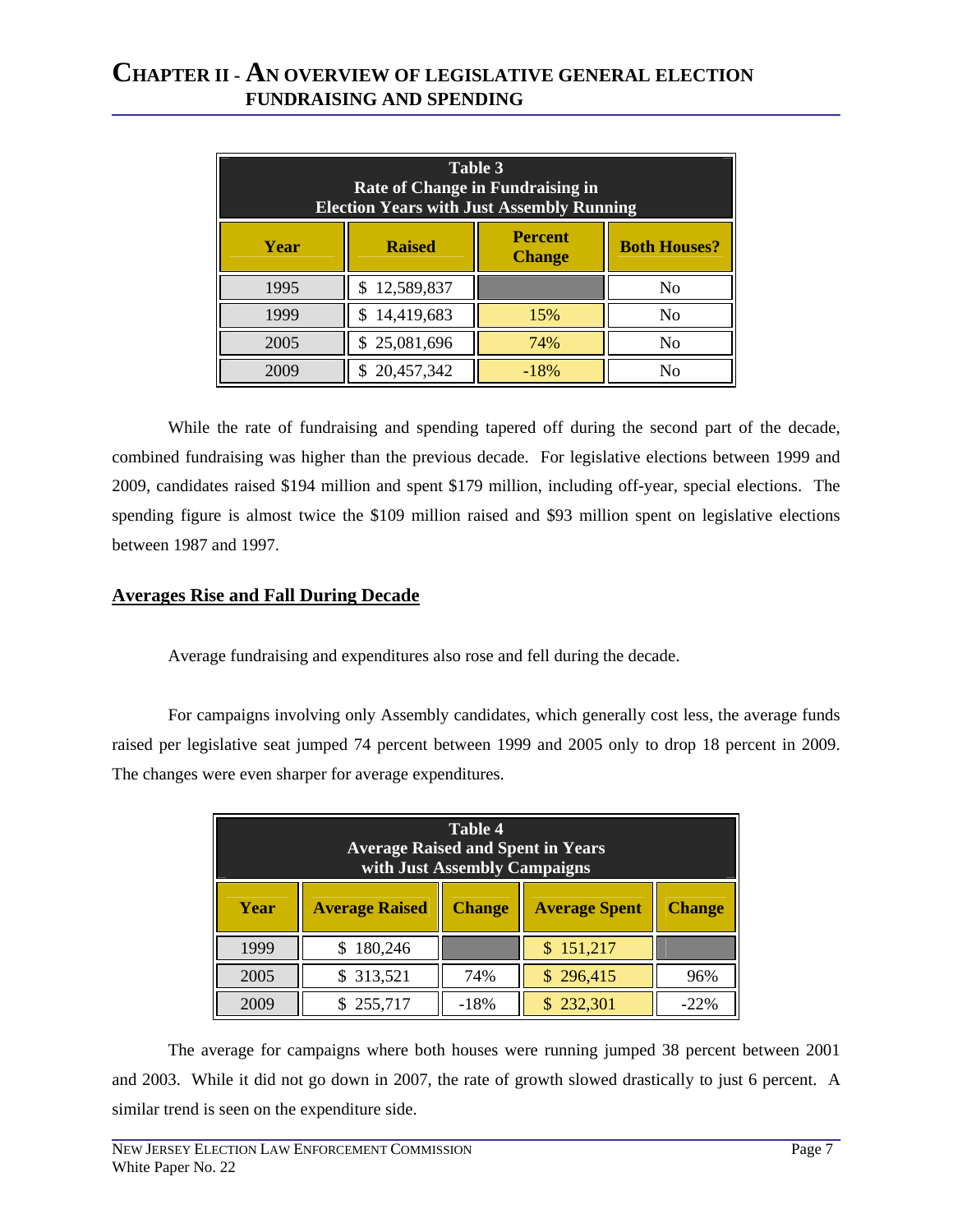# CHAPTER II - AN OVERVIEW OF LEGISLATIVE GENERAL ELECTION FUNDRAISING AND SPENDING

| Table 3<br>Rate of Change in Fundraising in<br>Election Years with Just Assembly Running | | | |
|---|---|---|---|
| **Year** | **Raised** | **Percent Change** | **Both Houses?** |
| 1995 | $ 12,589,837 | | No |
| 1999 | $ 14,419,683 | 15% | No |
| 2005 | $ 25,081,696 | 74% | No |
| 2009 | $ 20,457,342 | -18% | No |

While the rate of fundraising and spending tapered off during the second part of the decade, combined fundraising was higher than the previous decade. For legislative elections between 1999 and 2009, candidates raised $194 million and spent $179 million, including off-year, special elections. The spending figure is almost twice the $109 million raised and $93 million spent on legislative elections between 1987 and 1997.

## Averages Rise and Fall During Decade

Average fundraising and expenditures also rose and fell during the decade.

For campaigns involving only Assembly candidates, which generally cost less, the average funds raised per legislative seat jumped 74 percent between 1999 and 2005 only to drop 18 percent in 2009. The changes were even sharper for average expenditures.

| Table 4<br>Average Raised and Spent in Years<br>with Just Assembly Campaigns | | | | |
|---|---|---|---|---|
| **Year** | **Average Raised** | **Change** | **Average Spent** | **Change** |
| 1999 | $ 180,246 | | $ 151,217 | |
| 2005 | $ 313,521 | 74% | $ 296,415 | 96% |
| 2009 | $ 255,717 | -18% | $ 232,301 | -22% |

The average for campaigns where both houses were running jumped 38 percent between 2001 and 2003. While it did not go down in 2007, the rate of growth slowed drastically to just 6 percent. A similar trend is seen on the expenditure side.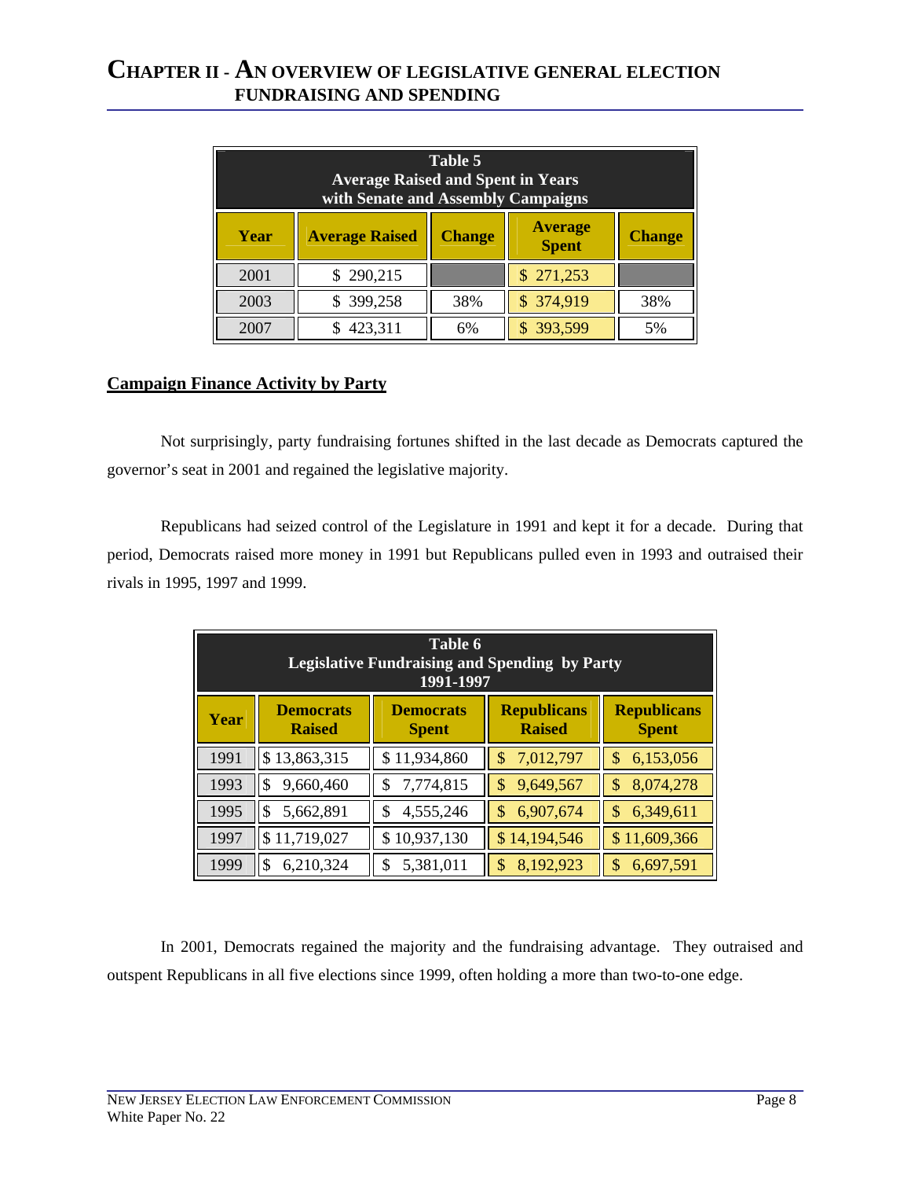# CHAPTER II - AN OVERVIEW OF LEGISLATIVE GENERAL ELECTION FUNDRAISING AND SPENDING

**Table 5**
**Average Raised and Spent in Years with Senate and Assembly Campaigns**

| Year | Average Raised | Change | Average Spent | Change |
|---|---|---|---|---|
| 2001 | $ 290,215 | | $ 271,253 | |
| 2003 | $ 399,258 | 38% | $ 374,919 | 38% |
| 2007 | $ 423,311 | 6% | $ 393,599 | 5% |

## Campaign Finance Activity by Party

Not surprisingly, party fundraising fortunes shifted in the last decade as Democrats captured the governor's seat in 2001 and regained the legislative majority.

Republicans had seized control of the Legislature in 1991 and kept it for a decade. During that period, Democrats raised more money in 1991 but Republicans pulled even in 1993 and outraised their rivals in 1995, 1997 and 1999.

**Table 6**
**Legislative Fundraising and Spending by Party 1991-1997**

| Year | Democrats Raised | Democrats Spent | Republicans Raised | Republicans Spent |
|---|---|---|---|---|
| 1991 | $ 13,863,315 | $ 11,934,860 | $ 7,012,797 | $ 6,153,056 |
| 1993 | $ 9,660,460 | $ 7,774,815 | $ 9,649,567 | $ 8,074,278 |
| 1995 | $ 5,662,891 | $ 4,555,246 | $ 6,907,674 | $ 6,349,611 |
| 1997 | $ 11,719,027 | $ 10,937,130 | $ 14,194,546 | $ 11,609,366 |
| 1999 | $ 6,210,324 | $ 5,381,011 | $ 8,192,923 | $ 6,697,591 |

In 2001, Democrats regained the majority and the fundraising advantage. They outraised and outspent Republicans in all five elections since 1999, often holding a more than two-to-one edge.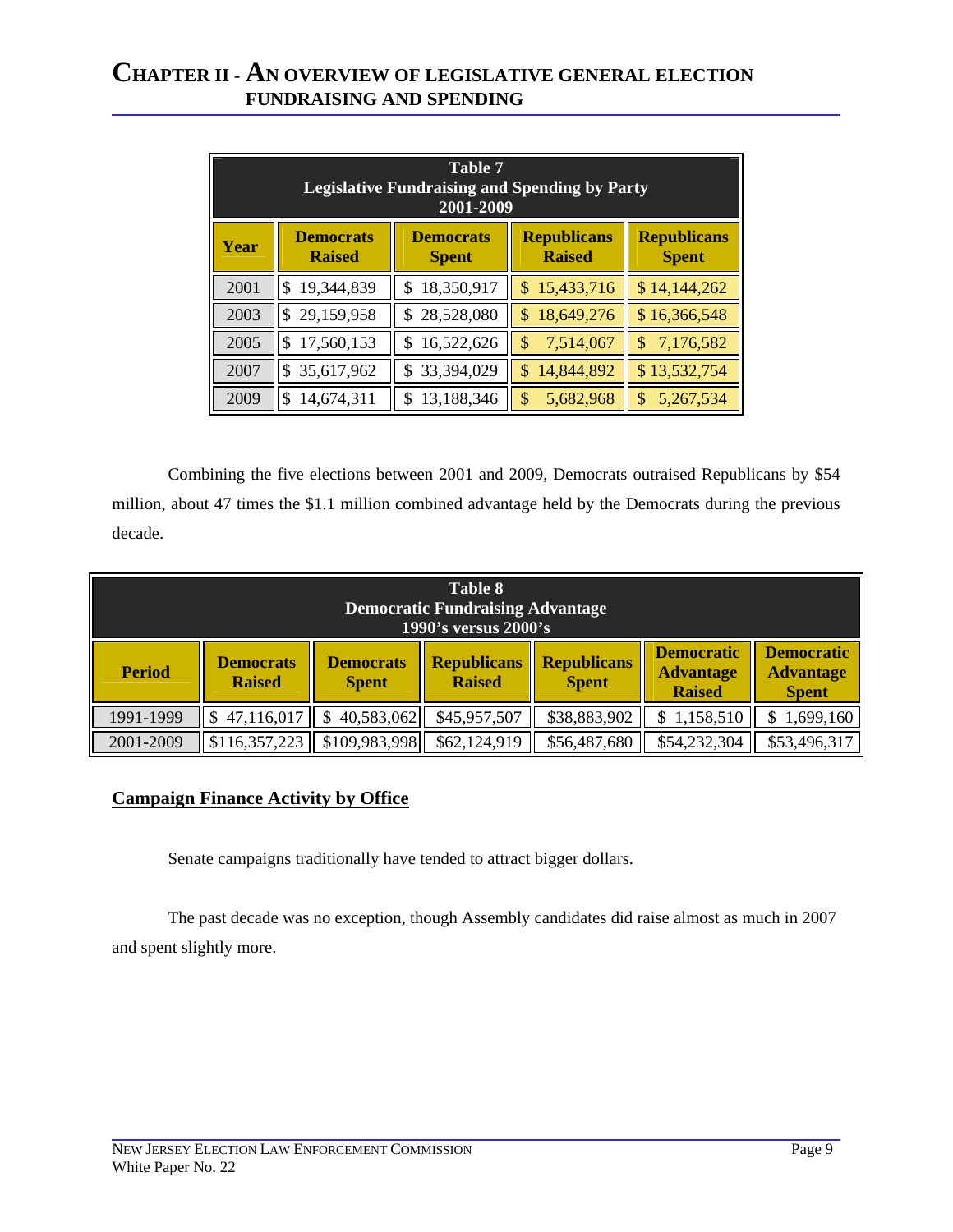# CHAPTER II - AN OVERVIEW OF LEGISLATIVE GENERAL ELECTION FUNDRAISING AND SPENDING

| Table 7<br>Legislative Fundraising and Spending by Party<br>2001-2009 | | | | |
|---|---|---|---|---|
| **Year** | **Democrats Raised** | **Democrats Spent** | **Republicans Raised** | **Republicans Spent** |
| 2001 | $ 19,344,839 | $ 18,350,917 | $ 15,433,716 | $ 14,144,262 |
| 2003 | $ 29,159,958 | $ 28,528,080 | $ 18,649,276 | $ 16,366,548 |
| 2005 | $ 17,560,153 | $ 16,522,626 | $ 7,514,067 | $ 7,176,582 |
| 2007 | $ 35,617,962 | $ 33,394,029 | $ 14,844,892 | $ 13,532,754 |
| 2009 | $ 14,674,311 | $ 13,188,346 | $ 5,682,968 | $ 5,267,534 |

Combining the five elections between 2001 and 2009, Democrats outraised Republicans by $54 million, about 47 times the $1.1 million combined advantage held by the Democrats during the previous decade.

| Table 8<br>Democratic Fundraising Advantage<br>1990's versus 2000's | | | | | | |
|---|---|---|---|---|---|---|
| **Period** | **Democrats Raised** | **Democrats Spent** | **Republicans Raised** | **Republicans Spent** | **Democratic Advantage Raised** | **Democratic Advantage Spent** |
| 1991-1999 | $ 47,116,017 | $ 40,583,062 | $45,957,507 | $38,883,902 | $ 1,158,510 | $ 1,699,160 |
| 2001-2009 | $116,357,223 | $109,983,998 | $62,124,919 | $56,487,680 | $54,232,304 | $53,496,317 |

## Campaign Finance Activity by Office

Senate campaigns traditionally have tended to attract bigger dollars.

The past decade was no exception, though Assembly candidates did raise almost as much in 2007 and spent slightly more.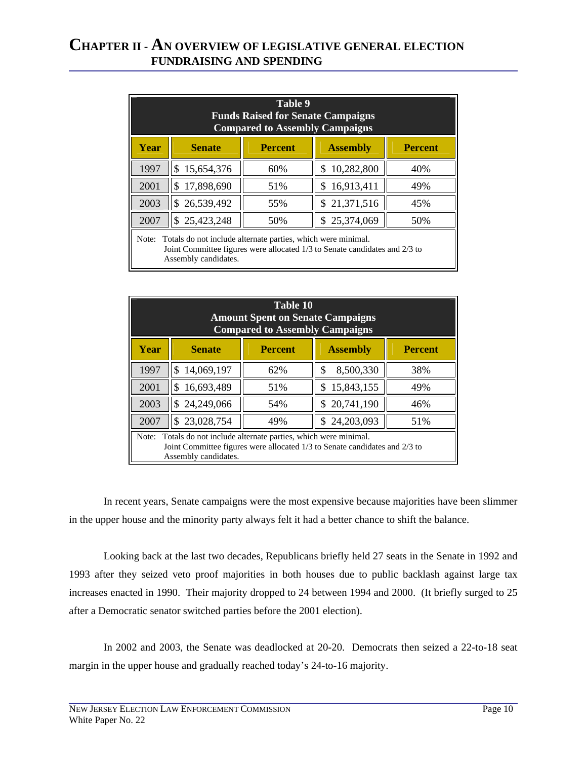## Chapter II - An Overview of Legislative General Election Fundraising and Spending

| Table 9<br>Funds Raised for Senate Campaigns<br>Compared to Assembly Campaigns | | | | |
|---|---|---|---|---|
| **Year** | **Senate** | **Percent** | **Assembly** | **Percent** |
| 1997 | $ 15,654,376 | 60% | $ 10,282,800 | 40% |
| 2001 | $ 17,898,690 | 51% | $ 16,913,411 | 49% |
| 2003 | $ 26,539,492 | 55% | $ 21,371,516 | 45% |
| 2007 | $ 25,423,248 | 50% | $ 25,374,069 | 50% |

Note: Totals do not include alternate parties, which were minimal.
Joint Committee figures were allocated 1/3 to Senate candidates and 2/3 to Assembly candidates.

| Table 10<br>Amount Spent on Senate Campaigns<br>Compared to Assembly Campaigns | | | | |
|---|---|---|---|---|
| **Year** | **Senate** | **Percent** | **Assembly** | **Percent** |
| 1997 | $ 14,069,197 | 62% | $ 8,500,330 | 38% |
| 2001 | $ 16,693,489 | 51% | $ 15,843,155 | 49% |
| 2003 | $ 24,249,066 | 54% | $ 20,741,190 | 46% |
| 2007 | $ 23,028,754 | 49% | $ 24,203,093 | 51% |

Note: Totals do not include alternate parties, which were minimal.
Joint Committee figures were allocated 1/3 to Senate candidates and 2/3 to Assembly candidates.

In recent years, Senate campaigns were the most expensive because majorities have been slimmer in the upper house and the minority party always felt it had a better chance to shift the balance.

Looking back at the last two decades, Republicans briefly held 27 seats in the Senate in 1992 and 1993 after they seized veto proof majorities in both houses due to public backlash against large tax increases enacted in 1990. Their majority dropped to 24 between 1994 and 2000. (It briefly surged to 25 after a Democratic senator switched parties before the 2001 election).

In 2002 and 2003, the Senate was deadlocked at 20-20. Democrats then seized a 22-to-18 seat margin in the upper house and gradually reached today's 24-to-16 majority.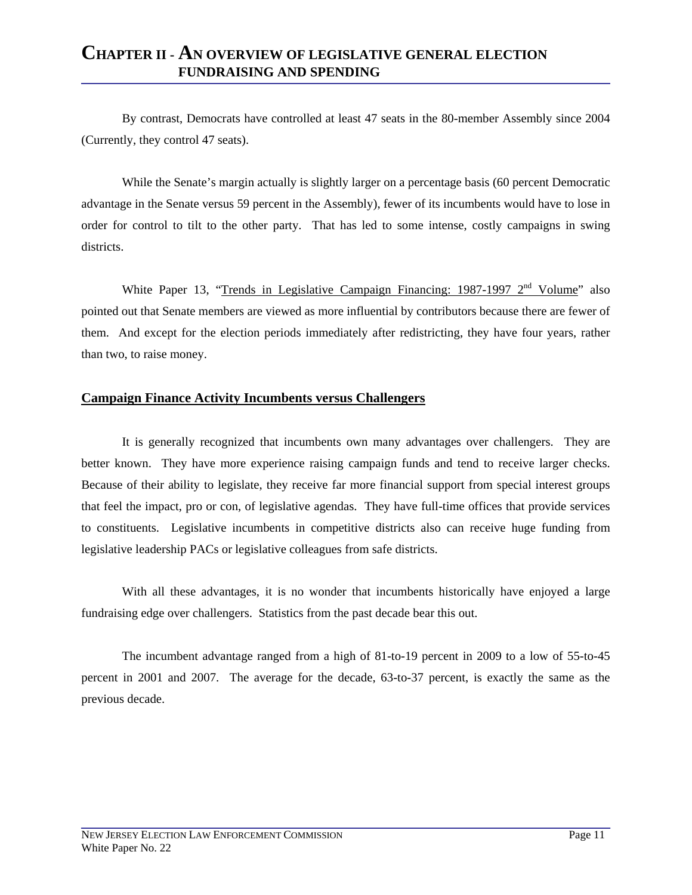By contrast, Democrats have controlled at least 47 seats in the 80-member Assembly since 2004 (Currently, they control 47 seats).

While the Senate's margin actually is slightly larger on a percentage basis (60 percent Democratic advantage in the Senate versus 59 percent in the Assembly), fewer of its incumbents would have to lose in order for control to tilt to the other party. That has led to some intense, costly campaigns in swing districts.

White Paper 13, "Trends in Legislative Campaign Financing: 1987-1997 2nd Volume" also pointed out that Senate members are viewed as more influential by contributors because there are fewer of them. And except for the election periods immediately after redistricting, they have four years, rather than two, to raise money.

## Campaign Finance Activity Incumbents versus Challengers

It is generally recognized that incumbents own many advantages over challengers. They are better known. They have more experience raising campaign funds and tend to receive larger checks. Because of their ability to legislate, they receive far more financial support from special interest groups that feel the impact, pro or con, of legislative agendas. They have full-time offices that provide services to constituents. Legislative incumbents in competitive districts also can receive huge funding from legislative leadership PACs or legislative colleagues from safe districts.

With all these advantages, it is no wonder that incumbents historically have enjoyed a large fundraising edge over challengers. Statistics from the past decade bear this out.

The incumbent advantage ranged from a high of 81-to-19 percent in 2009 to a low of 55-to-45 percent in 2001 and 2007. The average for the decade, 63-to-37 percent, is exactly the same as the previous decade.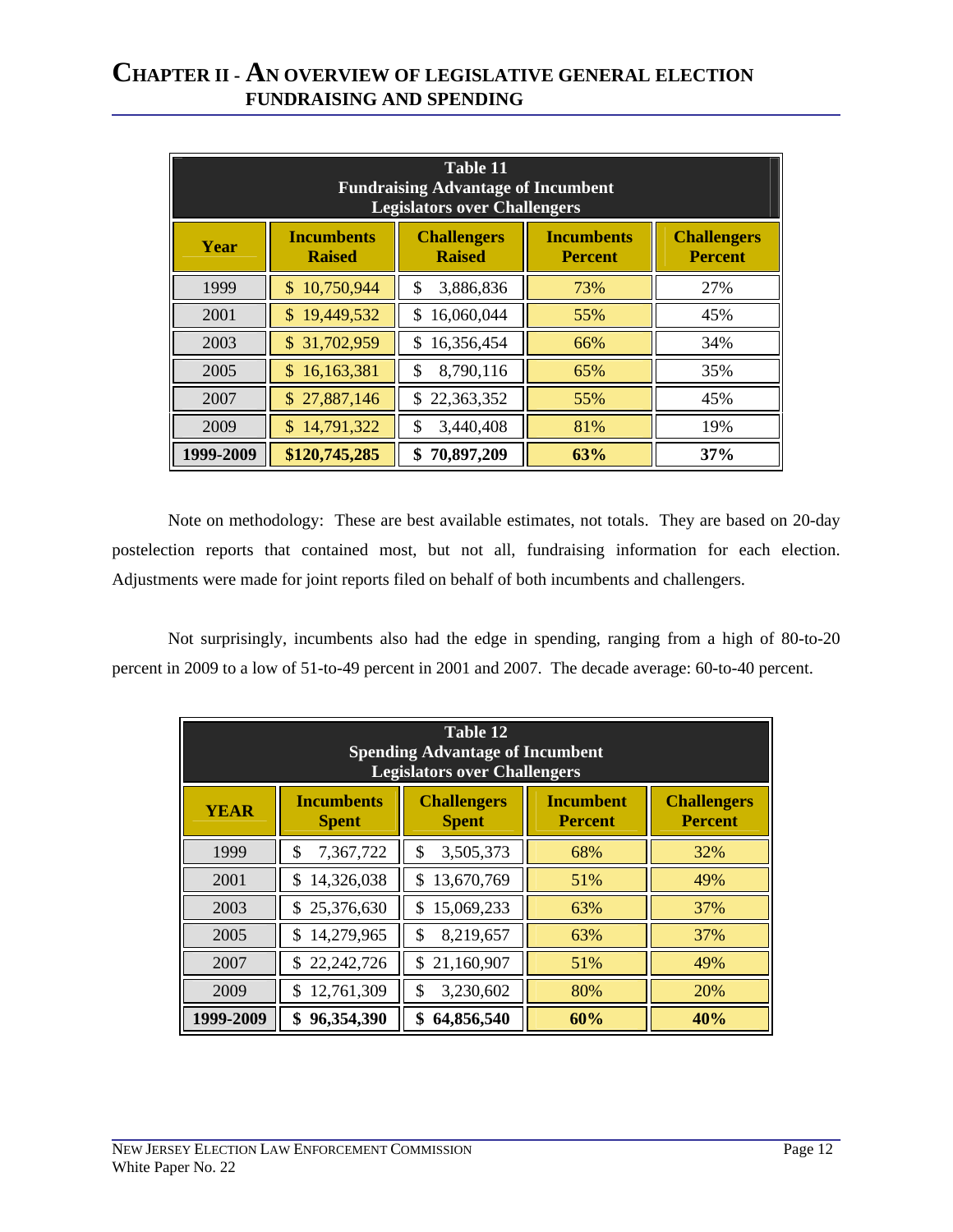# CHAPTER II - AN OVERVIEW OF LEGISLATIVE GENERAL ELECTION FUNDRAISING AND SPENDING

| Table 11<br>Fundraising Advantage of Incumbent Legislators over Challengers | | | | |
|---|---|---|---|---|
| **Year** | **Incumbents Raised** | **Challengers Raised** | **Incumbents Percent** | **Challengers Percent** |
| 1999 | $ 10,750,944 | $ 3,886,836 | 73% | 27% |
| 2001 | $ 19,449,532 | $ 16,060,044 | 55% | 45% |
| 2003 | $ 31,702,959 | $ 16,356,454 | 66% | 34% |
| 2005 | $ 16,163,381 | $ 8,790,116 | 65% | 35% |
| 2007 | $ 27,887,146 | $ 22,363,352 | 55% | 45% |
| 2009 | $ 14,791,322 | $ 3,440,408 | 81% | 19% |
| **1999-2009** | **$120,745,285** | **$ 70,897,209** | **63%** | **37%** |

Note on methodology: These are best available estimates, not totals. They are based on 20-day postelection reports that contained most, but not all, fundraising information for each election. Adjustments were made for joint reports filed on behalf of both incumbents and challengers.

Not surprisingly, incumbents also had the edge in spending, ranging from a high of 80-to-20 percent in 2009 to a low of 51-to-49 percent in 2001 and 2007. The decade average: 60-to-40 percent.

| Table 12<br>Spending Advantage of Incumbent Legislators over Challengers | | | | |
|---|---|---|---|---|
| **YEAR** | **Incumbents Spent** | **Challengers Spent** | **Incumbent Percent** | **Challengers Percent** |
| 1999 | $ 7,367,722 | $ 3,505,373 | 68% | 32% |
| 2001 | $ 14,326,038 | $ 13,670,769 | 51% | 49% |
| 2003 | $ 25,376,630 | $ 15,069,233 | 63% | 37% |
| 2005 | $ 14,279,965 | $ 8,219,657 | 63% | 37% |
| 2007 | $ 22,242,726 | $ 21,160,907 | 51% | 49% |
| 2009 | $ 12,761,309 | $ 3,230,602 | 80% | 20% |
| **1999-2009** | **$ 96,354,390** | **$ 64,856,540** | **60%** | **40%** |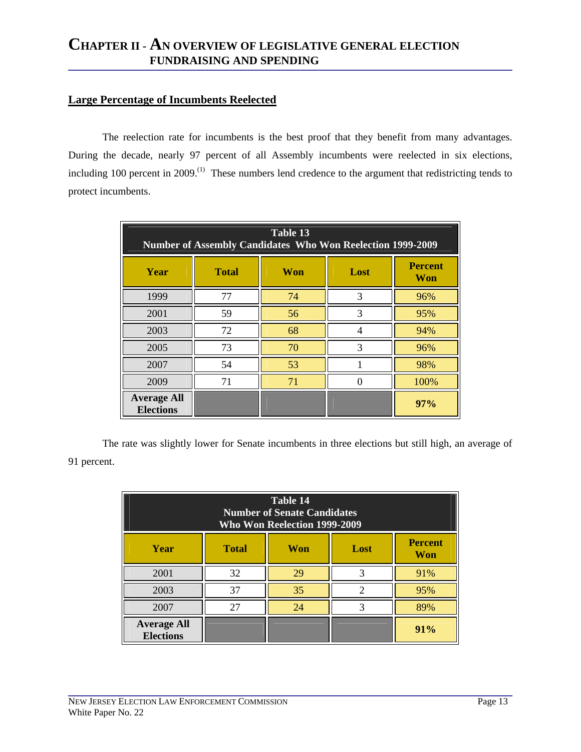# CHAPTER II - AN OVERVIEW OF LEGISLATIVE GENERAL ELECTION FUNDRAISING AND SPENDING

## Large Percentage of Incumbents Reelected

The reelection rate for incumbents is the best proof that they benefit from many advantages. During the decade, nearly 97 percent of all Assembly incumbents were reelected in six elections, including 100 percent in 2009.[1] These numbers lend credence to the argument that redistricting tends to protect incumbents.

**Table 13**
**Number of Assembly Candidates Who Won Reelection 1999-2009**

| Year | Total | Won | Lost | Percent Won |
|---|---|---|---|---|
| 1999 | 77 | 74 | 3 | 96% |
| 2001 | 59 | 56 | 3 | 95% |
| 2003 | 72 | 68 | 4 | 94% |
| 2005 | 73 | 70 | 3 | 96% |
| 2007 | 54 | 53 | 1 | 98% |
| 2009 | 71 | 71 | 0 | 100% |
| **Average All Elections** | | | | **97%** |

The rate was slightly lower for Senate incumbents in three elections but still high, an average of 91 percent.

**Table 14**
**Number of Senate Candidates Who Won Reelection 1999-2009**

| Year | Total | Won | Lost | Percent Won |
|---|---|---|---|---|
| 2001 | 32 | 29 | 3 | 91% |
| 2003 | 37 | 35 | 2 | 95% |
| 2007 | 27 | 24 | 3 | 89% |
| **Average All Elections** | | | | **91%** |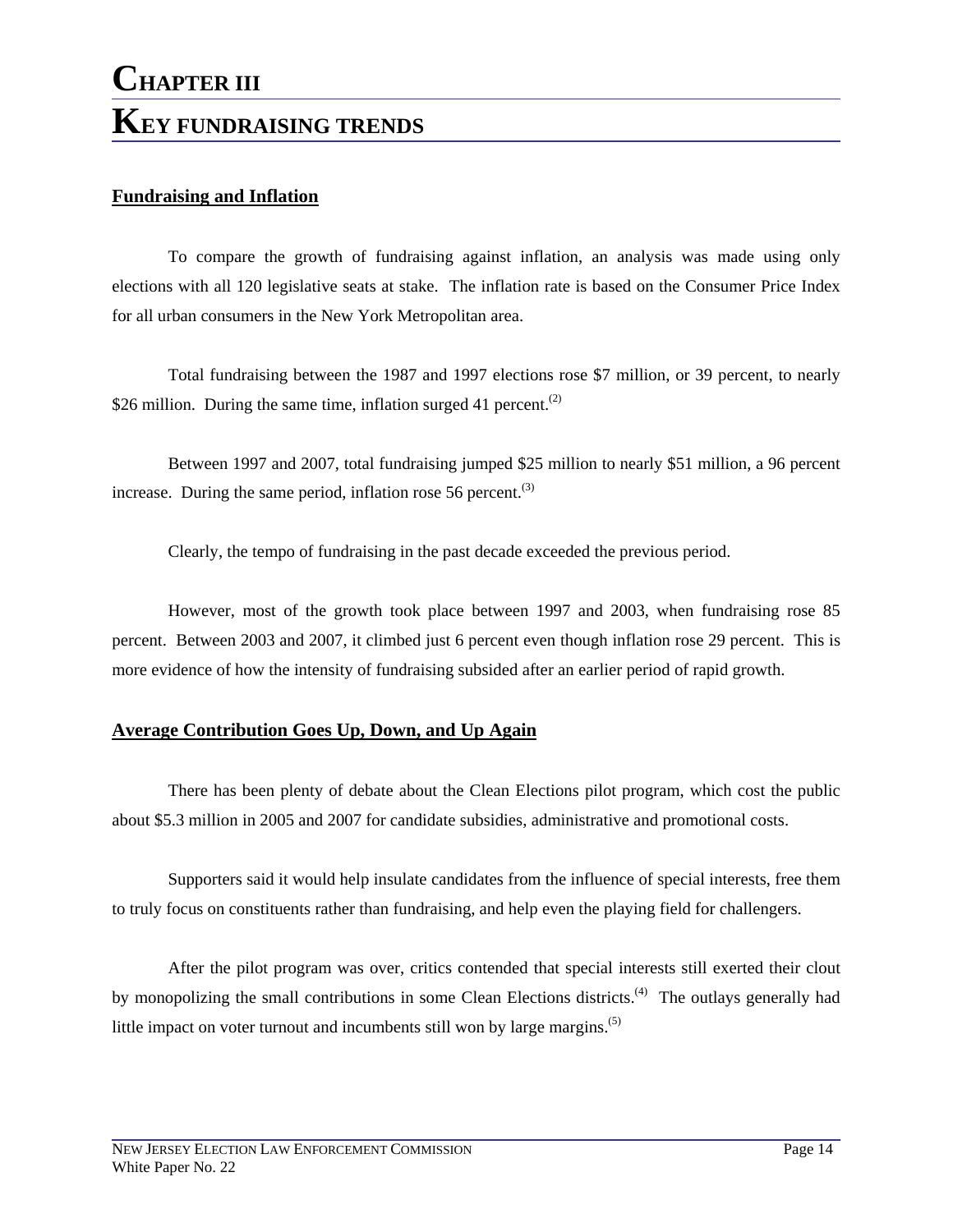# Chapter III
# Key Fundraising Trends

## Fundraising and Inflation

To compare the growth of fundraising against inflation, an analysis was made using only elections with all 120 legislative seats at stake. The inflation rate is based on the Consumer Price Index for all urban consumers in the New York Metropolitan area.

Total fundraising between the 1987 and 1997 elections rose $7 million, or 39 percent, to nearly $26 million. During the same time, inflation surged 41 percent.[(2)]

Between 1997 and 2007, total fundraising jumped $25 million to nearly $51 million, a 96 percent increase. During the same period, inflation rose 56 percent.[(3)]

Clearly, the tempo of fundraising in the past decade exceeded the previous period.

However, most of the growth took place between 1997 and 2003, when fundraising rose 85 percent. Between 2003 and 2007, it climbed just 6 percent even though inflation rose 29 percent. This is more evidence of how the intensity of fundraising subsided after an earlier period of rapid growth.

## Average Contribution Goes Up, Down, and Up Again

There has been plenty of debate about the Clean Elections pilot program, which cost the public about $5.3 million in 2005 and 2007 for candidate subsidies, administrative and promotional costs.

Supporters said it would help insulate candidates from the influence of special interests, free them to truly focus on constituents rather than fundraising, and help even the playing field for challengers.

After the pilot program was over, critics contended that special interests still exerted their clout by monopolizing the small contributions in some Clean Elections districts.[(4)] The outlays generally had little impact on voter turnout and incumbents still won by large margins.[(5)]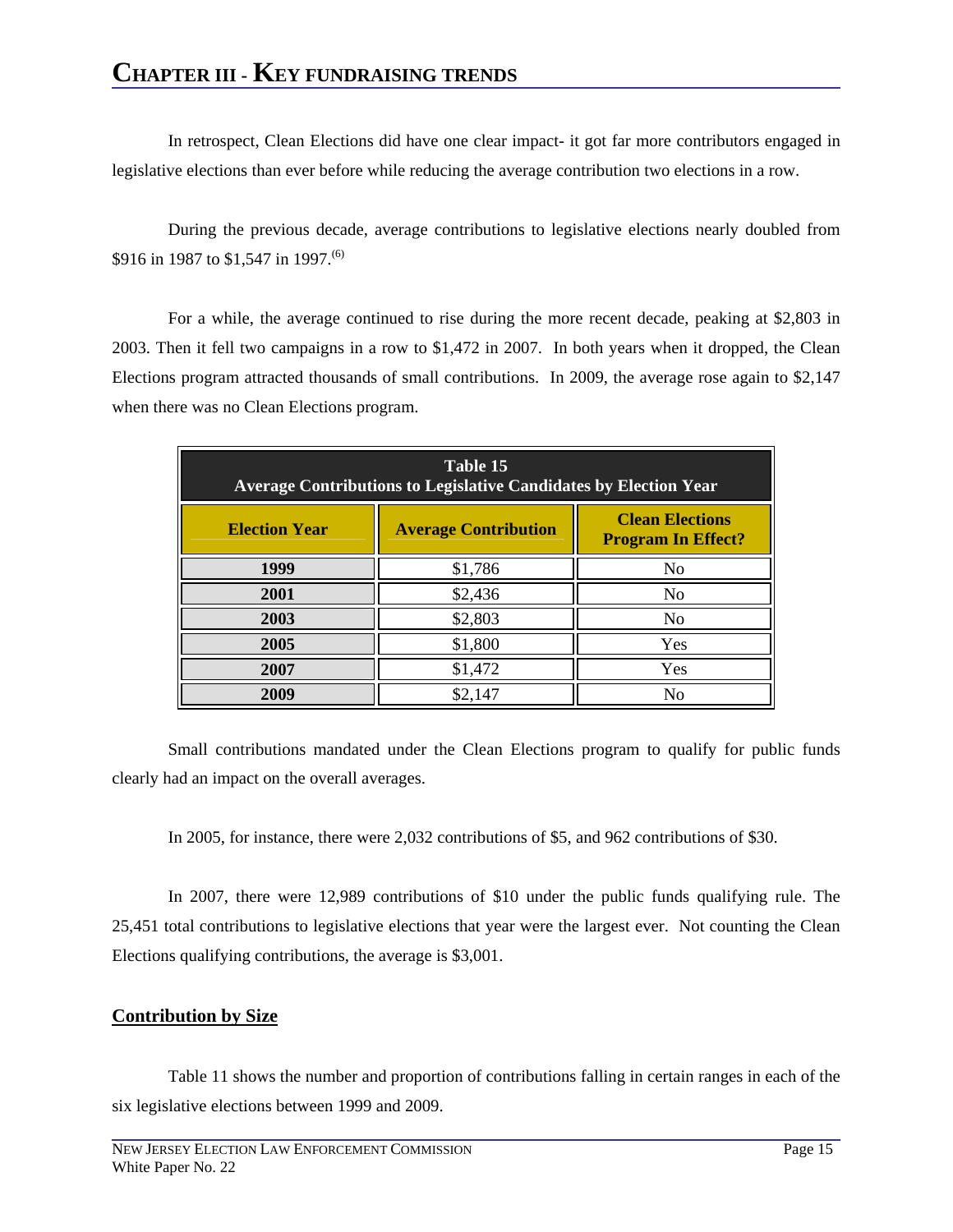In retrospect, Clean Elections did have one clear impact- it got far more contributors engaged in legislative elections than ever before while reducing the average contribution two elections in a row.

During the previous decade, average contributions to legislative elections nearly doubled from $916 in 1987 to $1,547 in 1997.[6]

For a while, the average continued to rise during the more recent decade, peaking at $2,803 in 2003. Then it fell two campaigns in a row to $1,472 in 2007. In both years when it dropped, the Clean Elections program attracted thousands of small contributions. In 2009, the average rose again to $2,147 when there was no Clean Elections program.

**Table 15**
**Average Contributions to Legislative Candidates by Election Year**

| Election Year | Average Contribution | Clean Elections Program In Effect? |
|---|---|---|
| **1999** | $1,786 | No |
| **2001** | $2,436 | No |
| **2003** | $2,803 | No |
| **2005** | $1,800 | Yes |
| **2007** | $1,472 | Yes |
| **2009** | $2,147 | No |

Small contributions mandated under the Clean Elections program to qualify for public funds clearly had an impact on the overall averages.

In 2005, for instance, there were 2,032 contributions of $5, and 962 contributions of $30.

In 2007, there were 12,989 contributions of $10 under the public funds qualifying rule. The 25,451 total contributions to legislative elections that year were the largest ever. Not counting the Clean Elections qualifying contributions, the average is $3,001.

## Contribution by Size

Table 11 shows the number and proportion of contributions falling in certain ranges in each of the six legislative elections between 1999 and 2009.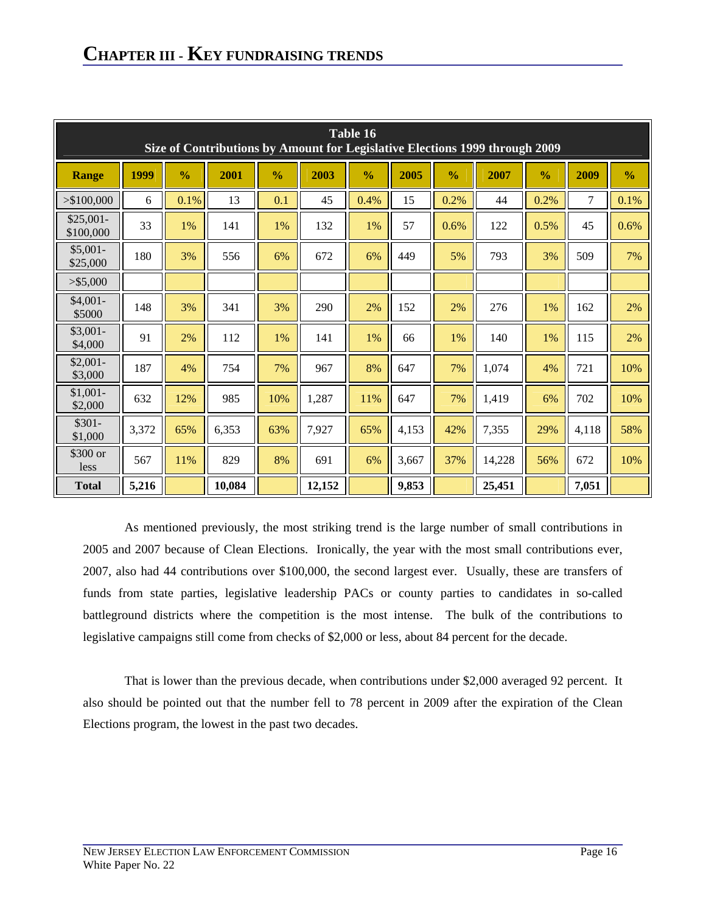## CHAPTER III - KEY FUNDRAISING TRENDS

| Table 16<br>Size of Contributions by Amount for Legislative Elections 1999 through 2009 | | | | | | | | | | | | |
|---|---|---|---|---|---|---|---|---|---|---|---|---|
| **Range** | **1999** | **%** | **2001** | **%** | **2003** | **%** | **2005** | **%** | **2007** | **%** | **2009** | **%** |
| >$100,000 | 6 | 0.1% | 13 | 0.1 | 45 | 0.4% | 15 | 0.2% | 44 | 0.2% | 7 | 0.1% |
| $25,001-$100,000 | 33 | 1% | 141 | 1% | 132 | 1% | 57 | 0.6% | 122 | 0.5% | 45 | 0.6% |
| $5,001-$25,000 | 180 | 3% | 556 | 6% | 672 | 6% | 449 | 5% | 793 | 3% | 509 | 7% |
| >$5,000 | | | | | | | | | | | | |
| $4,001-$5000 | 148 | 3% | 341 | 3% | 290 | 2% | 152 | 2% | 276 | 1% | 162 | 2% |
| $3,001-$4,000 | 91 | 2% | 112 | 1% | 141 | 1% | 66 | 1% | 140 | 1% | 115 | 2% |
| $2,001-$3,000 | 187 | 4% | 754 | 7% | 967 | 8% | 647 | 7% | 1,074 | 4% | 721 | 10% |
| $1,001-$2,000 | 632 | 12% | 985 | 10% | 1,287 | 11% | 647 | 7% | 1,419 | 6% | 702 | 10% |
| $301-$1,000 | 3,372 | 65% | 6,353 | 63% | 7,927 | 65% | 4,153 | 42% | 7,355 | 29% | 4,118 | 58% |
| $300 or less | 567 | 11% | 829 | 8% | 691 | 6% | 3,667 | 37% | 14,228 | 56% | 672 | 10% |
| **Total** | **5,216** | | **10,084** | | **12,152** | | **9,853** | | **25,451** | | **7,051** | |

As mentioned previously, the most striking trend is the large number of small contributions in 2005 and 2007 because of Clean Elections. Ironically, the year with the most small contributions ever, 2007, also had 44 contributions over $100,000, the second largest ever. Usually, these are transfers of funds from state parties, legislative leadership PACs or county parties to candidates in so-called battleground districts where the competition is the most intense. The bulk of the contributions to legislative campaigns still come from checks of $2,000 or less, about 84 percent for the decade.

That is lower than the previous decade, when contributions under $2,000 averaged 92 percent. It also should be pointed out that the number fell to 78 percent in 2009 after the expiration of the Clean Elections program, the lowest in the past two decades.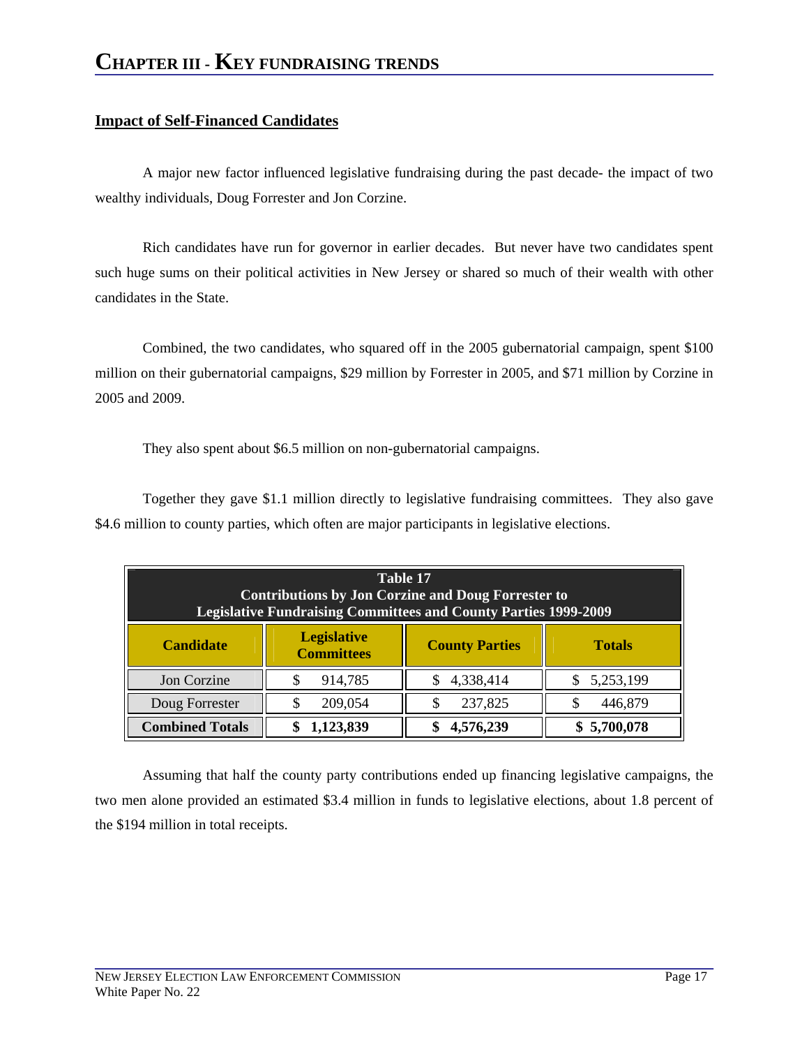# CHAPTER III - KEY FUNDRAISING TRENDS

## Impact of Self-Financed Candidates

A major new factor influenced legislative fundraising during the past decade- the impact of two wealthy individuals, Doug Forrester and Jon Corzine.

Rich candidates have run for governor in earlier decades. But never have two candidates spent such huge sums on their political activities in New Jersey or shared so much of their wealth with other candidates in the State.

Combined, the two candidates, who squared off in the 2005 gubernatorial campaign, spent $100 million on their gubernatorial campaigns, $29 million by Forrester in 2005, and $71 million by Corzine in 2005 and 2009.

They also spent about $6.5 million on non-gubernatorial campaigns.

Together they gave $1.1 million directly to legislative fundraising committees. They also gave $4.6 million to county parties, which often are major participants in legislative elections.

**Table 17**
**Contributions by Jon Corzine and Doug Forrester to Legislative Fundraising Committees and County Parties 1999-2009**

| Candidate | Legislative Committees | County Parties | Totals |
|---|---|---|---|
| Jon Corzine | $ 914,785 | $ 4,338,414 | $ 5,253,199 |
| Doug Forrester | $ 209,054 | $ 237,825 | $ 446,879 |
| **Combined Totals** | **$ 1,123,839** | **$ 4,576,239** | **$ 5,700,078** |

Assuming that half the county party contributions ended up financing legislative campaigns, the two men alone provided an estimated $3.4 million in funds to legislative elections, about 1.8 percent of the $194 million in total receipts.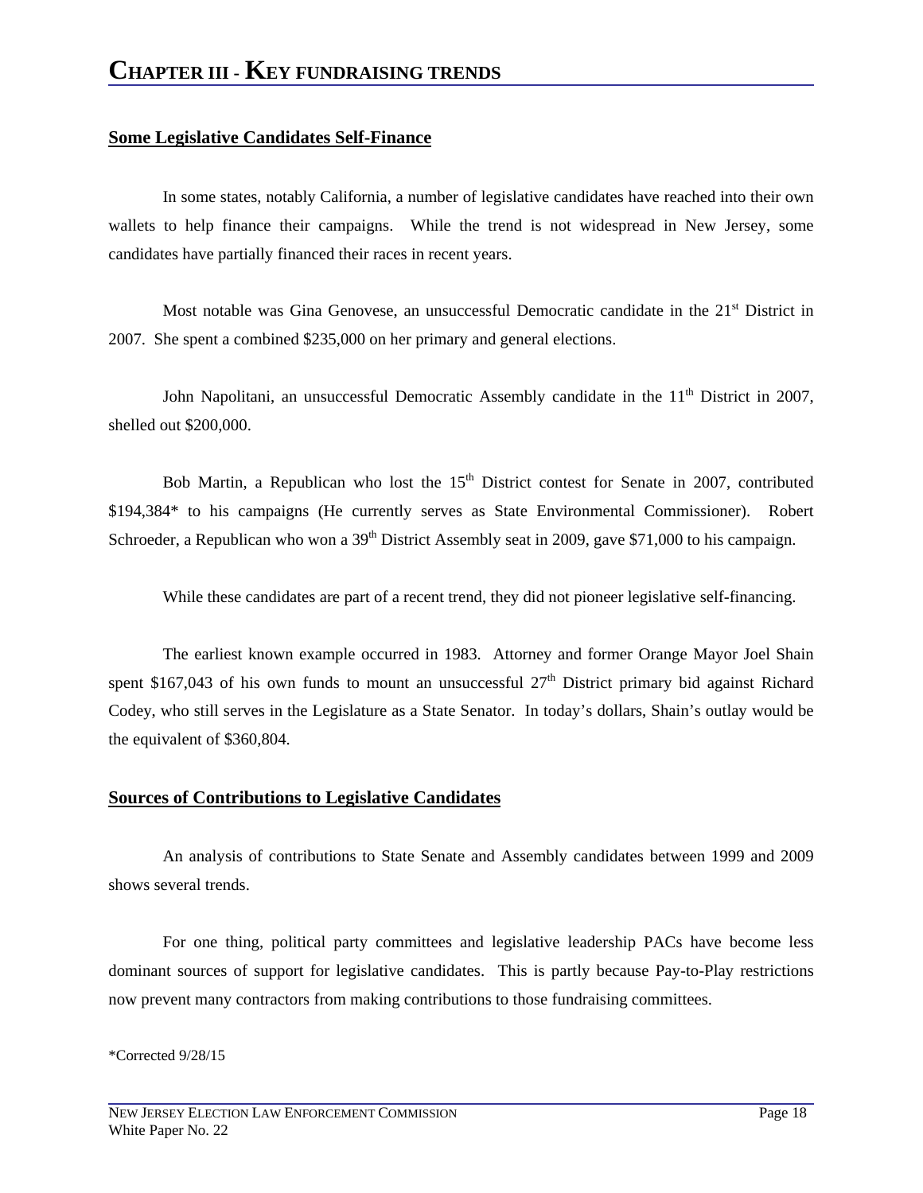# CHAPTER III - KEY FUNDRAISING TRENDS

## Some Legislative Candidates Self-Finance

In some states, notably California, a number of legislative candidates have reached into their own wallets to help finance their campaigns. While the trend is not widespread in New Jersey, some candidates have partially financed their races in recent years.

Most notable was Gina Genovese, an unsuccessful Democratic candidate in the 21st District in 2007. She spent a combined $235,000 on her primary and general elections.

John Napolitani, an unsuccessful Democratic Assembly candidate in the 11th District in 2007, shelled out $200,000.

Bob Martin, a Republican who lost the 15th District contest for Senate in 2007, contributed $194,384* to his campaigns (He currently serves as State Environmental Commissioner). Robert Schroeder, a Republican who won a 39th District Assembly seat in 2009, gave $71,000 to his campaign.

While these candidates are part of a recent trend, they did not pioneer legislative self-financing.

The earliest known example occurred in 1983. Attorney and former Orange Mayor Joel Shain spent $167,043 of his own funds to mount an unsuccessful 27th District primary bid against Richard Codey, who still serves in the Legislature as a State Senator. In today's dollars, Shain's outlay would be the equivalent of $360,804.

## Sources of Contributions to Legislative Candidates

An analysis of contributions to State Senate and Assembly candidates between 1999 and 2009 shows several trends.

For one thing, political party committees and legislative leadership PACs have become less dominant sources of support for legislative candidates. This is partly because Pay-to-Play restrictions now prevent many contractors from making contributions to those fundraising committees.

*Corrected 9/28/15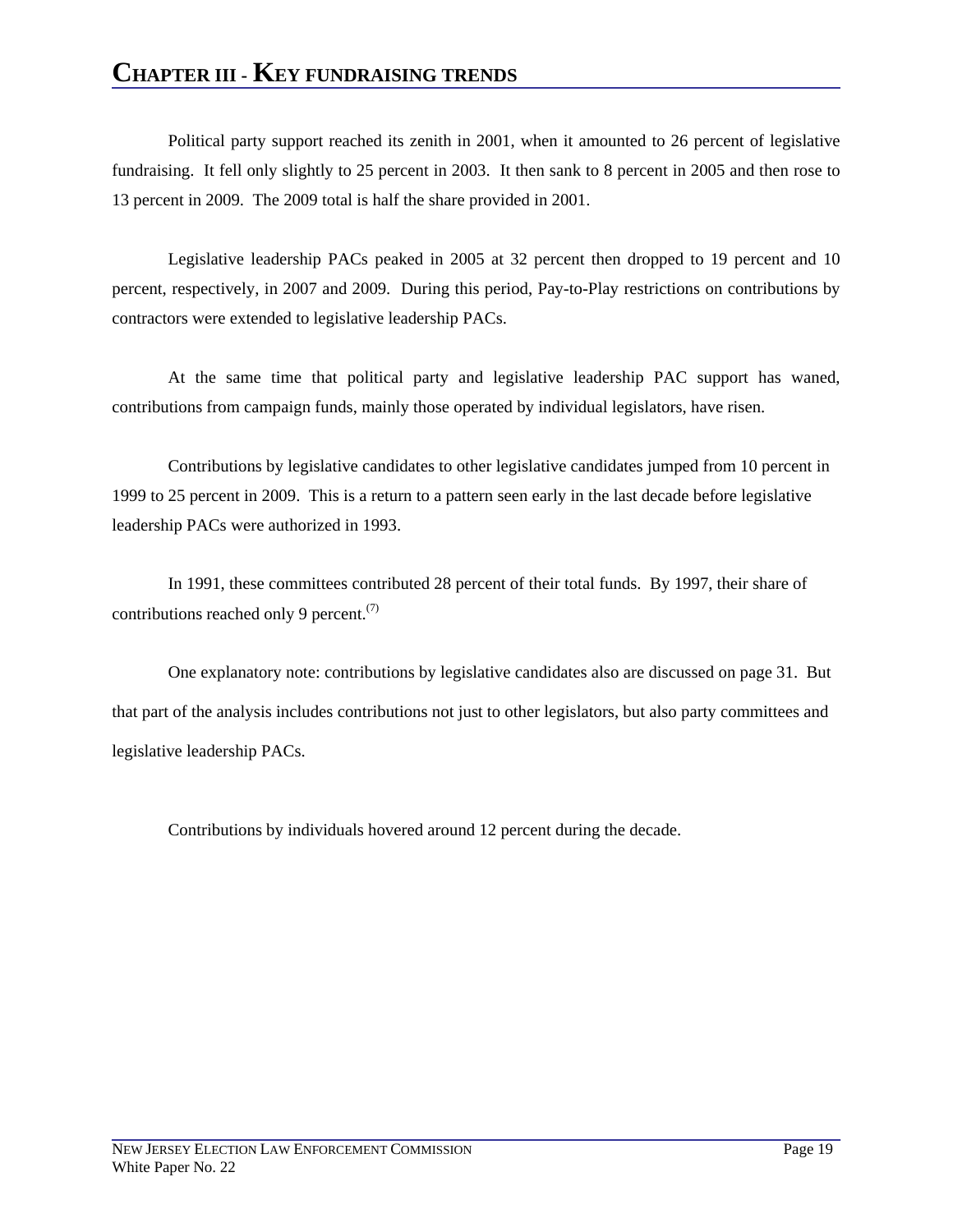# CHAPTER III - KEY FUNDRAISING TRENDS

Political party support reached its zenith in 2001, when it amounted to 26 percent of legislative fundraising. It fell only slightly to 25 percent in 2003. It then sank to 8 percent in 2005 and then rose to 13 percent in 2009. The 2009 total is half the share provided in 2001.

Legislative leadership PACs peaked in 2005 at 32 percent then dropped to 19 percent and 10 percent, respectively, in 2007 and 2009. During this period, Pay-to-Play restrictions on contributions by contractors were extended to legislative leadership PACs.

At the same time that political party and legislative leadership PAC support has waned, contributions from campaign funds, mainly those operated by individual legislators, have risen.

Contributions by legislative candidates to other legislative candidates jumped from 10 percent in 1999 to 25 percent in 2009. This is a return to a pattern seen early in the last decade before legislative leadership PACs were authorized in 1993.

In 1991, these committees contributed 28 percent of their total funds. By 1997, their share of contributions reached only 9 percent.[7]

One explanatory note: contributions by legislative candidates also are discussed on page 31. But that part of the analysis includes contributions not just to other legislators, but also party committees and legislative leadership PACs.

Contributions by individuals hovered around 12 percent during the decade.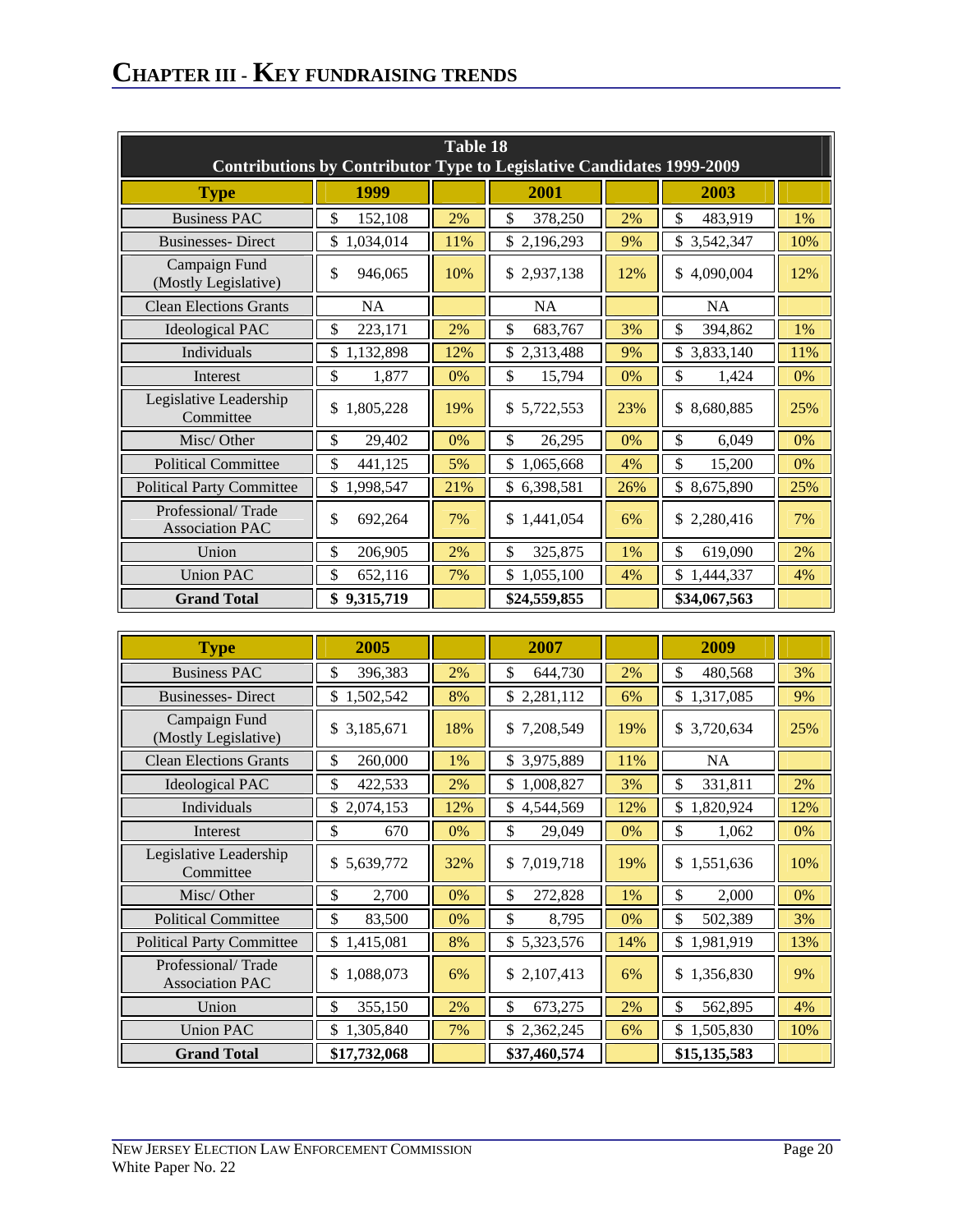# CHAPTER III - KEY FUNDRAISING TRENDS

**Table 18**
**Contributions by Contributor Type to Legislative Candidates 1999-2009**

| Type | 1999 | | 2001 | | 2003 | |
|---|---|---|---|---|---|---|
| Business PAC | $ 152,108 | 2% | $ 378,250 | 2% | $ 483,919 | 1% |
| Businesses- Direct | $ 1,034,014 | 11% | $ 2,196,293 | 9% | $ 3,542,347 | 10% |
| Campaign Fund (Mostly Legislative) | $ 946,065 | 10% | $ 2,937,138 | 12% | $ 4,090,004 | 12% |
| Clean Elections Grants | NA | | NA | | NA | |
| Ideological PAC | $ 223,171 | 2% | $ 683,767 | 3% | $ 394,862 | 1% |
| Individuals | $ 1,132,898 | 12% | $ 2,313,488 | 9% | $ 3,833,140 | 11% |
| Interest | $ 1,877 | 0% | $ 15,794 | 0% | $ 1,424 | 0% |
| Legislative Leadership Committee | $ 1,805,228 | 19% | $ 5,722,553 | 23% | $ 8,680,885 | 25% |
| Misc/ Other | $ 29,402 | 0% | $ 26,295 | 0% | $ 6,049 | 0% |
| Political Committee | $ 441,125 | 5% | $ 1,065,668 | 4% | $ 15,200 | 0% |
| Political Party Committee | $ 1,998,547 | 21% | $ 6,398,581 | 26% | $ 8,675,890 | 25% |
| Professional/ Trade Association PAC | $ 692,264 | 7% | $ 1,441,054 | 6% | $ 2,280,416 | 7% |
| Union | $ 206,905 | 2% | $ 325,875 | 1% | $ 619,090 | 2% |
| Union PAC | $ 652,116 | 7% | $ 1,055,100 | 4% | $ 1,444,337 | 4% |
| **Grand Total** | **$ 9,315,719** | | **$24,559,855** | | **$34,067,563** | |

| Type | 2005 | | 2007 | | 2009 | |
|---|---|---|---|---|---|---|
| Business PAC | $ 396,383 | 2% | $ 644,730 | 2% | $ 480,568 | 3% |
| Businesses- Direct | $ 1,502,542 | 8% | $ 2,281,112 | 6% | $ 1,317,085 | 9% |
| Campaign Fund (Mostly Legislative) | $ 3,185,671 | 18% | $ 7,208,549 | 19% | $ 3,720,634 | 25% |
| Clean Elections Grants | $ 260,000 | 1% | $ 3,975,889 | 11% | NA | |
| Ideological PAC | $ 422,533 | 2% | $ 1,008,827 | 3% | $ 331,811 | 2% |
| Individuals | $ 2,074,153 | 12% | $ 4,544,569 | 12% | $ 1,820,924 | 12% |
| Interest | $ 670 | 0% | $ 29,049 | 0% | $ 1,062 | 0% |
| Legislative Leadership Committee | $ 5,639,772 | 32% | $ 7,019,718 | 19% | $ 1,551,636 | 10% |
| Misc/ Other | $ 2,700 | 0% | $ 272,828 | 1% | $ 2,000 | 0% |
| Political Committee | $ 83,500 | 0% | $ 8,795 | 0% | $ 502,389 | 3% |
| Political Party Committee | $ 1,415,081 | 8% | $ 5,323,576 | 14% | $ 1,981,919 | 13% |
| Professional/ Trade Association PAC | $ 1,088,073 | 6% | $ 2,107,413 | 6% | $ 1,356,830 | 9% |
| Union | $ 355,150 | 2% | $ 673,275 | 2% | $ 562,895 | 4% |
| Union PAC | $ 1,305,840 | 7% | $ 2,362,245 | 6% | $ 1,505,830 | 10% |
| **Grand Total** | **$17,732,068** | | **$37,460,574** | | **$15,135,583** | |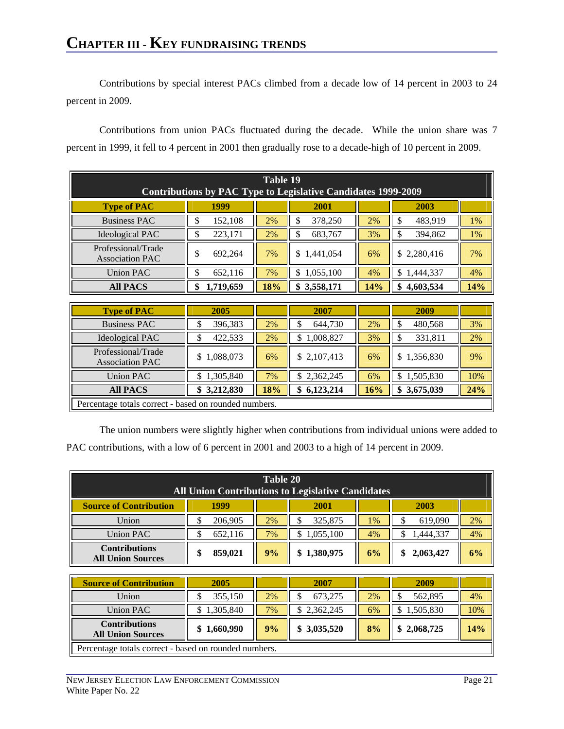# CHAPTER III - KEY FUNDRAISING TRENDS

Contributions by special interest PACs climbed from a decade low of 14 percent in 2003 to 24 percent in 2009.

Contributions from union PACs fluctuated during the decade. While the union share was 7 percent in 1999, it fell to 4 percent in 2001 then gradually rose to a decade-high of 10 percent in 2009.

**Table 19**
**Contributions by PAC Type to Legislative Candidates 1999-2009**

| Type of PAC | 1999 | | 2001 | | 2003 | |
|---|---|---|---|---|---|---|
| Business PAC | $ 152,108 | 2% | $ 378,250 | 2% | $ 483,919 | 1% |
| Ideological PAC | $ 223,171 | 2% | $ 683,767 | 3% | $ 394,862 | 1% |
| Professional/Trade Association PAC | $ 692,264 | 7% | $ 1,441,054 | 6% | $ 2,280,416 | 7% |
| Union PAC | $ 652,116 | 7% | $ 1,055,100 | 4% | $ 1,444,337 | 4% |
| **All PACS** | **$ 1,719,659** | **18%** | **$ 3,558,171** | **14%** | **$ 4,603,534** | **14%** |

| Type of PAC | 2005 | | 2007 | | 2009 | |
|---|---|---|---|---|---|---|
| Business PAC | $ 396,383 | 2% | $ 644,730 | 2% | $ 480,568 | 3% |
| Ideological PAC | $ 422,533 | 2% | $ 1,008,827 | 3% | $ 331,811 | 2% |
| Professional/Trade Association PAC | $ 1,088,073 | 6% | $ 2,107,413 | 6% | $ 1,356,830 | 9% |
| Union PAC | $ 1,305,840 | 7% | $ 2,362,245 | 6% | $ 1,505,830 | 10% |
| **All PACS** | **$ 3,212,830** | **18%** | **$ 6,123,214** | **16%** | **$ 3,675,039** | **24%** |

Percentage totals correct - based on rounded numbers.

The union numbers were slightly higher when contributions from individual unions were added to PAC contributions, with a low of 6 percent in 2001 and 2003 to a high of 14 percent in 2009.

**Table 20**
**All Union Contributions to Legislative Candidates**

| Source of Contribution | 1999 | | 2001 | | 2003 | |
|---|---|---|---|---|---|---|
| Union | $ 206,905 | 2% | $ 325,875 | 1% | $ 619,090 | 2% |
| Union PAC | $ 652,116 | 7% | $ 1,055,100 | 4% | $ 1,444,337 | 4% |
| **Contributions All Union Sources** | **$ 859,021** | **9%** | **$ 1,380,975** | **6%** | **$ 2,063,427** | **6%** |

| Source of Contribution | 2005 | | 2007 | | 2009 | |
|---|---|---|---|---|---|---|
| Union | $ 355,150 | 2% | $ 673,275 | 2% | $ 562,895 | 4% |
| Union PAC | $ 1,305,840 | 7% | $ 2,362,245 | 6% | $ 1,505,830 | 10% |
| **Contributions All Union Sources** | **$ 1,660,990** | **9%** | **$ 3,035,520** | **8%** | **$ 2,068,725** | **14%** |

Percentage totals correct - based on rounded numbers.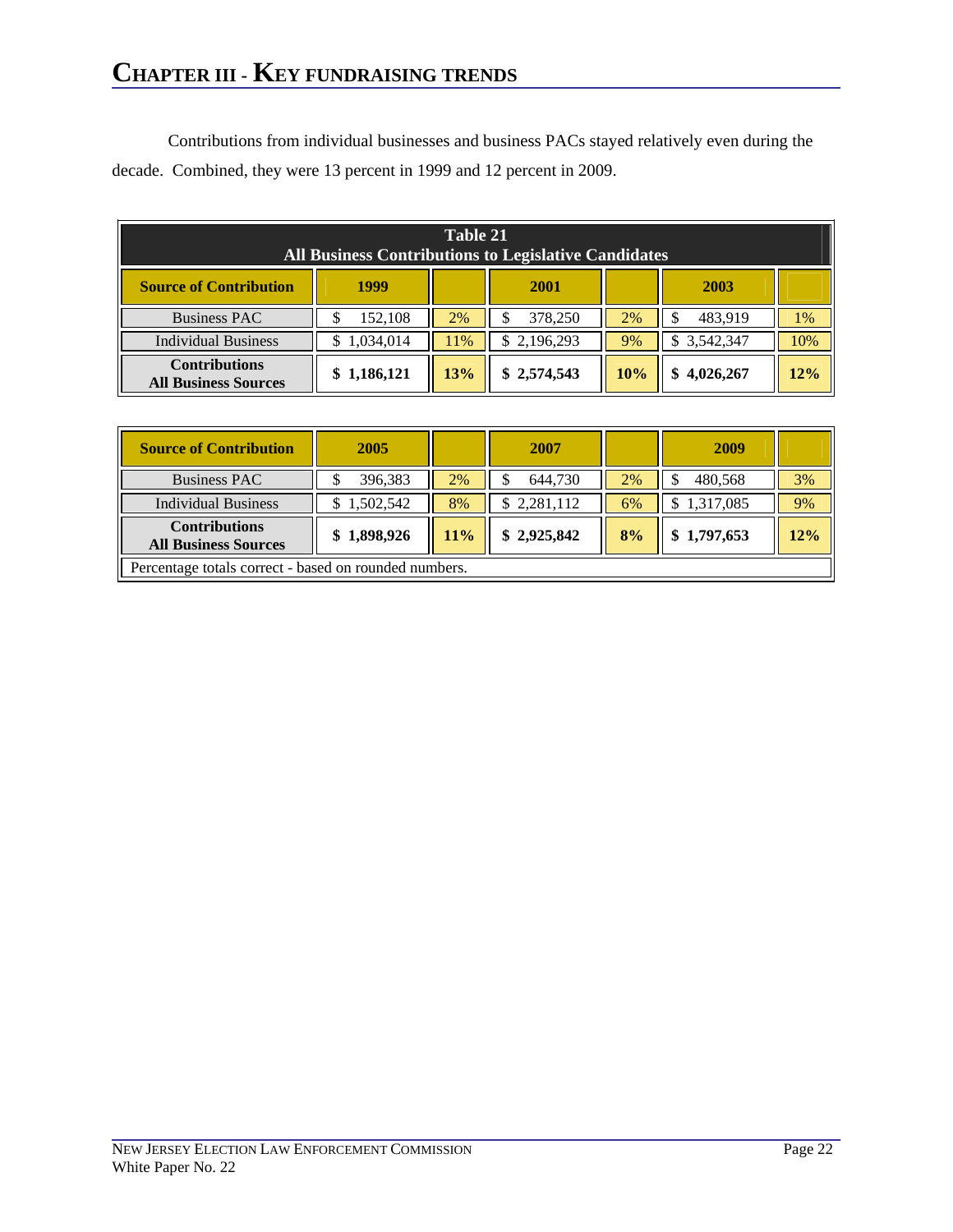# CHAPTER III - KEY FUNDRAISING TRENDS

Contributions from individual businesses and business PACs stayed relatively even during the decade. Combined, they were 13 percent in 1999 and 12 percent in 2009.

**Table 21**
**All Business Contributions to Legislative Candidates**

| Source of Contribution | 1999 | | 2001 | | 2003 | |
|---|---|---|---|---|---|---|
| Business PAC | $ 152,108 | 2% | $ 378,250 | 2% | $ 483,919 | 1% |
| Individual Business | $ 1,034,014 | 11% | $ 2,196,293 | 9% | $ 3,542,347 | 10% |
| **Contributions All Business Sources** | **$ 1,186,121** | **13%** | **$ 2,574,543** | **10%** | **$ 4,026,267** | **12%** |

| Source of Contribution | 2005 | | 2007 | | 2009 | |
|---|---|---|---|---|---|---|
| Business PAC | $ 396,383 | 2% | $ 644,730 | 2% | $ 480,568 | 3% |
| Individual Business | $ 1,502,542 | 8% | $ 2,281,112 | 6% | $ 1,317,085 | 9% |
| **Contributions All Business Sources** | **$ 1,898,926** | **11%** | **$ 2,925,842** | **8%** | **$ 1,797,653** | **12%** |

Percentage totals correct - based on rounded numbers.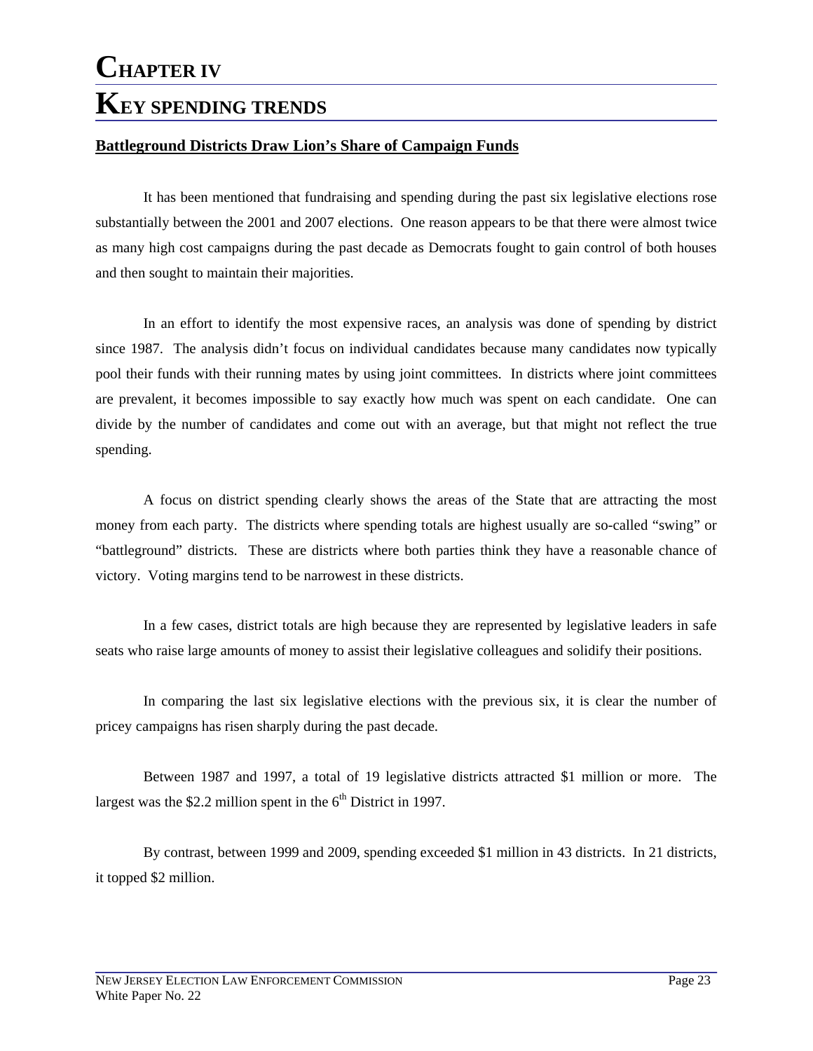# CHAPTER IV

# KEY SPENDING TRENDS

**Battleground Districts Draw Lion's Share of Campaign Funds**

It has been mentioned that fundraising and spending during the past six legislative elections rose substantially between the 2001 and 2007 elections. One reason appears to be that there were almost twice as many high cost campaigns during the past decade as Democrats fought to gain control of both houses and then sought to maintain their majorities.

In an effort to identify the most expensive races, an analysis was done of spending by district since 1987. The analysis didn't focus on individual candidates because many candidates now typically pool their funds with their running mates by using joint committees. In districts where joint committees are prevalent, it becomes impossible to say exactly how much was spent on each candidate. One can divide by the number of candidates and come out with an average, but that might not reflect the true spending.

A focus on district spending clearly shows the areas of the State that are attracting the most money from each party. The districts where spending totals are highest usually are so-called "swing" or "battleground" districts. These are districts where both parties think they have a reasonable chance of victory. Voting margins tend to be narrowest in these districts.

In a few cases, district totals are high because they are represented by legislative leaders in safe seats who raise large amounts of money to assist their legislative colleagues and solidify their positions.

In comparing the last six legislative elections with the previous six, it is clear the number of pricey campaigns has risen sharply during the past decade.

Between 1987 and 1997, a total of 19 legislative districts attracted $1 million or more. The largest was the $2.2 million spent in the 6th District in 1997.

By contrast, between 1999 and 2009, spending exceeded $1 million in 43 districts. In 21 districts, it topped $2 million.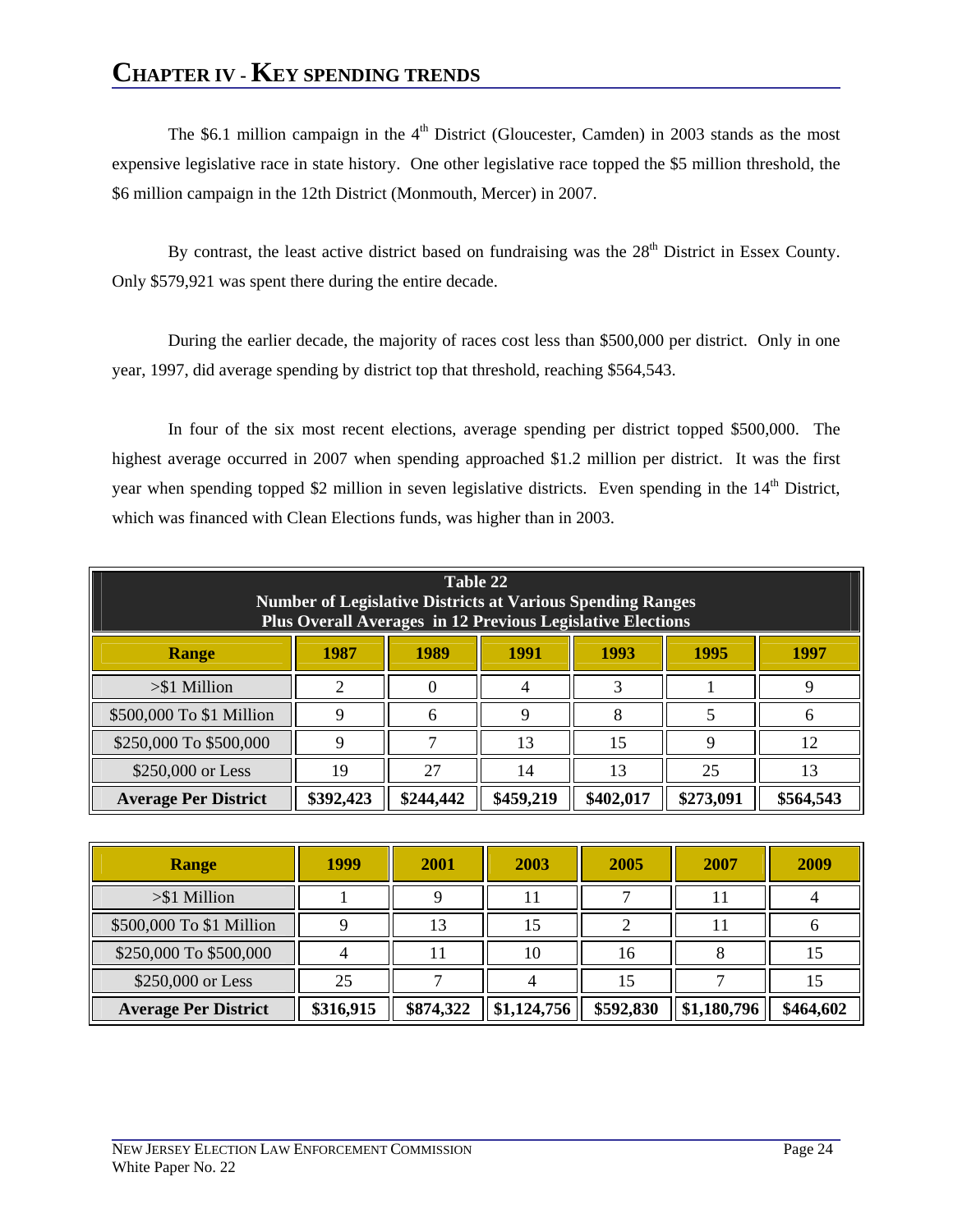# CHAPTER IV - KEY SPENDING TRENDS

The $6.1 million campaign in the 4th District (Gloucester, Camden) in 2003 stands as the most expensive legislative race in state history. One other legislative race topped the $5 million threshold, the $6 million campaign in the 12th District (Monmouth, Mercer) in 2007.

By contrast, the least active district based on fundraising was the 28th District in Essex County. Only $579,921 was spent there during the entire decade.

During the earlier decade, the majority of races cost less than $500,000 per district. Only in one year, 1997, did average spending by district top that threshold, reaching $564,543.

In four of the six most recent elections, average spending per district topped $500,000. The highest average occurred in 2007 when spending approached $1.2 million per district. It was the first year when spending topped $2 million in seven legislative districts. Even spending in the 14th District, which was financed with Clean Elections funds, was higher than in 2003.

**Table 22**
**Number of Legislative Districts at Various Spending Ranges Plus Overall Averages in 12 Previous Legislative Elections**

| Range | 1987 | 1989 | 1991 | 1993 | 1995 | 1997 |
|---|---|---|---|---|---|---|
| >$1 Million | 2 | 0 | 4 | 3 | 1 | 9 |
| $500,000 To $1 Million | 9 | 6 | 9 | 8 | 5 | 6 |
| $250,000 To $500,000 | 9 | 7 | 13 | 15 | 9 | 12 |
| $250,000 or Less | 19 | 27 | 14 | 13 | 25 | 13 |
| **Average Per District** | **$392,423** | **$244,442** | **$459,219** | **$402,017** | **$273,091** | **$564,543** |

| Range | 1999 | 2001 | 2003 | 2005 | 2007 | 2009 |
|---|---|---|---|---|---|---|
| >$1 Million | 1 | 9 | 11 | 7 | 11 | 4 |
| $500,000 To $1 Million | 9 | 13 | 15 | 2 | 11 | 6 |
| $250,000 To $500,000 | 4 | 11 | 10 | 16 | 8 | 15 |
| $250,000 or Less | 25 | 7 | 4 | 15 | 7 | 15 |
| **Average Per District** | **$316,915** | **$874,322** | **$1,124,756** | **$592,830** | **$1,180,796** | **$464,602** |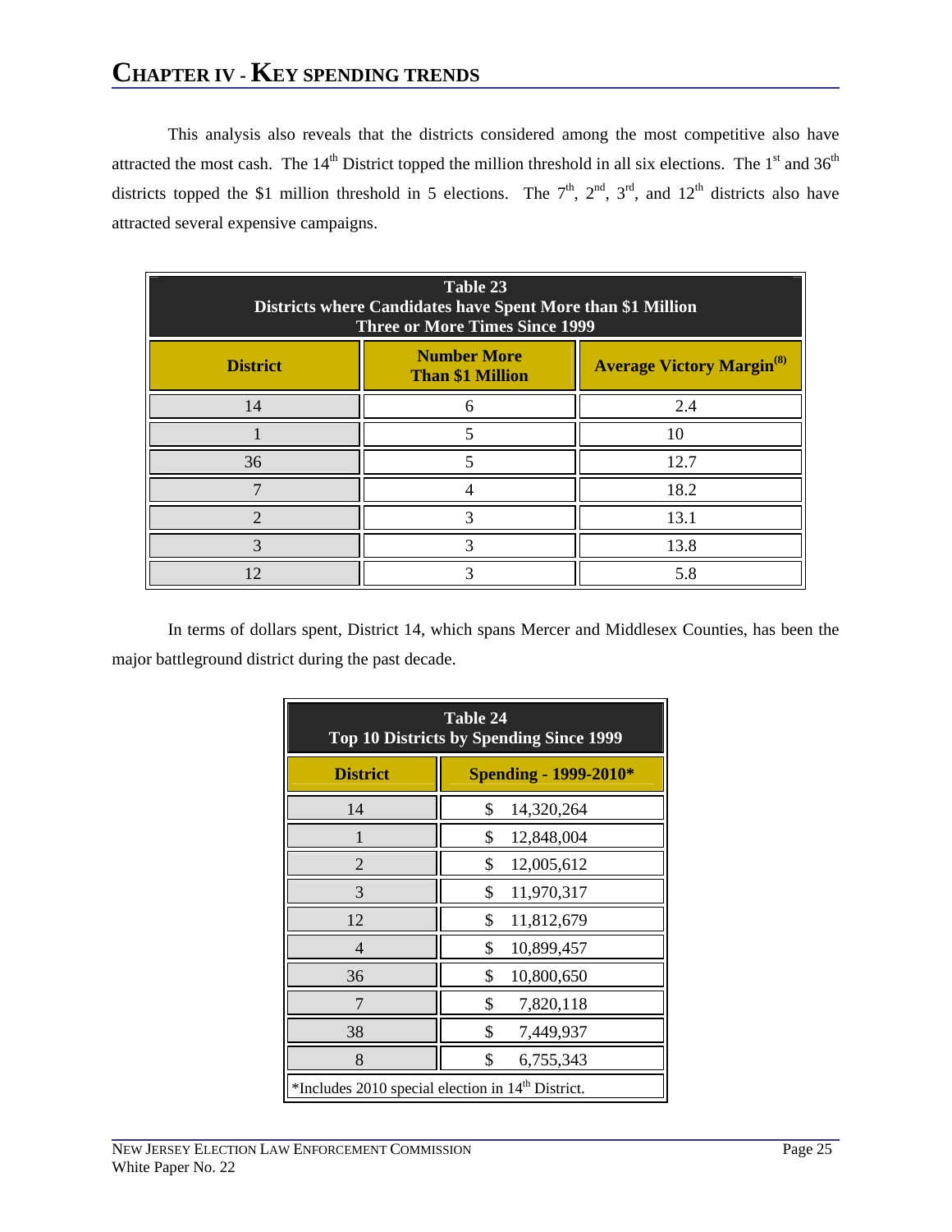# CHAPTER IV - KEY SPENDING TRENDS

This analysis also reveals that the districts considered among the most competitive also have attracted the most cash. The 14th District topped the million threshold in all six elections. The 1st and 36th districts topped the $1 million threshold in 5 elections. The 7th, 2nd, 3rd, and 12th districts also have attracted several expensive campaigns.

**Table 23**
**Districts where Candidates have Spent More than $1 Million Three or More Times Since 1999**

| District | Number More Than $1 Million | Average Victory Margin[8] |
|---|---|---|
| 14 | 6 | 2.4 |
| 1 | 5 | 10 |
| 36 | 5 | 12.7 |
| 7 | 4 | 18.2 |
| 2 | 3 | 13.1 |
| 3 | 3 | 13.8 |
| 12 | 3 | 5.8 |

In terms of dollars spent, District 14, which spans Mercer and Middlesex Counties, has been the major battleground district during the past decade.

**Table 24**
**Top 10 Districts by Spending Since 1999**

| District | Spending - 1999-2010* |
|---|---|
| 14 | $ 14,320,264 |
| 1 | $ 12,848,004 |
| 2 | $ 12,005,612 |
| 3 | $ 11,970,317 |
| 12 | $ 11,812,679 |
| 4 | $ 10,899,457 |
| 36 | $ 10,800,650 |
| 7 | $ 7,820,118 |
| 38 | $ 7,449,937 |
| 8 | $ 6,755,343 |

*Includes 2010 special election in 14th District.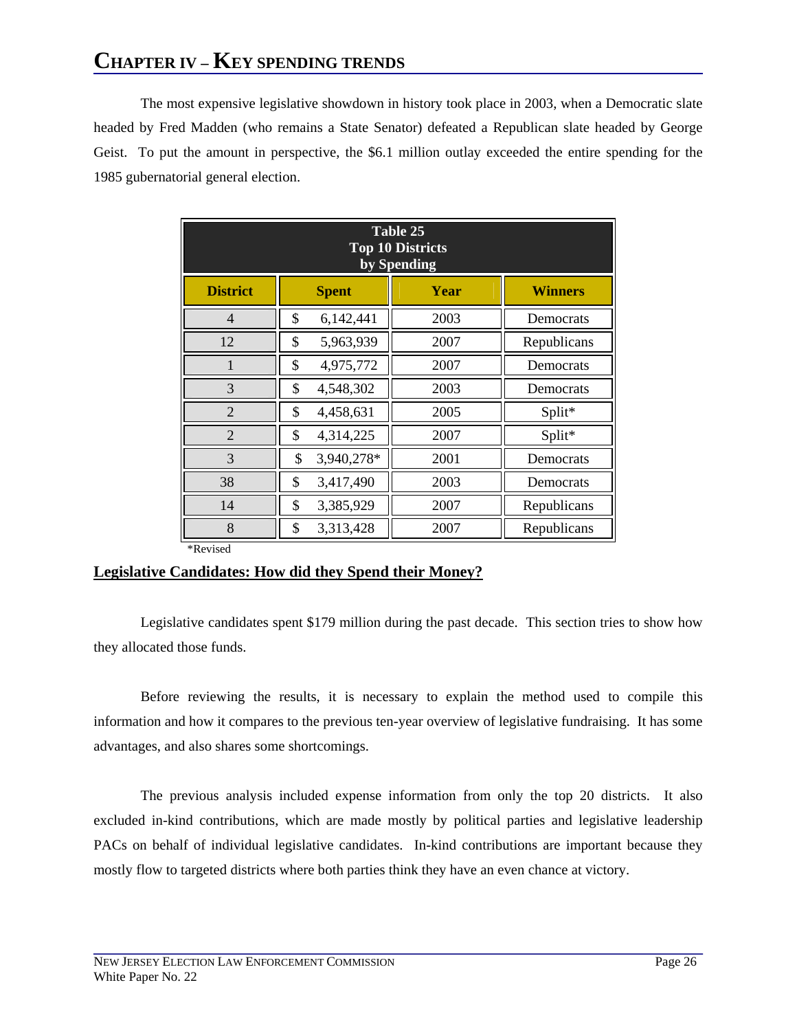## Chapter IV – Key spending trends

The most expensive legislative showdown in history took place in 2003, when a Democratic slate headed by Fred Madden (who remains a State Senator) defeated a Republican slate headed by George Geist. To put the amount in perspective, the $6.1 million outlay exceeded the entire spending for the 1985 gubernatorial general election.

**Table 25**
**Top 10 Districts**
**by Spending**

| District | Spent | Year | Winners |
|---|---|---|---|
| 4 | $ 6,142,441 | 2003 | Democrats |
| 12 | $ 5,963,939 | 2007 | Republicans |
| 1 | $ 4,975,772 | 2007 | Democrats |
| 3 | $ 4,548,302 | 2003 | Democrats |
| 2 | $ 4,458,631 | 2005 | Split* |
| 2 | $ 4,314,225 | 2007 | Split* |
| 3 | $ 3,940,278* | 2001 | Democrats |
| 38 | $ 3,417,490 | 2003 | Democrats |
| 14 | $ 3,385,929 | 2007 | Republicans |
| 8 | $ 3,313,428 | 2007 | Republicans |

*Revised

### Legislative Candidates: How did they Spend their Money?

Legislative candidates spent $179 million during the past decade. This section tries to show how they allocated those funds.

Before reviewing the results, it is necessary to explain the method used to compile this information and how it compares to the previous ten-year overview of legislative fundraising. It has some advantages, and also shares some shortcomings.

The previous analysis included expense information from only the top 20 districts. It also excluded in-kind contributions, which are made mostly by political parties and legislative leadership PACs on behalf of individual legislative candidates. In-kind contributions are important because they mostly flow to targeted districts where both parties think they have an even chance at victory.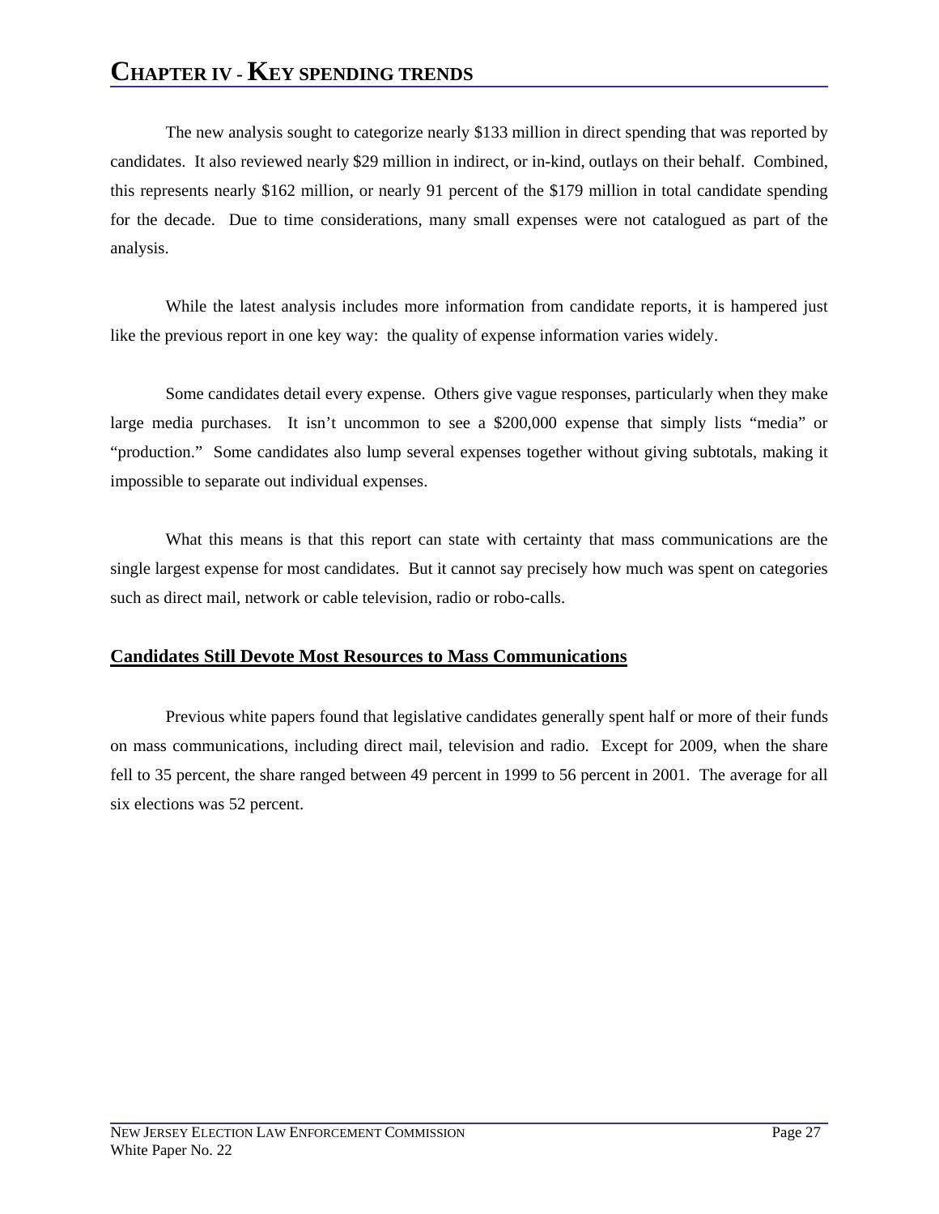# CHAPTER IV - KEY SPENDING TRENDS

The new analysis sought to categorize nearly $133 million in direct spending that was reported by candidates. It also reviewed nearly $29 million in indirect, or in-kind, outlays on their behalf. Combined, this represents nearly $162 million, or nearly 91 percent of the $179 million in total candidate spending for the decade. Due to time considerations, many small expenses were not catalogued as part of the analysis.

While the latest analysis includes more information from candidate reports, it is hampered just like the previous report in one key way: the quality of expense information varies widely.

Some candidates detail every expense. Others give vague responses, particularly when they make large media purchases. It isn't uncommon to see a $200,000 expense that simply lists "media" or "production." Some candidates also lump several expenses together without giving subtotals, making it impossible to separate out individual expenses.

What this means is that this report can state with certainty that mass communications are the single largest expense for most candidates. But it cannot say precisely how much was spent on categories such as direct mail, network or cable television, radio or robo-calls.

## Candidates Still Devote Most Resources to Mass Communications

Previous white papers found that legislative candidates generally spent half or more of their funds on mass communications, including direct mail, television and radio. Except for 2009, when the share fell to 35 percent, the share ranged between 49 percent in 1999 to 56 percent in 2001. The average for all six elections was 52 percent.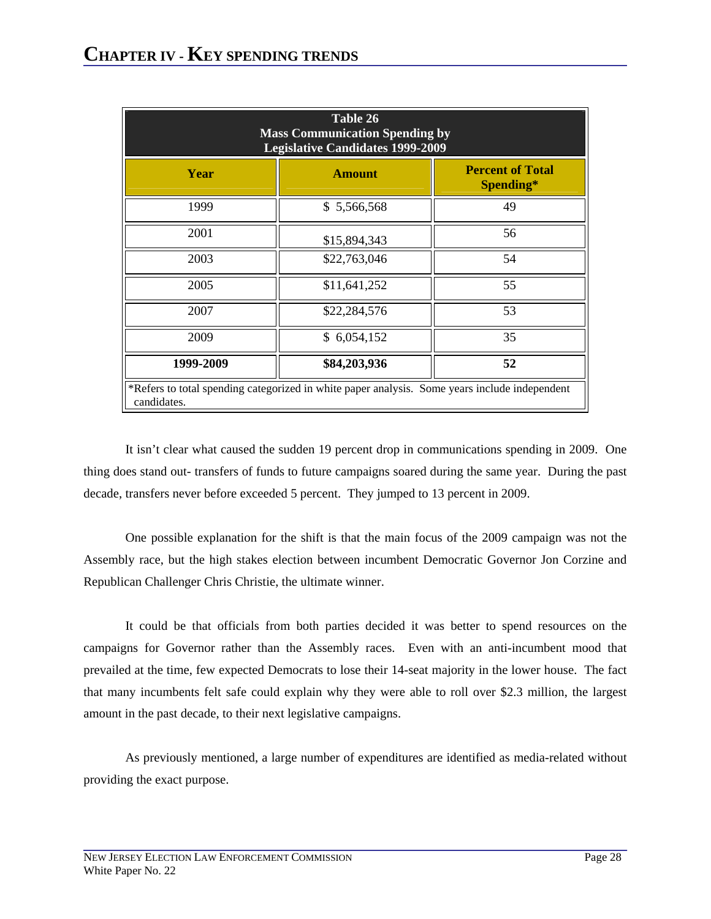# CHAPTER IV - KEY SPENDING TRENDS

| Table 26<br>Mass Communication Spending by Legislative Candidates 1999-2009 | | |
|---|---|---|
| **Year** | **Amount** | **Percent of Total Spending*** |
| 1999 | $ 5,566,568 | 49 |
| 2001 | $15,894,343 | 56 |
| 2003 | $22,763,046 | 54 |
| 2005 | $11,641,252 | 55 |
| 2007 | $22,284,576 | 53 |
| 2009 | $ 6,054,152 | 35 |
| **1999-2009** | **$84,203,936** | **52** |

*Refers to total spending categorized in white paper analysis. Some years include independent candidates.

It isn't clear what caused the sudden 19 percent drop in communications spending in 2009. One thing does stand out- transfers of funds to future campaigns soared during the same year. During the past decade, transfers never before exceeded 5 percent. They jumped to 13 percent in 2009.

One possible explanation for the shift is that the main focus of the 2009 campaign was not the Assembly race, but the high stakes election between incumbent Democratic Governor Jon Corzine and Republican Challenger Chris Christie, the ultimate winner.

It could be that officials from both parties decided it was better to spend resources on the campaigns for Governor rather than the Assembly races. Even with an anti-incumbent mood that prevailed at the time, few expected Democrats to lose their 14-seat majority in the lower house. The fact that many incumbents felt safe could explain why they were able to roll over $2.3 million, the largest amount in the past decade, to their next legislative campaigns.

As previously mentioned, a large number of expenditures are identified as media-related without providing the exact purpose.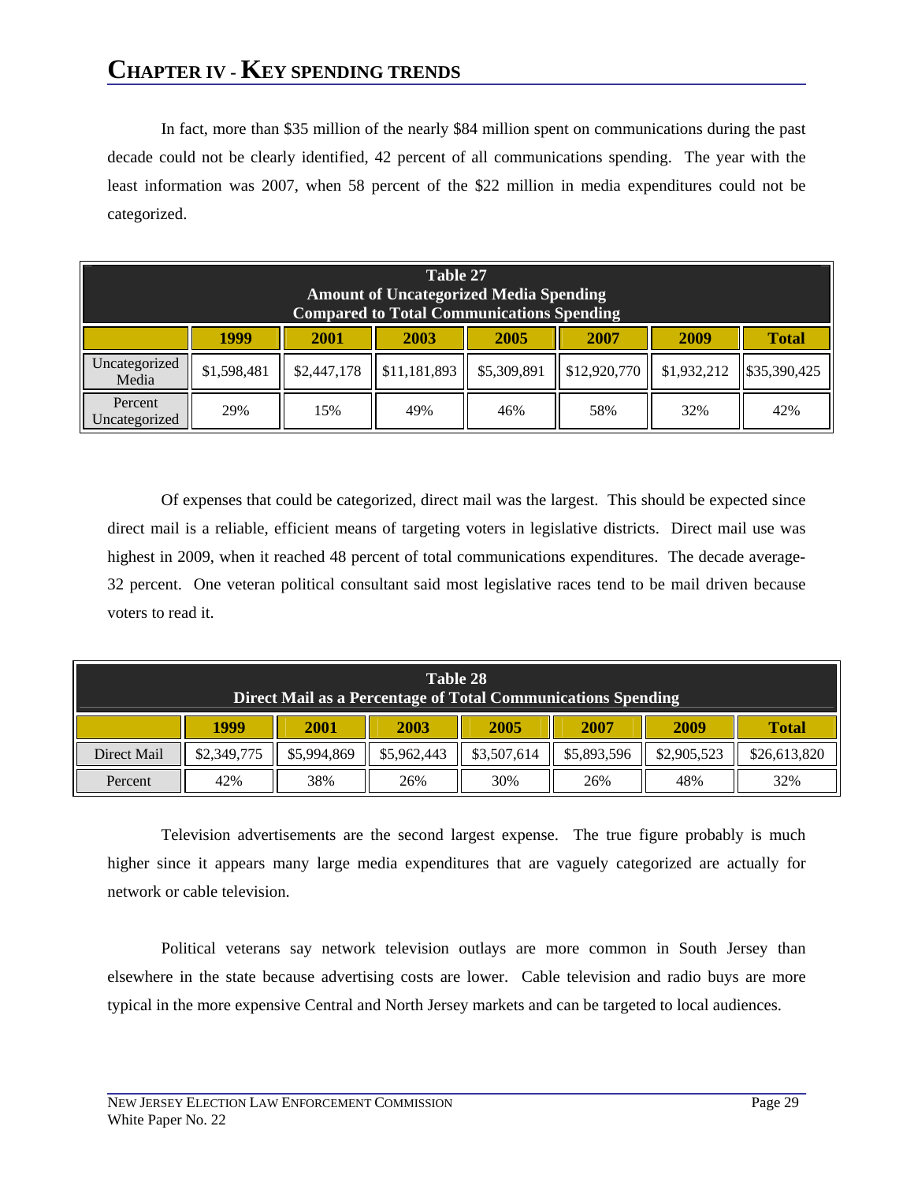# CHAPTER IV - KEY SPENDING TRENDS

In fact, more than $35 million of the nearly $84 million spent on communications during the past decade could not be clearly identified, 42 percent of all communications spending. The year with the least information was 2007, when 58 percent of the $22 million in media expenditures could not be categorized.

**Table 27**
**Amount of Uncategorized Media Spending Compared to Total Communications Spending**

| | 1999 | 2001 | 2003 | 2005 | 2007 | 2009 | Total |
|---|---|---|---|---|---|---|---|
| Uncategorized Media | $1,598,481 | $2,447,178 | $11,181,893 | $5,309,891 | $12,920,770 | $1,932,212 | $35,390,425 |
| Percent Uncategorized | 29% | 15% | 49% | 46% | 58% | 32% | 42% |

Of expenses that could be categorized, direct mail was the largest. This should be expected since direct mail is a reliable, efficient means of targeting voters in legislative districts. Direct mail use was highest in 2009, when it reached 48 percent of total communications expenditures. The decade average- 32 percent. One veteran political consultant said most legislative races tend to be mail driven because voters to read it.

**Table 28**
**Direct Mail as a Percentage of Total Communications Spending**

| | 1999 | 2001 | 2003 | 2005 | 2007 | 2009 | Total |
|---|---|---|---|---|---|---|---|
| Direct Mail | $2,349,775 | $5,994,869 | $5,962,443 | $3,507,614 | $5,893,596 | $2,905,523 | $26,613,820 |
| Percent | 42% | 38% | 26% | 30% | 26% | 48% | 32% |

Television advertisements are the second largest expense. The true figure probably is much higher since it appears many large media expenditures that are vaguely categorized are actually for network or cable television.

Political veterans say network television outlays are more common in South Jersey than elsewhere in the state because advertising costs are lower. Cable television and radio buys are more typical in the more expensive Central and North Jersey markets and can be targeted to local audiences.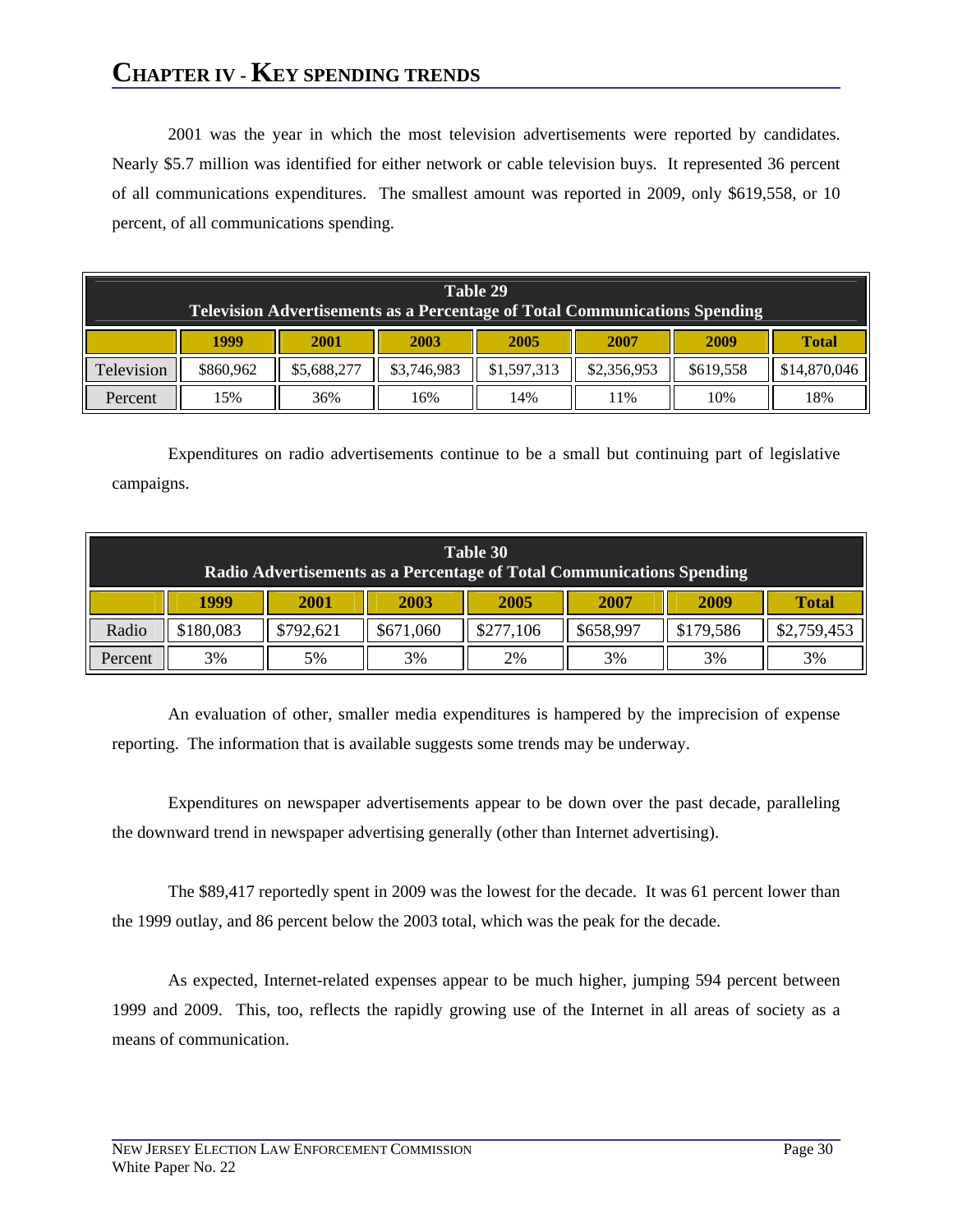# CHAPTER IV - KEY SPENDING TRENDS

2001 was the year in which the most television advertisements were reported by candidates. Nearly $5.7 million was identified for either network or cable television buys. It represented 36 percent of all communications expenditures. The smallest amount was reported in 2009, only $619,558, or 10 percent, of all communications spending.

**Table 29**
**Television Advertisements as a Percentage of Total Communications Spending**

| | 1999 | 2001 | 2003 | 2005 | 2007 | 2009 | Total |
|---|---|---|---|---|---|---|---|
| Television | $860,962 | $5,688,277 | $3,746,983 | $1,597,313 | $2,356,953 | $619,558 | $14,870,046 |
| Percent | 15% | 36% | 16% | 14% | 11% | 10% | 18% |

Expenditures on radio advertisements continue to be a small but continuing part of legislative campaigns.

**Table 30**
**Radio Advertisements as a Percentage of Total Communications Spending**

| | 1999 | 2001 | 2003 | 2005 | 2007 | 2009 | Total |
|---|---|---|---|---|---|---|---|
| Radio | $180,083 | $792,621 | $671,060 | $277,106 | $658,997 | $179,586 | $2,759,453 |
| Percent | 3% | 5% | 3% | 2% | 3% | 3% | 3% |

An evaluation of other, smaller media expenditures is hampered by the imprecision of expense reporting. The information that is available suggests some trends may be underway.

Expenditures on newspaper advertisements appear to be down over the past decade, paralleling the downward trend in newspaper advertising generally (other than Internet advertising).

The $89,417 reportedly spent in 2009 was the lowest for the decade. It was 61 percent lower than the 1999 outlay, and 86 percent below the 2003 total, which was the peak for the decade.

As expected, Internet-related expenses appear to be much higher, jumping 594 percent between 1999 and 2009. This, too, reflects the rapidly growing use of the Internet in all areas of society as a means of communication.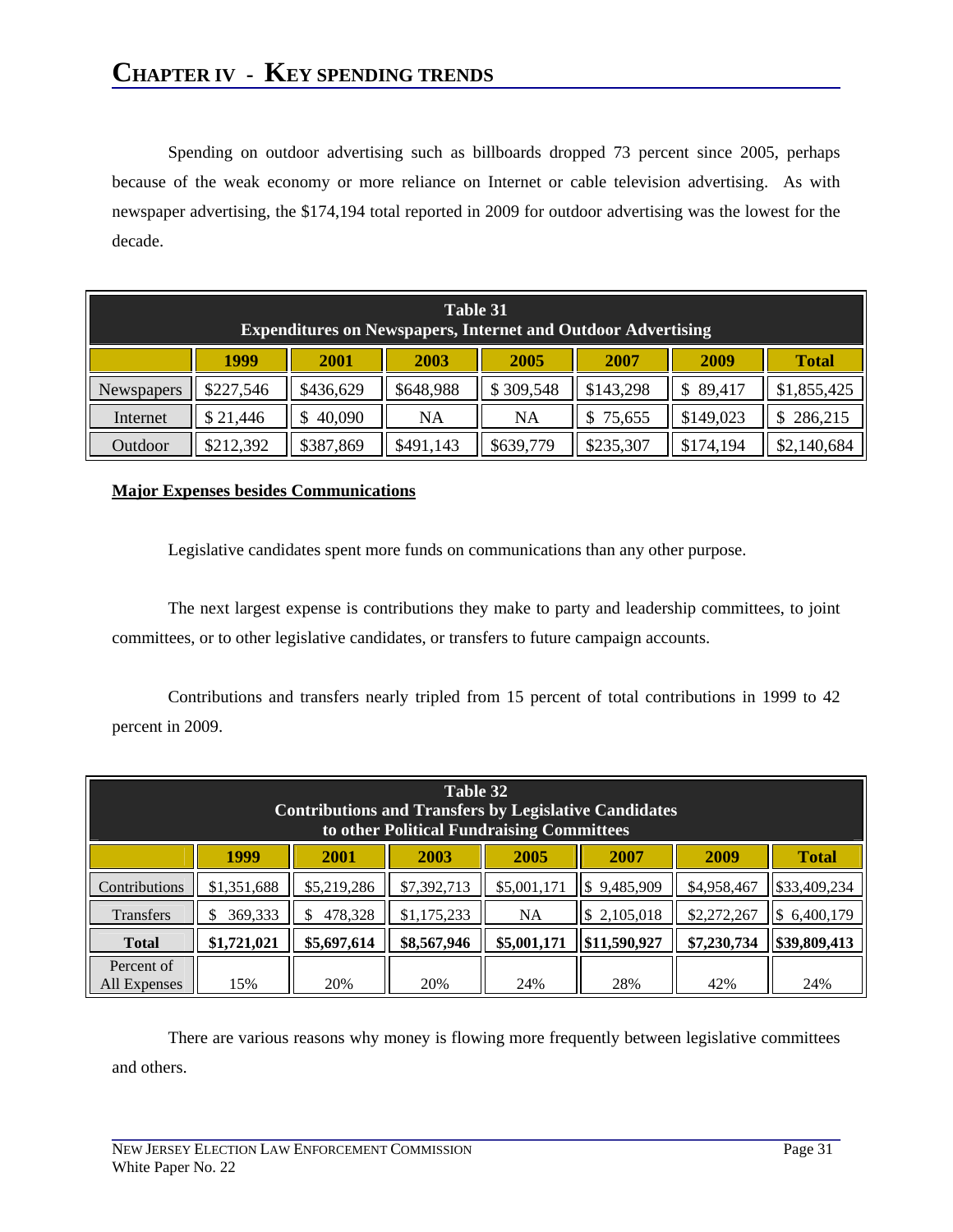# CHAPTER IV - KEY SPENDING TRENDS

Spending on outdoor advertising such as billboards dropped 73 percent since 2005, perhaps because of the weak economy or more reliance on Internet or cable television advertising. As with newspaper advertising, the $174,194 total reported in 2009 for outdoor advertising was the lowest for the decade.

**Table 31**
**Expenditures on Newspapers, Internet and Outdoor Advertising**

| | 1999 | 2001 | 2003 | 2005 | 2007 | 2009 | Total |
|---|---|---|---|---|---|---|---|
| Newspapers | $227,546 | $436,629 | $648,988 | $ 309,548 | $143,298 | $ 89,417 | $1,855,425 |
| Internet | $ 21,446 | $ 40,090 | NA | NA | $ 75,655 | $149,023 | $ 286,215 |
| Outdoor | $212,392 | $387,869 | $491,143 | $639,779 | $235,307 | $174,194 | $2,140,684 |

**Major Expenses besides Communications**

Legislative candidates spent more funds on communications than any other purpose.

The next largest expense is contributions they make to party and leadership committees, to joint committees, or to other legislative candidates, or transfers to future campaign accounts.

Contributions and transfers nearly tripled from 15 percent of total contributions in 1999 to 42 percent in 2009.

**Table 32**
**Contributions and Transfers by Legislative Candidates to other Political Fundraising Committees**

| | 1999 | 2001 | 2003 | 2005 | 2007 | 2009 | Total |
|---|---|---|---|---|---|---|---|
| Contributions | $1,351,688 | $5,219,286 | $7,392,713 | $5,001,171 | $ 9,485,909 | $4,958,467 | $33,409,234 |
| Transfers | $ 369,333 | $ 478,328 | $1,175,233 | NA | $ 2,105,018 | $2,272,267 | $ 6,400,179 |
| **Total** | **$1,721,021** | **$5,697,614** | **$8,567,946** | **$5,001,171** | **$11,590,927** | **$7,230,734** | **$39,809,413** |
| Percent of All Expenses | 15% | 20% | 20% | 24% | 28% | 42% | 24% |

There are various reasons why money is flowing more frequently between legislative committees and others.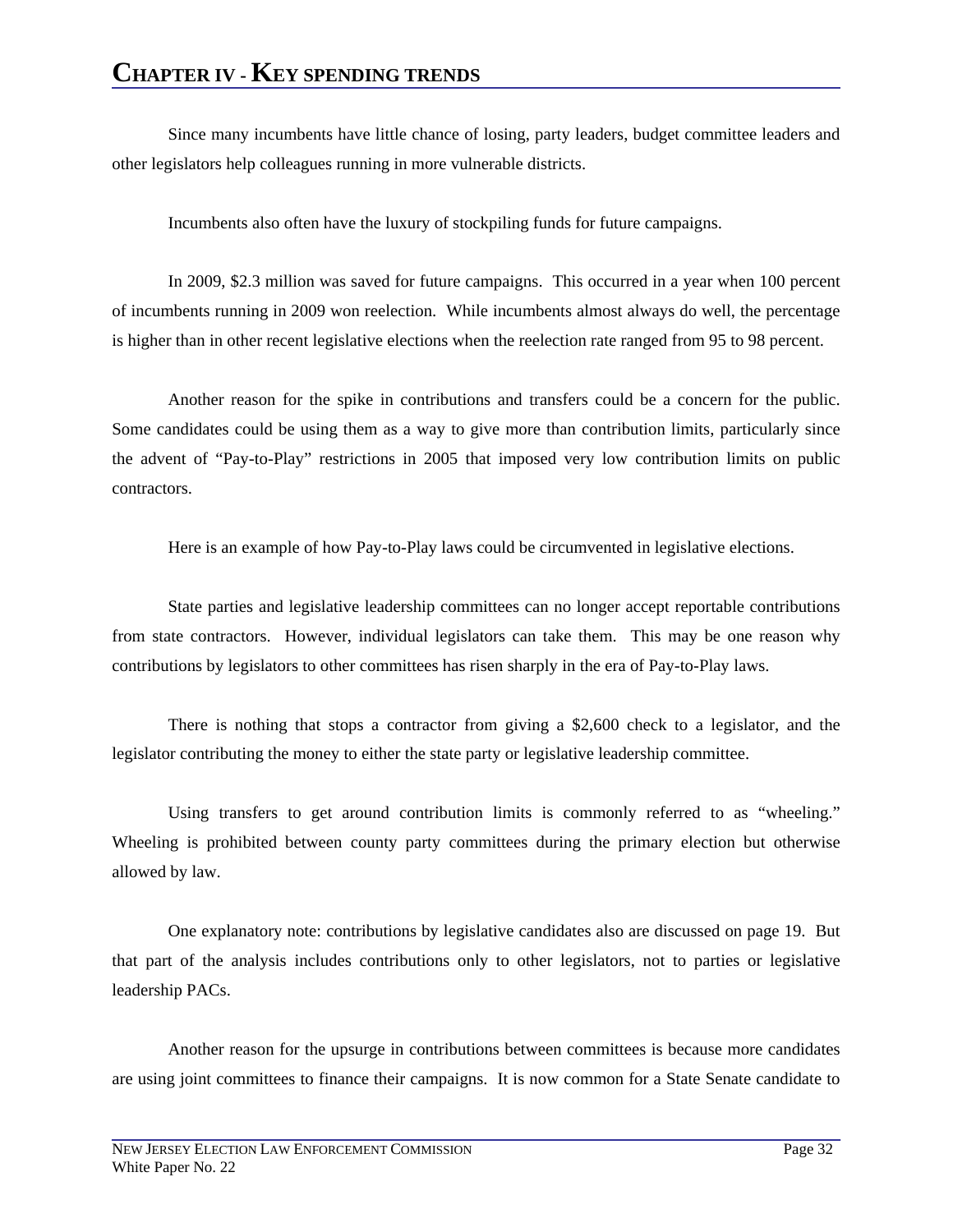Since many incumbents have little chance of losing, party leaders, budget committee leaders and other legislators help colleagues running in more vulnerable districts.

Incumbents also often have the luxury of stockpiling funds for future campaigns.

In 2009, $2.3 million was saved for future campaigns. This occurred in a year when 100 percent of incumbents running in 2009 won reelection. While incumbents almost always do well, the percentage is higher than in other recent legislative elections when the reelection rate ranged from 95 to 98 percent.

Another reason for the spike in contributions and transfers could be a concern for the public. Some candidates could be using them as a way to give more than contribution limits, particularly since the advent of "Pay-to-Play" restrictions in 2005 that imposed very low contribution limits on public contractors.

Here is an example of how Pay-to-Play laws could be circumvented in legislative elections.

State parties and legislative leadership committees can no longer accept reportable contributions from state contractors. However, individual legislators can take them. This may be one reason why contributions by legislators to other committees has risen sharply in the era of Pay-to-Play laws.

There is nothing that stops a contractor from giving a $2,600 check to a legislator, and the legislator contributing the money to either the state party or legislative leadership committee.

Using transfers to get around contribution limits is commonly referred to as "wheeling." Wheeling is prohibited between county party committees during the primary election but otherwise allowed by law.

One explanatory note: contributions by legislative candidates also are discussed on page 19. But that part of the analysis includes contributions only to other legislators, not to parties or legislative leadership PACs.

Another reason for the upsurge in contributions between committees is because more candidates are using joint committees to finance their campaigns. It is now common for a State Senate candidate to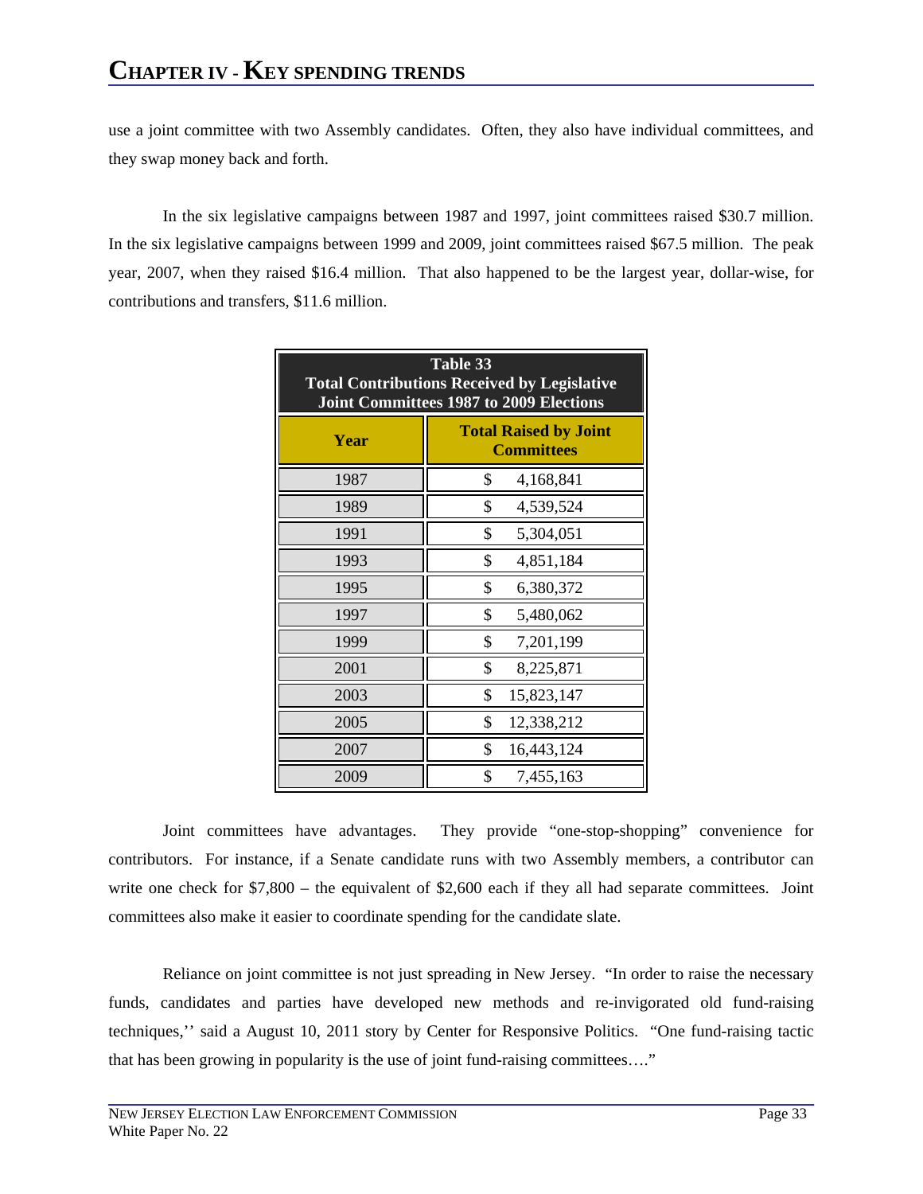use a joint committee with two Assembly candidates. Often, they also have individual committees, and they swap money back and forth.

In the six legislative campaigns between 1987 and 1997, joint committees raised $30.7 million. In the six legislative campaigns between 1999 and 2009, joint committees raised $67.5 million. The peak year, 2007, when they raised $16.4 million. That also happened to be the largest year, dollar-wise, for contributions and transfers, $11.6 million.

**Table 33**
**Total Contributions Received by Legislative Joint Committees 1987 to 2009 Elections**

| Year | Total Raised by Joint Committees |
|---|---|
| 1987 | $ 4,168,841 |
| 1989 | $ 4,539,524 |
| 1991 | $ 5,304,051 |
| 1993 | $ 4,851,184 |
| 1995 | $ 6,380,372 |
| 1997 | $ 5,480,062 |
| 1999 | $ 7,201,199 |
| 2001 | $ 8,225,871 |
| 2003 | $ 15,823,147 |
| 2005 | $ 12,338,212 |
| 2007 | $ 16,443,124 |
| 2009 | $ 7,455,163 |

Joint committees have advantages. They provide "one-stop-shopping" convenience for contributors. For instance, if a Senate candidate runs with two Assembly members, a contributor can write one check for $7,800 – the equivalent of $2,600 each if they all had separate committees. Joint committees also make it easier to coordinate spending for the candidate slate.

Reliance on joint committee is not just spreading in New Jersey. "In order to raise the necessary funds, candidates and parties have developed new methods and re-invigorated old fund-raising techniques,'' said a August 10, 2011 story by Center for Responsive Politics. "One fund-raising tactic that has been growing in popularity is the use of joint fund-raising committees…."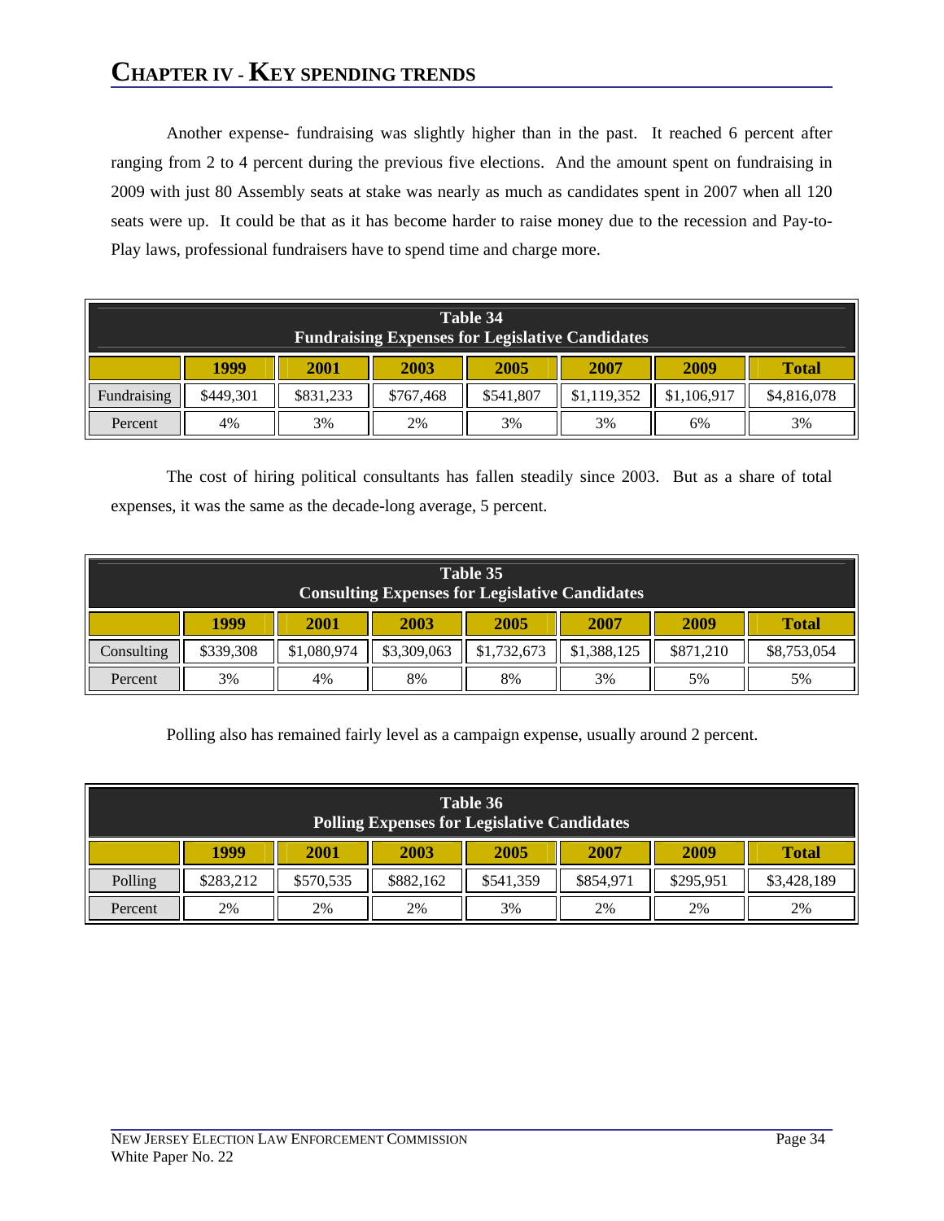## CHAPTER IV - KEY SPENDING TRENDS

Another expense- fundraising was slightly higher than in the past. It reached 6 percent after ranging from 2 to 4 percent during the previous five elections. And the amount spent on fundraising in 2009 with just 80 Assembly seats at stake was nearly as much as candidates spent in 2007 when all 120 seats were up. It could be that as it has become harder to raise money due to the recession and Pay-to-Play laws, professional fundraisers have to spend time and charge more.

**Table 34**
**Fundraising Expenses for Legislative Candidates**

| | 1999 | 2001 | 2003 | 2005 | 2007 | 2009 | Total |
|---|---|---|---|---|---|---|---|
| Fundraising | $449,301 | $831,233 | $767,468 | $541,807 | $1,119,352 | $1,106,917 | $4,816,078 |
| Percent | 4% | 3% | 2% | 3% | 3% | 6% | 3% |

The cost of hiring political consultants has fallen steadily since 2003. But as a share of total expenses, it was the same as the decade-long average, 5 percent.

**Table 35**
**Consulting Expenses for Legislative Candidates**

| | 1999 | 2001 | 2003 | 2005 | 2007 | 2009 | Total |
|---|---|---|---|---|---|---|---|
| Consulting | $339,308 | $1,080,974 | $3,309,063 | $1,732,673 | $1,388,125 | $871,210 | $8,753,054 |
| Percent | 3% | 4% | 8% | 8% | 3% | 5% | 5% |

Polling also has remained fairly level as a campaign expense, usually around 2 percent.

**Table 36**
**Polling Expenses for Legislative Candidates**

| | 1999 | 2001 | 2003 | 2005 | 2007 | 2009 | Total |
|---|---|---|---|---|---|---|---|
| Polling | $283,212 | $570,535 | $882,162 | $541,359 | $854,971 | $295,951 | $3,428,189 |
| Percent | 2% | 2% | 2% | 3% | 2% | 2% | 2% |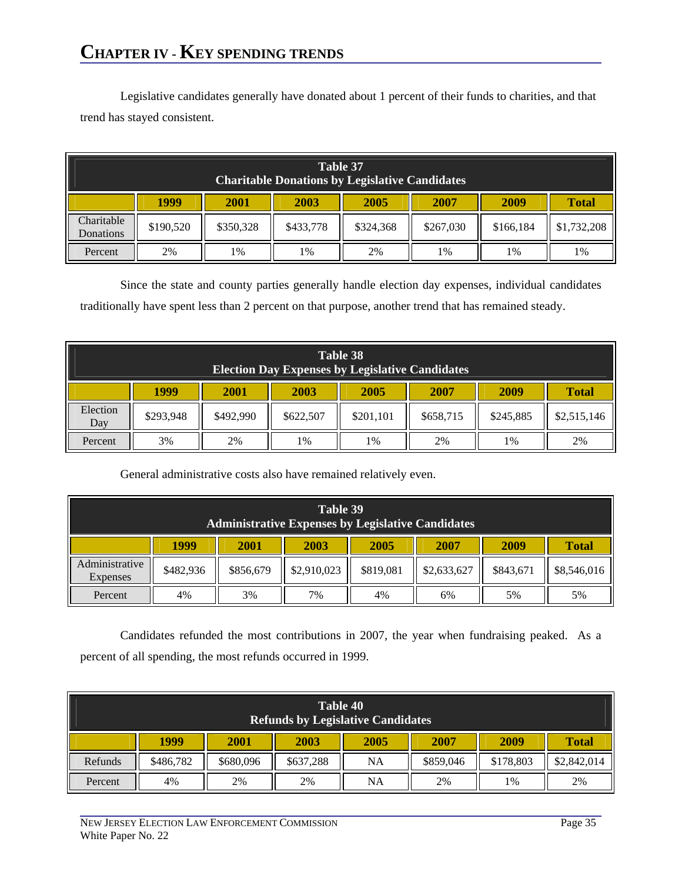# Chapter IV - Key spending trends

Legislative candidates generally have donated about 1 percent of their funds to charities, and that trend has stayed consistent.

**Table 37**
**Charitable Donations by Legislative Candidates**

| | 1999 | 2001 | 2003 | 2005 | 2007 | 2009 | Total |
|---|---|---|---|---|---|---|---|
| Charitable Donations | $190,520 | $350,328 | $433,778 | $324,368 | $267,030 | $166,184 | $1,732,208 |
| Percent | 2% | 1% | 1% | 2% | 1% | 1% | 1% |

Since the state and county parties generally handle election day expenses, individual candidates traditionally have spent less than 2 percent on that purpose, another trend that has remained steady.

**Table 38**
**Election Day Expenses by Legislative Candidates**

| | 1999 | 2001 | 2003 | 2005 | 2007 | 2009 | Total |
|---|---|---|---|---|---|---|---|
| Election Day | $293,948 | $492,990 | $622,507 | $201,101 | $658,715 | $245,885 | $2,515,146 |
| Percent | 3% | 2% | 1% | 1% | 2% | 1% | 2% |

General administrative costs also have remained relatively even.

**Table 39**
**Administrative Expenses by Legislative Candidates**

| | 1999 | 2001 | 2003 | 2005 | 2007 | 2009 | Total |
|---|---|---|---|---|---|---|---|
| Administrative Expenses | $482,936 | $856,679 | $2,910,023 | $819,081 | $2,633,627 | $843,671 | $8,546,016 |
| Percent | 4% | 3% | 7% | 4% | 6% | 5% | 5% |

Candidates refunded the most contributions in 2007, the year when fundraising peaked. As a percent of all spending, the most refunds occurred in 1999.

**Table 40**
**Refunds by Legislative Candidates**

| | 1999 | 2001 | 2003 | 2005 | 2007 | 2009 | Total |
|---|---|---|---|---|---|---|---|
| Refunds | $486,782 | $680,096 | $637,288 | NA | $859,046 | $178,803 | $2,842,014 |
| Percent | 4% | 2% | 2% | NA | 2% | 1% | 2% |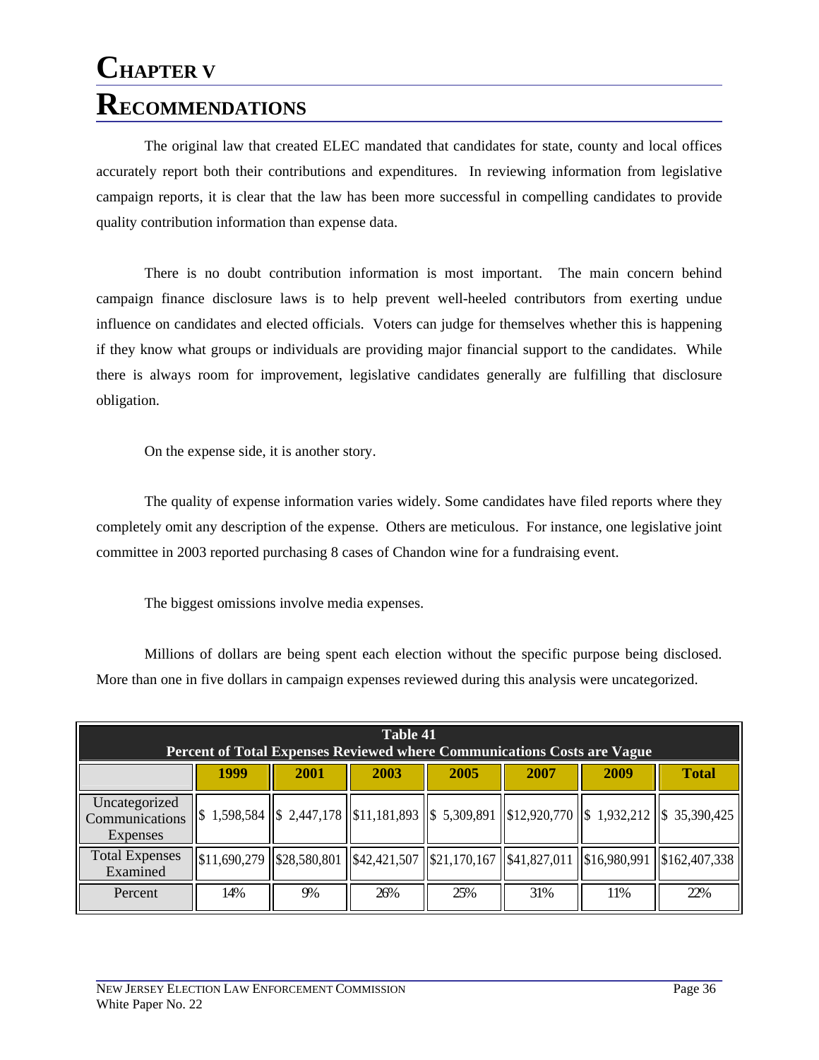# CHAPTER V

# RECOMMENDATIONS

The original law that created ELEC mandated that candidates for state, county and local offices accurately report both their contributions and expenditures. In reviewing information from legislative campaign reports, it is clear that the law has been more successful in compelling candidates to provide quality contribution information than expense data.

There is no doubt contribution information is most important. The main concern behind campaign finance disclosure laws is to help prevent well-heeled contributors from exerting undue influence on candidates and elected officials. Voters can judge for themselves whether this is happening if they know what groups or individuals are providing major financial support to the candidates. While there is always room for improvement, legislative candidates generally are fulfilling that disclosure obligation.

On the expense side, it is another story.

The quality of expense information varies widely. Some candidates have filed reports where they completely omit any description of the expense. Others are meticulous. For instance, one legislative joint committee in 2003 reported purchasing 8 cases of Chandon wine for a fundraising event.

The biggest omissions involve media expenses.

Millions of dollars are being spent each election without the specific purpose being disclosed. More than one in five dollars in campaign expenses reviewed during this analysis were uncategorized.

**Table 41**
**Percent of Total Expenses Reviewed where Communications Costs are Vague**

| | 1999 | 2001 | 2003 | 2005 | 2007 | 2009 | Total |
|---|---|---|---|---|---|---|---|
| Uncategorized Communications Expenses | $ 1,598,584 | $ 2,447,178 | $11,181,893 | $ 5,309,891 | $12,920,770 | $ 1,932,212 | $ 35,390,425 |
| Total Expenses Examined | $11,690,279 | $28,580,801 | $42,421,507 | $21,170,167 | $41,827,011 | $16,980,991 | $162,407,338 |
| Percent | 14% | 9% | 26% | 25% | 31% | 11% | 22% |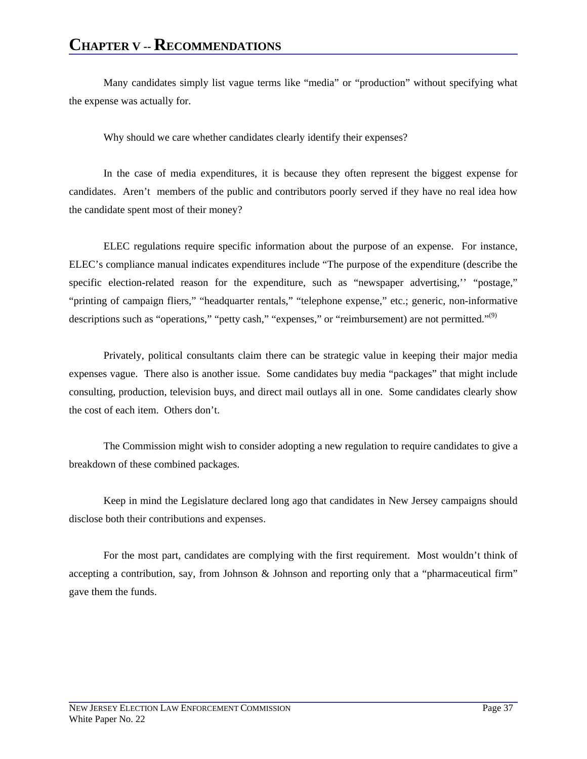# CHAPTER V -- RECOMMENDATIONS

Many candidates simply list vague terms like "media" or "production" without specifying what the expense was actually for.

Why should we care whether candidates clearly identify their expenses?

In the case of media expenditures, it is because they often represent the biggest expense for candidates. Aren't members of the public and contributors poorly served if they have no real idea how the candidate spent most of their money?

ELEC regulations require specific information about the purpose of an expense. For instance, ELEC's compliance manual indicates expenditures include "The purpose of the expenditure (describe the specific election-related reason for the expenditure, such as "newspaper advertising,'' "postage," "printing of campaign fliers," "headquarter rentals," "telephone expense," etc.; generic, non-informative descriptions such as "operations," "petty cash," "expenses," or "reimbursement) are not permitted."(9)

Privately, political consultants claim there can be strategic value in keeping their major media expenses vague. There also is another issue. Some candidates buy media "packages" that might include consulting, production, television buys, and direct mail outlays all in one. Some candidates clearly show the cost of each item. Others don't.

The Commission might wish to consider adopting a new regulation to require candidates to give a breakdown of these combined packages.

Keep in mind the Legislature declared long ago that candidates in New Jersey campaigns should disclose both their contributions and expenses.

For the most part, candidates are complying with the first requirement. Most wouldn't think of accepting a contribution, say, from Johnson & Johnson and reporting only that a "pharmaceutical firm" gave them the funds.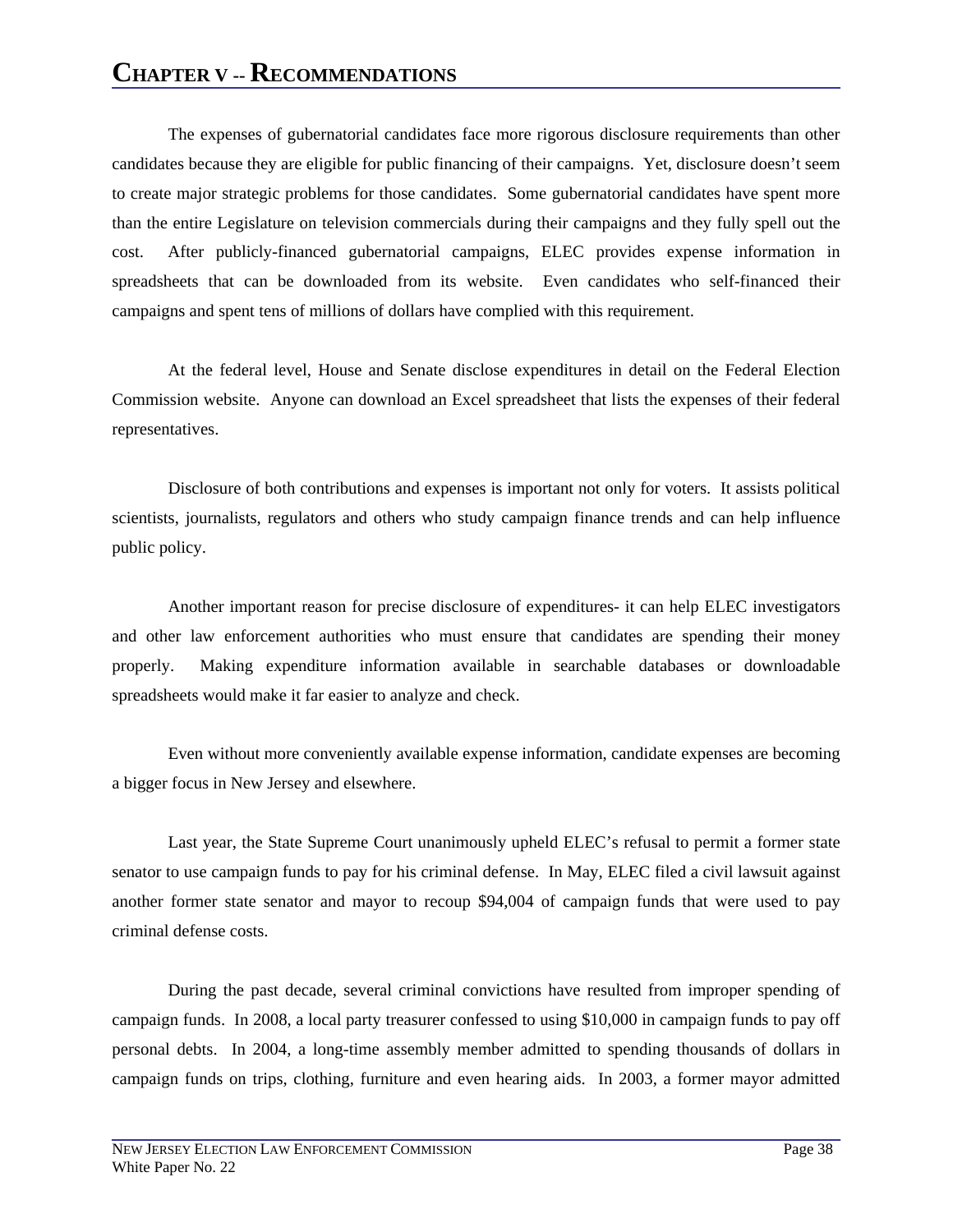# CHAPTER V -- RECOMMENDATIONS

The expenses of gubernatorial candidates face more rigorous disclosure requirements than other candidates because they are eligible for public financing of their campaigns. Yet, disclosure doesn't seem to create major strategic problems for those candidates. Some gubernatorial candidates have spent more than the entire Legislature on television commercials during their campaigns and they fully spell out the cost. After publicly-financed gubernatorial campaigns, ELEC provides expense information in spreadsheets that can be downloaded from its website. Even candidates who self-financed their campaigns and spent tens of millions of dollars have complied with this requirement.

At the federal level, House and Senate disclose expenditures in detail on the Federal Election Commission website. Anyone can download an Excel spreadsheet that lists the expenses of their federal representatives.

Disclosure of both contributions and expenses is important not only for voters. It assists political scientists, journalists, regulators and others who study campaign finance trends and can help influence public policy.

Another important reason for precise disclosure of expenditures- it can help ELEC investigators and other law enforcement authorities who must ensure that candidates are spending their money properly. Making expenditure information available in searchable databases or downloadable spreadsheets would make it far easier to analyze and check.

Even without more conveniently available expense information, candidate expenses are becoming a bigger focus in New Jersey and elsewhere.

Last year, the State Supreme Court unanimously upheld ELEC's refusal to permit a former state senator to use campaign funds to pay for his criminal defense. In May, ELEC filed a civil lawsuit against another former state senator and mayor to recoup $94,004 of campaign funds that were used to pay criminal defense costs.

During the past decade, several criminal convictions have resulted from improper spending of campaign funds. In 2008, a local party treasurer confessed to using $10,000 in campaign funds to pay off personal debts. In 2004, a long-time assembly member admitted to spending thousands of dollars in campaign funds on trips, clothing, furniture and even hearing aids. In 2003, a former mayor admitted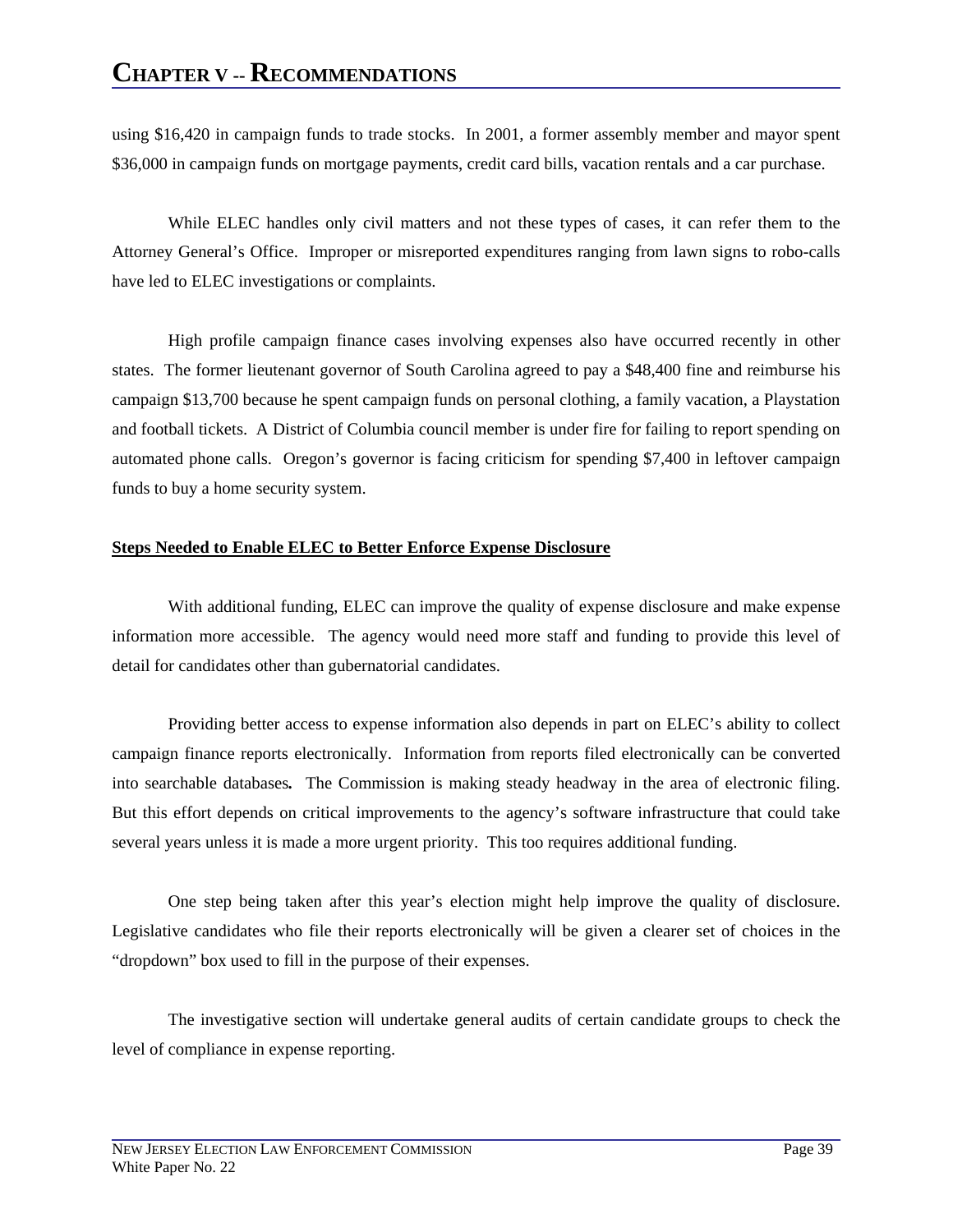using $16,420 in campaign funds to trade stocks. In 2001, a former assembly member and mayor spent $36,000 in campaign funds on mortgage payments, credit card bills, vacation rentals and a car purchase.

While ELEC handles only civil matters and not these types of cases, it can refer them to the Attorney General's Office. Improper or misreported expenditures ranging from lawn signs to robo-calls have led to ELEC investigations or complaints.

High profile campaign finance cases involving expenses also have occurred recently in other states. The former lieutenant governor of South Carolina agreed to pay a $48,400 fine and reimburse his campaign $13,700 because he spent campaign funds on personal clothing, a family vacation, a Playstation and football tickets. A District of Columbia council member is under fire for failing to report spending on automated phone calls. Oregon's governor is facing criticism for spending $7,400 in leftover campaign funds to buy a home security system.

**Steps Needed to Enable ELEC to Better Enforce Expense Disclosure**

With additional funding, ELEC can improve the quality of expense disclosure and make expense information more accessible. The agency would need more staff and funding to provide this level of detail for candidates other than gubernatorial candidates.

Providing better access to expense information also depends in part on ELEC's ability to collect campaign finance reports electronically. Information from reports filed electronically can be converted into searchable databases. The Commission is making steady headway in the area of electronic filing. But this effort depends on critical improvements to the agency's software infrastructure that could take several years unless it is made a more urgent priority. This too requires additional funding.

One step being taken after this year's election might help improve the quality of disclosure. Legislative candidates who file their reports electronically will be given a clearer set of choices in the "dropdown" box used to fill in the purpose of their expenses.

The investigative section will undertake general audits of certain candidate groups to check the level of compliance in expense reporting.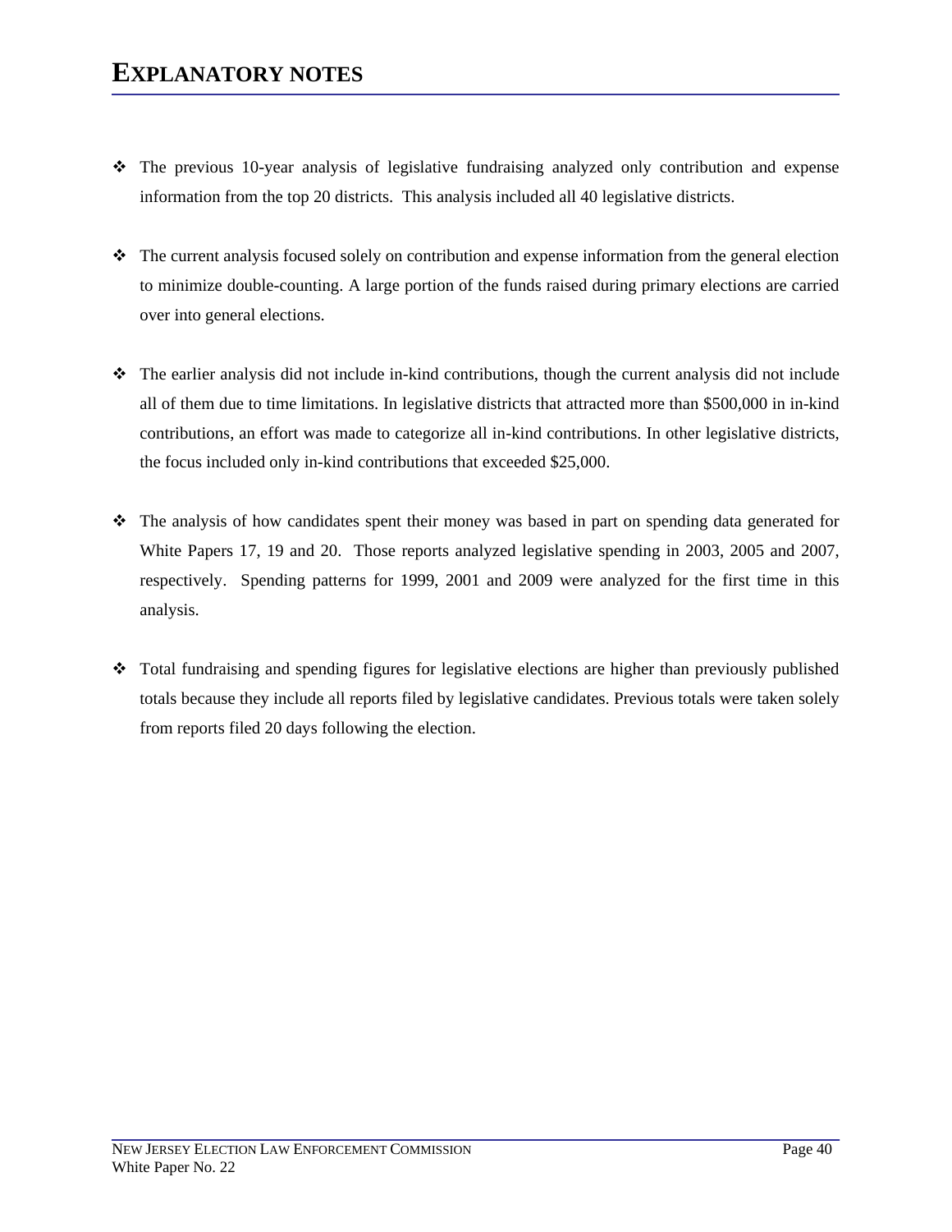# EXPLANATORY NOTES

- The previous 10-year analysis of legislative fundraising analyzed only contribution and expense information from the top 20 districts. This analysis included all 40 legislative districts.

- The current analysis focused solely on contribution and expense information from the general election to minimize double-counting. A large portion of the funds raised during primary elections are carried over into general elections.

- The earlier analysis did not include in-kind contributions, though the current analysis did not include all of them due to time limitations. In legislative districts that attracted more than $500,000 in in-kind contributions, an effort was made to categorize all in-kind contributions. In other legislative districts, the focus included only in-kind contributions that exceeded $25,000.

- The analysis of how candidates spent their money was based in part on spending data generated for White Papers 17, 19 and 20. Those reports analyzed legislative spending in 2003, 2005 and 2007, respectively. Spending patterns for 1999, 2001 and 2009 were analyzed for the first time in this analysis.

- Total fundraising and spending figures for legislative elections are higher than previously published totals because they include all reports filed by legislative candidates. Previous totals were taken solely from reports filed 20 days following the election.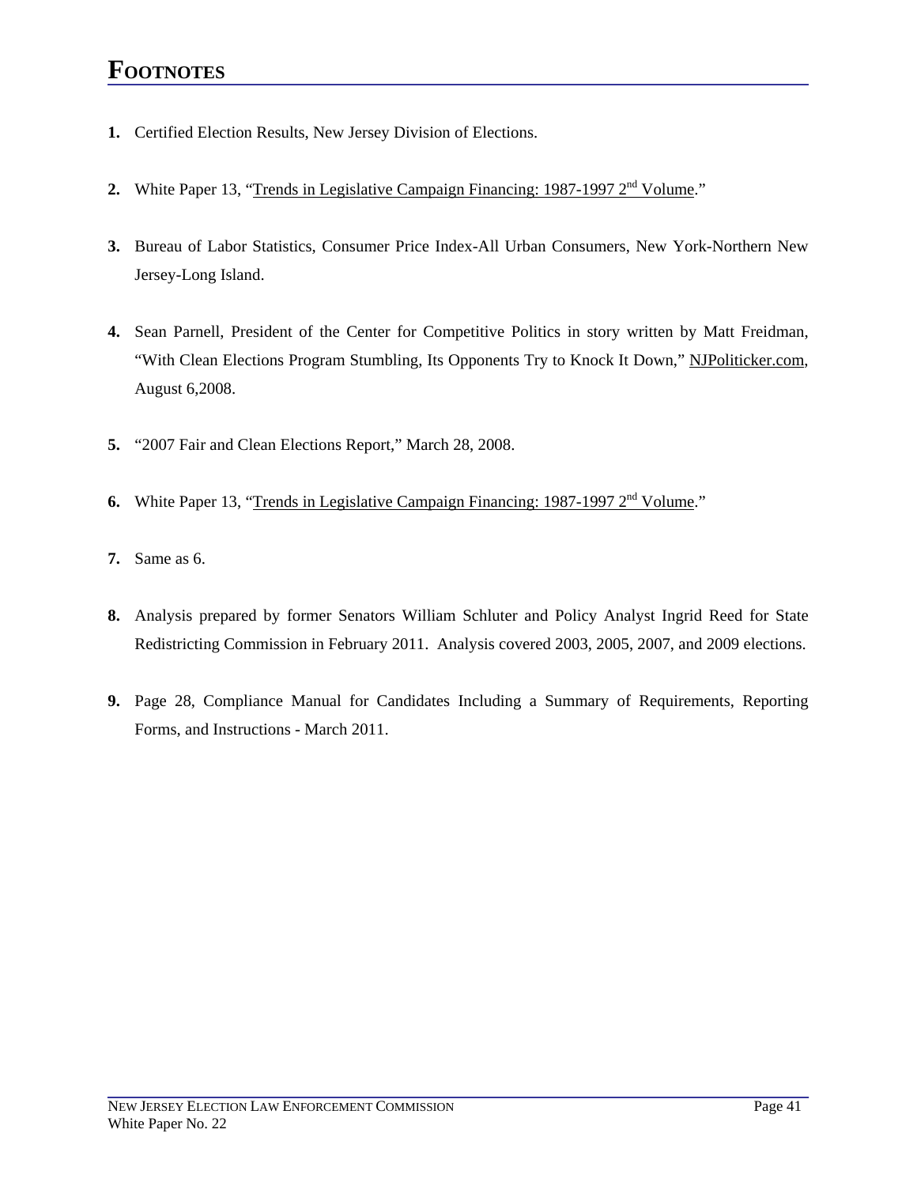# FOOTNOTES

1. Certified Election Results, New Jersey Division of Elections.

2. White Paper 13, "Trends in Legislative Campaign Financing: 1987-1997 2nd Volume."

3. Bureau of Labor Statistics, Consumer Price Index-All Urban Consumers, New York-Northern New Jersey-Long Island.

4. Sean Parnell, President of the Center for Competitive Politics in story written by Matt Freidman, "With Clean Elections Program Stumbling, Its Opponents Try to Knock It Down," NJPoliticker.com, August 6,2008.

5. "2007 Fair and Clean Elections Report," March 28, 2008.

6. White Paper 13, "Trends in Legislative Campaign Financing: 1987-1997 2nd Volume."

7. Same as 6.

8. Analysis prepared by former Senators William Schluter and Policy Analyst Ingrid Reed for State Redistricting Commission in February 2011. Analysis covered 2003, 2005, 2007, and 2009 elections.

9. Page 28, Compliance Manual for Candidates Including a Summary of Requirements, Reporting Forms, and Instructions - March 2011.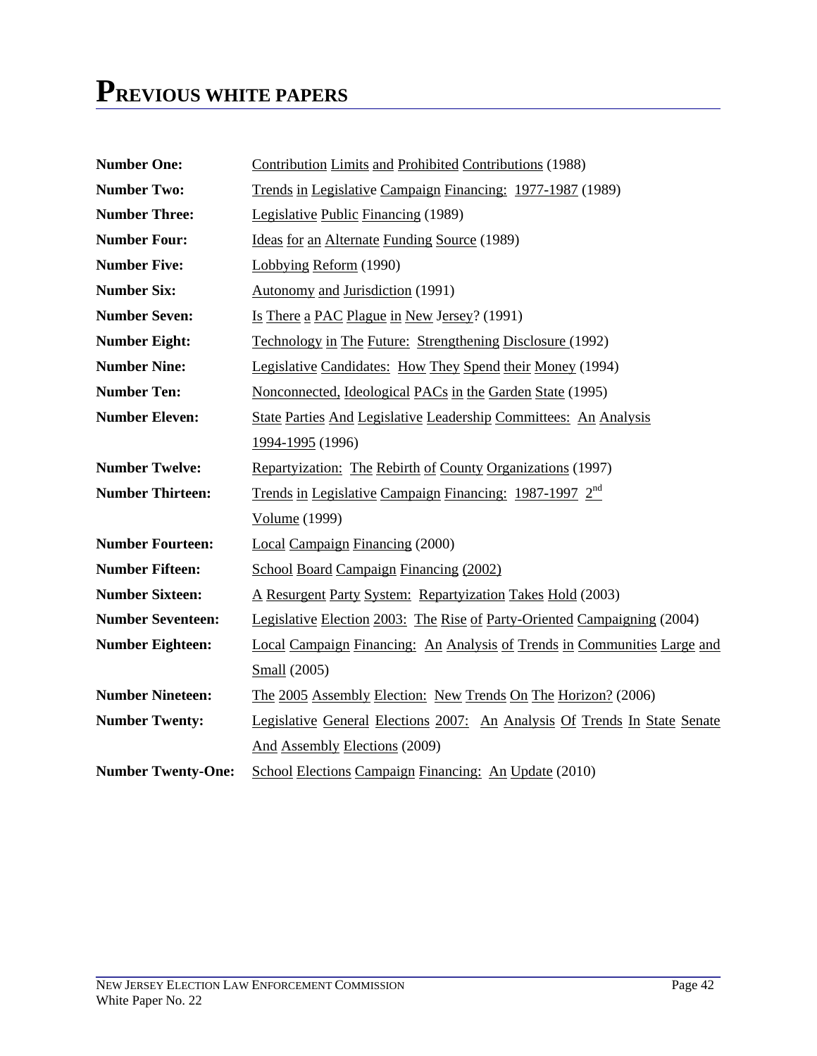# PREVIOUS WHITE PAPERS

| | |
|---|---|
| **Number One:** | Contribution Limits and Prohibited Contributions (1988) |
| **Number Two:** | Trends in Legislative Campaign Financing: 1977-1987 (1989) |
| **Number Three:** | Legislative Public Financing (1989) |
| **Number Four:** | Ideas for an Alternate Funding Source (1989) |
| **Number Five:** | Lobbying Reform (1990) |
| **Number Six:** | Autonomy and Jurisdiction (1991) |
| **Number Seven:** | Is There a PAC Plague in New Jersey? (1991) |
| **Number Eight:** | Technology in The Future: Strengthening Disclosure (1992) |
| **Number Nine:** | Legislative Candidates: How They Spend their Money (1994) |
| **Number Ten:** | Nonconnected, Ideological PACs in the Garden State (1995) |
| **Number Eleven:** | State Parties And Legislative Leadership Committees: An Analysis 1994-1995 (1996) |
| **Number Twelve:** | Repartyization: The Rebirth of County Organizations (1997) |
| **Number Thirteen:** | Trends in Legislative Campaign Financing: 1987-1997 2nd Volume (1999) |
| **Number Fourteen:** | Local Campaign Financing (2000) |
| **Number Fifteen:** | School Board Campaign Financing (2002) |
| **Number Sixteen:** | A Resurgent Party System: Repartyization Takes Hold (2003) |
| **Number Seventeen:** | Legislative Election 2003: The Rise of Party-Oriented Campaigning (2004) |
| **Number Eighteen:** | Local Campaign Financing: An Analysis of Trends in Communities Large and Small (2005) |
| **Number Nineteen:** | The 2005 Assembly Election: New Trends On The Horizon? (2006) |
| **Number Twenty:** | Legislative General Elections 2007: An Analysis Of Trends In State Senate And Assembly Elections (2009) |
| **Number Twenty-One:** | School Elections Campaign Financing: An Update (2010) |